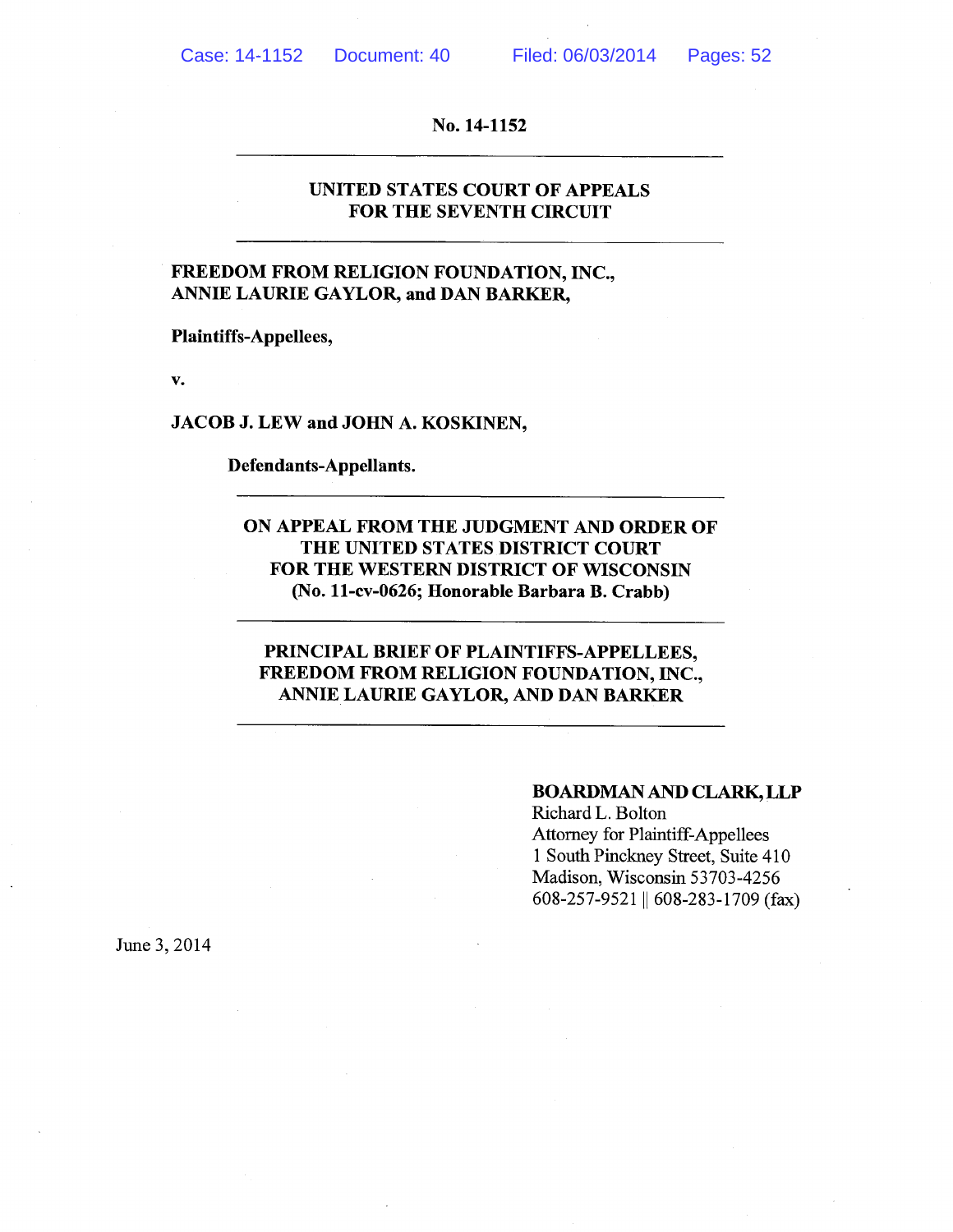No. 14-1152

---

**UNITED STATES COURT OF APPEALS**
**FOR THE SEVENTH CIRCUIT**

---

**FREEDOM FROM RELIGION FOUNDATION, INC., ANNIE LAURIE GAYLOR, and DAN BARKER,**

**Plaintiffs-Appellees,**

**v.**

**JACOB J. LEW and JOHN A. KOSKINEN,**

**Defendants-Appellants.**

---

**ON APPEAL FROM THE JUDGMENT AND ORDER OF THE UNITED STATES DISTRICT COURT FOR THE WESTERN DISTRICT OF WISCONSIN (No. 11-cv-0626; Honorable Barbara B. Crabb)**

---

**PRINCIPAL BRIEF OF PLAINTIFFS-APPELLEES, FREEDOM FROM RELIGION FOUNDATION, INC., ANNIE LAURIE GAYLOR, AND DAN BARKER**

---

**BOARDMAN AND CLARK, LLP**
Richard L. Bolton
Attorney for Plaintiff-Appellees
1 South Pinckney Street, Suite 410
Madison, Wisconsin 53703-4256
608-257-9521 || 608-283-1709 (fax)

June 3, 2014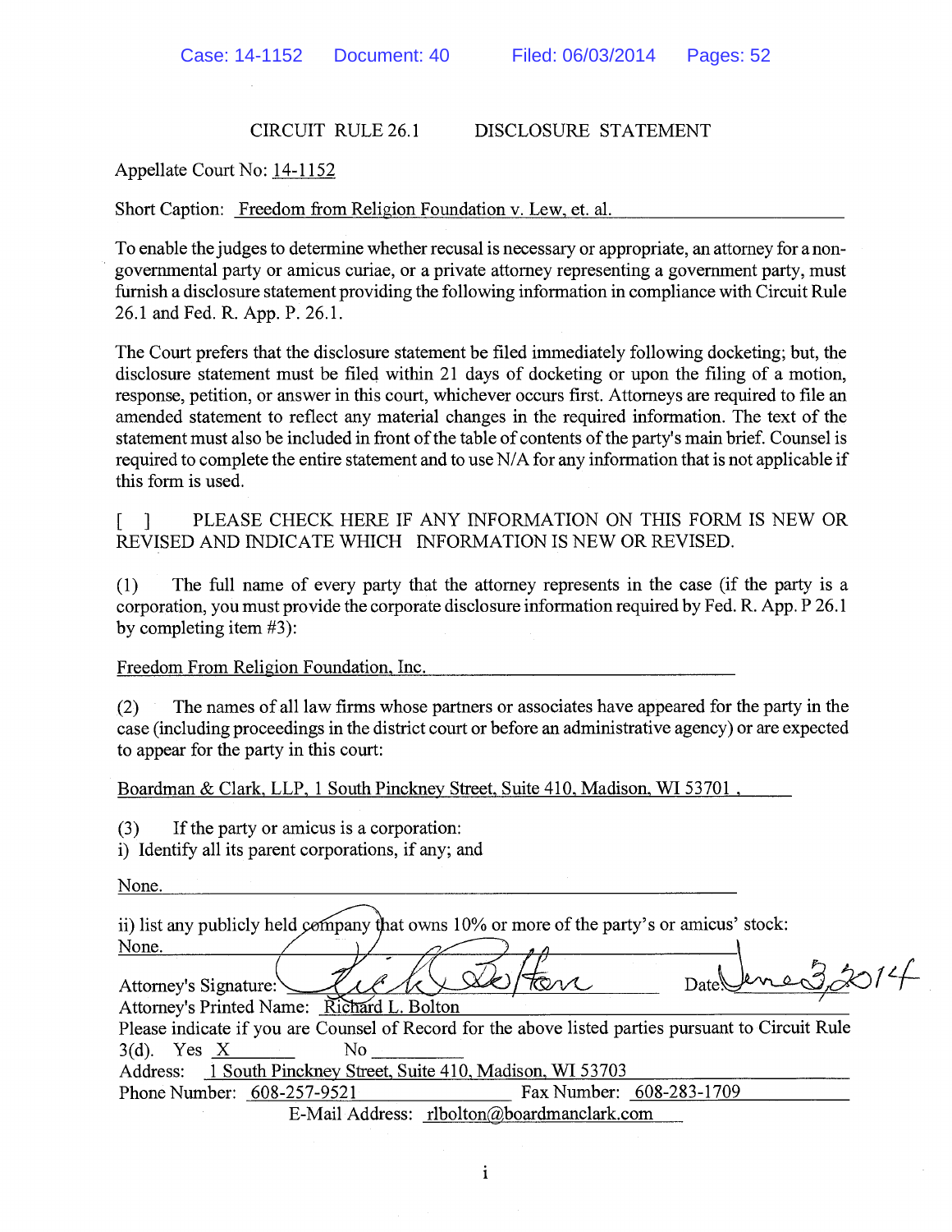CIRCUIT RULE 26.1 DISCLOSURE STATEMENT

Appellate Court No: 14-1152

Short Caption: Freedom from Religion Foundation v. Lew, et. al.

To enable the judges to determine whether recusal is necessary or appropriate, an attorney for a non-governmental party or amicus curiae, or a private attorney representing a government party, must furnish a disclosure statement providing the following information in compliance with Circuit Rule 26.1 and Fed. R. App. P. 26.1.

The Court prefers that the disclosure statement be filed immediately following docketing; but, the disclosure statement must be filed within 21 days of docketing or upon the filing of a motion, response, petition, or answer in this court, whichever occurs first. Attorneys are required to file an amended statement to reflect any material changes in the required information. The text of the statement must also be included in front of the table of contents of the party's main brief. Counsel is required to complete the entire statement and to use N/A for any information that is not applicable if this form is used.

[ ] PLEASE CHECK HERE IF ANY INFORMATION ON THIS FORM IS NEW OR REVISED AND INDICATE WHICH INFORMATION IS NEW OR REVISED.

(1) The full name of every party that the attorney represents in the case (if the party is a corporation, you must provide the corporate disclosure information required by Fed. R. App. P 26.1 by completing item #3):

Freedom From Religion Foundation, Inc.

(2) The names of all law firms whose partners or associates have appeared for the party in the case (including proceedings in the district court or before an administrative agency) or are expected to appear for the party in this court:

Boardman & Clark, LLP, 1 South Pinckney Street, Suite 410, Madison, WI 53701 ,

(3) If the party or amicus is a corporation:
i) Identify all its parent corporations, if any; and

None.

ii) list any publicly held company that owns 10% or more of the party's or amicus' stock:
None.

Attorney's Signature: [signature] Date: June 3, 2014
Attorney's Printed Name: Richard L. Bolton
Please indicate if you are Counsel of Record for the above listed parties pursuant to Circuit Rule 3(d). Yes X No
Address: 1 South Pinckney Street, Suite 410, Madison, WI 53703
Phone Number: 608-257-9521 Fax Number: 608-283-1709
E-Mail Address: rlbolton@boardmanclark.com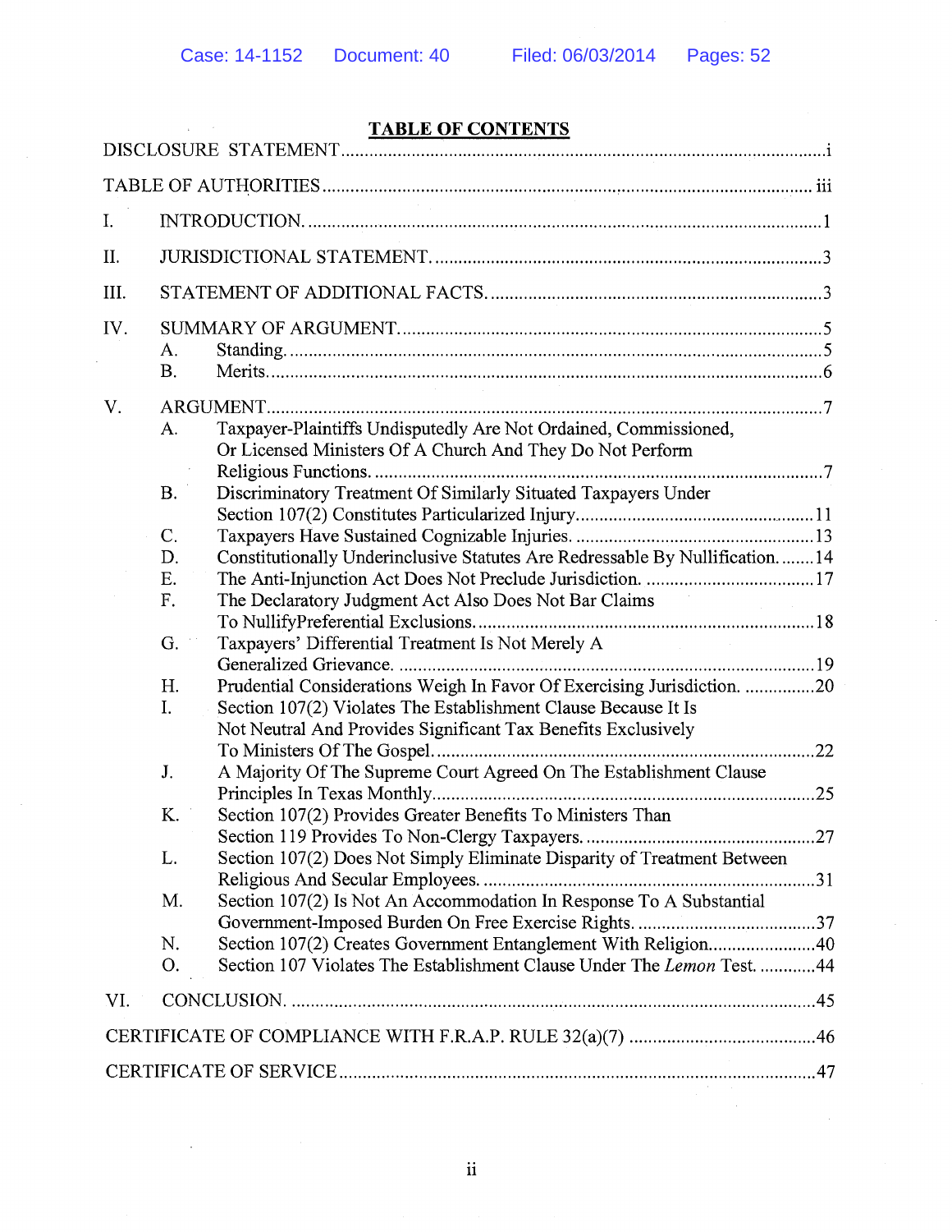**TABLE OF CONTENTS**

DISCLOSURE STATEMENT ........................................................................................ i

TABLE OF AUTHORITIES ...................................................................................... iii

I. INTRODUCTION. .................................................................................................. 1

II. JURISDICTIONAL STATEMENT. ....................................................................... 3

III. STATEMENT OF ADDITIONAL FACTS. ........................................................... 3

IV. SUMMARY OF ARGUMENT. .............................................................................. 5
- A. Standing. ...................................................................................................... 5
- B. Merits. ......................................................................................................... 6

V. ARGUMENT. ........................................................................................................ 7
- A. Taxpayer-Plaintiffs Undisputedly Are Not Ordained, Commissioned, Or Licensed Ministers Of A Church And They Do Not Perform Religious Functions. ............................................................................................ 7
- B. Discriminatory Treatment Of Similarly Situated Taxpayers Under Section 107(2) Constitutes Particularized Injury. ................................................ 11
- C. Taxpayers Have Sustained Cognizable Injuries. ............................................... 13
- D. Constitutionally Underinclusive Statutes Are Redressable By Nullification. ....... 14
- E. The Anti-Injunction Act Does Not Preclude Jurisdiction. ................................. 17
- F. The Declaratory Judgment Act Also Does Not Bar Claims To NullifyPreferential Exclusions. ..................................................................... 18
- G. Taxpayers' Differential Treatment Is Not Merely A Generalized Grievance. ...................................................................................... 19
- H. Prudential Considerations Weigh In Favor Of Exercising Jurisdiction. ............... 20
- I. Section 107(2) Violates The Establishment Clause Because It Is Not Neutral And Provides Significant Tax Benefits Exclusively To Ministers Of The Gospel. .............................................................................. 22
- J. A Majority Of The Supreme Court Agreed On The Establishment Clause Principles In Texas Monthly. ............................................................................... 25
- K. Section 107(2) Provides Greater Benefits To Ministers Than Section 119 Provides To Non-Clergy Taxpayers. ................................................ 27
- L. Section 107(2) Does Not Simply Eliminate Disparity of Treatment Between Religious And Secular Employees. ............................................................ 31
- M. Section 107(2) Is Not An Accommodation In Response To A Substantial Government-Imposed Burden On Free Exercise Rights. .................................. 37
- N. Section 107(2) Creates Government Entanglement With Religion. ...................... 40
- O. Section 107 Violates The Establishment Clause Under The *Lemon* Test. ............ 44

VI. CONCLUSION. .................................................................................................... 45

CERTIFICATE OF COMPLIANCE WITH F.R.A.P. RULE 32(a)(7) ........................................ 46

CERTIFICATE OF SERVICE ...................................................................................... 47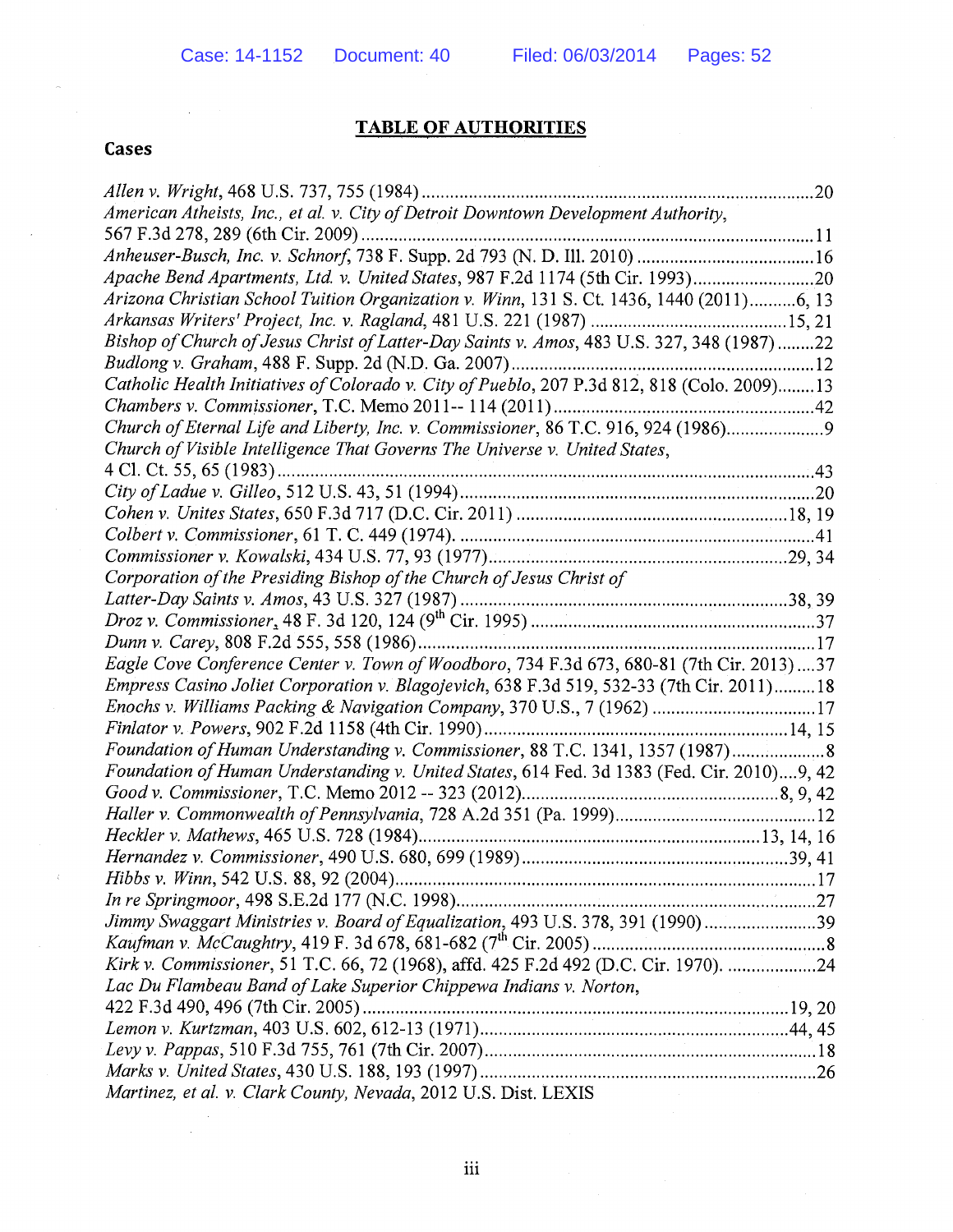## TABLE OF AUTHORITIES

### Cases

*Allen v. Wright*, 468 U.S. 737, 755 (1984) .......... 20

*American Atheists, Inc., et al. v. City of Detroit Downtown Development Authority*, 567 F.3d 278, 289 (6th Cir. 2009) .......... 11

*Anheuser-Busch, Inc. v. Schnorf*, 738 F. Supp. 2d 793 (N. D. Ill. 2010) .......... 16

*Apache Bend Apartments, Ltd. v. United States*, 987 F.2d 1174 (5th Cir. 1993) .......... 20

*Arizona Christian School Tuition Organization v. Winn*, 131 S. Ct. 1436, 1440 (2011) .......... 6, 13

*Arkansas Writers' Project, Inc. v. Ragland*, 481 U.S. 221 (1987) .......... 15, 21

*Bishop of Church of Jesus Christ of Latter-Day Saints v. Amos*, 483 U.S. 327, 348 (1987) .......... 22

*Budlong v. Graham*, 488 F. Supp. 2d (N.D. Ga. 2007) .......... 12

*Catholic Health Initiatives of Colorado v. City of Pueblo*, 207 P.3d 812, 818 (Colo. 2009) .......... 13

*Chambers v. Commissioner*, T.C. Memo 2011-- 114 (2011) .......... 42

*Church of Eternal Life and Liberty, Inc. v. Commissioner*, 86 T.C. 916, 924 (1986) .......... 9

*Church of Visible Intelligence That Governs The Universe v. United States*, 4 Cl. Ct. 55, 65 (1983) .......... 43

*City of Ladue v. Gilleo*, 512 U.S. 43, 51 (1994) .......... 20

*Cohen v. Unites States*, 650 F.3d 717 (D.C. Cir. 2011) .......... 18, 19

*Colbert v. Commissioner*, 61 T. C. 449 (1974) .......... 41

*Commissioner v. Kowalski*, 434 U.S. 77, 93 (1977) .......... 29, 34

*Corporation of the Presiding Bishop of the Church of Jesus Christ of Latter-Day Saints v. Amos*, 43 U.S. 327 (1987) .......... 38, 39

*Droz v. Commissioner*, 48 F. 3d 120, 124 (9th Cir. 1995) .......... 37

*Dunn v. Carey*, 808 F.2d 555, 558 (1986) .......... 17

*Eagle Cove Conference Center v. Town of Woodboro*, 734 F.3d 673, 680-81 (7th Cir. 2013) .......... 37

*Empress Casino Joliet Corporation v. Blagojevich*, 638 F.3d 519, 532-33 (7th Cir. 2011) .......... 18

*Enochs v. Williams Packing & Navigation Company*, 370 U.S., 7 (1962) .......... 17

*Finlator v. Powers*, 902 F.2d 1158 (4th Cir. 1990) .......... 14, 15

*Foundation of Human Understanding v. Commissioner*, 88 T.C. 1341, 1357 (1987) .......... 8

*Foundation of Human Understanding v. United States*, 614 Fed. 3d 1383 (Fed. Cir. 2010) .......... 9, 42

*Good v. Commissioner*, T.C. Memo 2012 -- 323 (2012) .......... 8, 9, 42

*Haller v. Commonwealth of Pennsylvania*, 728 A.2d 351 (Pa. 1999) .......... 12

*Heckler v. Mathews*, 465 U.S. 728 (1984) .......... 13, 14, 16

*Hernandez v. Commissioner*, 490 U.S. 680, 699 (1989) .......... 39, 41

*Hibbs v. Winn*, 542 U.S. 88, 92 (2004) .......... 17

*In re Springmoor*, 498 S.E.2d 177 (N.C. 1998) .......... 27

*Jimmy Swaggart Ministries v. Board of Equalization*, 493 U.S. 378, 391 (1990) .......... 39

*Kaufman v. McCaughtry*, 419 F. 3d 678, 681-682 (7th Cir. 2005) .......... 8

*Kirk v. Commissioner*, 51 T.C. 66, 72 (1968), affd. 425 F.2d 492 (D.C. Cir. 1970) .......... 24

*Lac Du Flambeau Band of Lake Superior Chippewa Indians v. Norton*, 422 F.3d 490, 496 (7th Cir. 2005) .......... 19, 20

*Lemon v. Kurtzman*, 403 U.S. 602, 612-13 (1971) .......... 44, 45

*Levy v. Pappas*, 510 F.3d 755, 761 (7th Cir. 2007) .......... 18

*Marks v. United States*, 430 U.S. 188, 193 (1997) .......... 26

*Martinez, et al. v. Clark County, Nevada*, 2012 U.S. Dist. LEXIS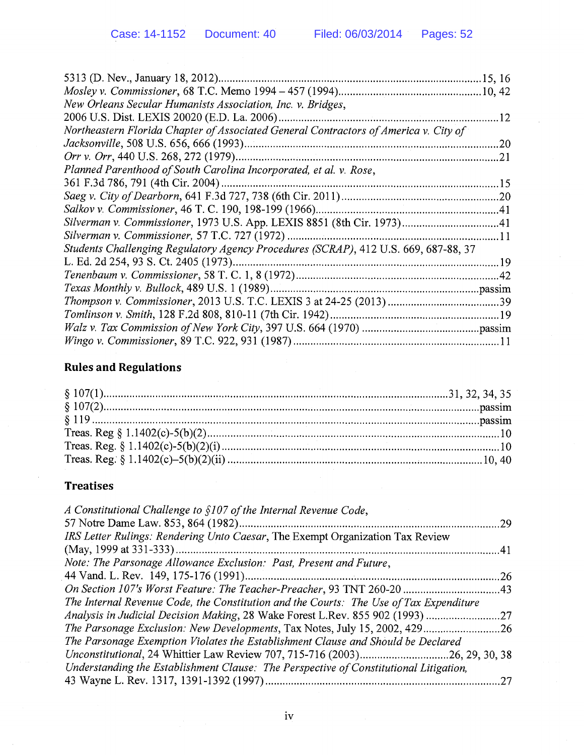5313 (D. Nev., January 18, 2012)..........................................................................................15, 16
*Mosley v. Commissioner*, 68 T.C. Memo 1994 – 457 (1994)..................................................10, 42
*New Orleans Secular Humanists Association, Inc. v. Bridges*,
2006 U.S. Dist. LEXIS 20020 (E.D. La. 2006)............................................................................12
*Northeastern Florida Chapter of Associated General Contractors of America v. City of Jacksonville*, 508 U.S. 656, 666 (1993).......................................................................................20
*Orr v. Orr*, 440 U.S. 268, 272 (1979)..........................................................................................21
*Planned Parenthood of South Carolina Incorporated, et al. v. Rose*,
361 F.3d 786, 791 (4th Cir. 2004)...............................................................................................15
*Saeg v. City of Dearborn*, 641 F.3d 727, 738 (6th Cir. 2011)......................................................20
*Salkov v. Commissioner*, 46 T. C. 190, 198-199 (1966)..............................................................41
*Silverman v. Commissioner*, 1973 U.S. App. LEXIS 8851 (8th Cir. 1973).................................41
*Silverman v. Commissioner*, 57 T.C. 727 (1972) ........................................................................11
*Students Challenging Regulatory Agency Procedures (SCRAP)*, 412 U.S. 669, 687-88, 37
L. Ed. 2d 254, 93 S. Ct. 2405 (1973)...........................................................................................19
*Tenenbaum v. Commissioner*, 58 T. C. 1, 8 (1972)......................................................................42
*Texas Monthly v. Bullock*, 489 U.S. 1 (1989).......................................................................passim
*Thompson v. Commissioner*, 2013 U.S. T.C. LEXIS 3 at 24-25 (2013).......................................39
*Tomlinson v. Smith*, 128 F.2d 808, 810-11 (7th Cir. 1942)..........................................................19
*Walz v. Tax Commission of New York City*, 397 U.S. 664 (1970) .........................................passim
*Wingo v. Commissioner*, 89 T.C. 922, 931 (1987).......................................................................11

## Rules and Regulations

§ 107(1)...................................................................................................................31, 32, 34, 35
§ 107(2)...........................................................................................................................passim
§ 119 ...............................................................................................................................passim
Treas. Reg § 1.1402(c)-5(b)(2)....................................................................................................10
Treas. Reg. § 1.1402(c)-5(b)(2)(i)...............................................................................................10
Treas. Reg. § 1.1402(c)–5(b)(2)(ii) .......................................................................................10, 40

## Treatises

*A Constitutional Challenge to §107 of the Internal Revenue Code*,
57 Notre Dame Law. 853, 864 (1982)..........................................................................................29
*IRS Letter Rulings: Rendering Unto Caesar*, The Exempt Organization Tax Review
(May, 1999 at 331-333)...............................................................................................................41
*Note: The Parsonage Allowance Exclusion: Past, Present and Future*,
44 Vand. L. Rev. 149, 175-176 (1991).........................................................................................26
*On Section 107's Worst Feature: The Teacher-Preacher*, 93 TNT 260-20 .................................43
*The Internal Revenue Code, the Constitution and the Courts: The Use of Tax Expenditure Analysis in Judicial Decision Making*, 28 Wake Forest L.Rev. 855 902 (1993) .........................27
*The Parsonage Exclusion: New Developments*, Tax Notes, July 15, 2002, 429...........................26
*The Parsonage Exemption Violates the Establishment Clause and Should be Declared Unconstitutional*, 24 Whittier Law Review 707, 715-716 (2003)..............................26, 29, 30, 38
*Understanding the Establishment Clause: The Perspective of Constitutional Litigation*,
43 Wayne L. Rev. 1317, 1391-1392 (1997).................................................................................27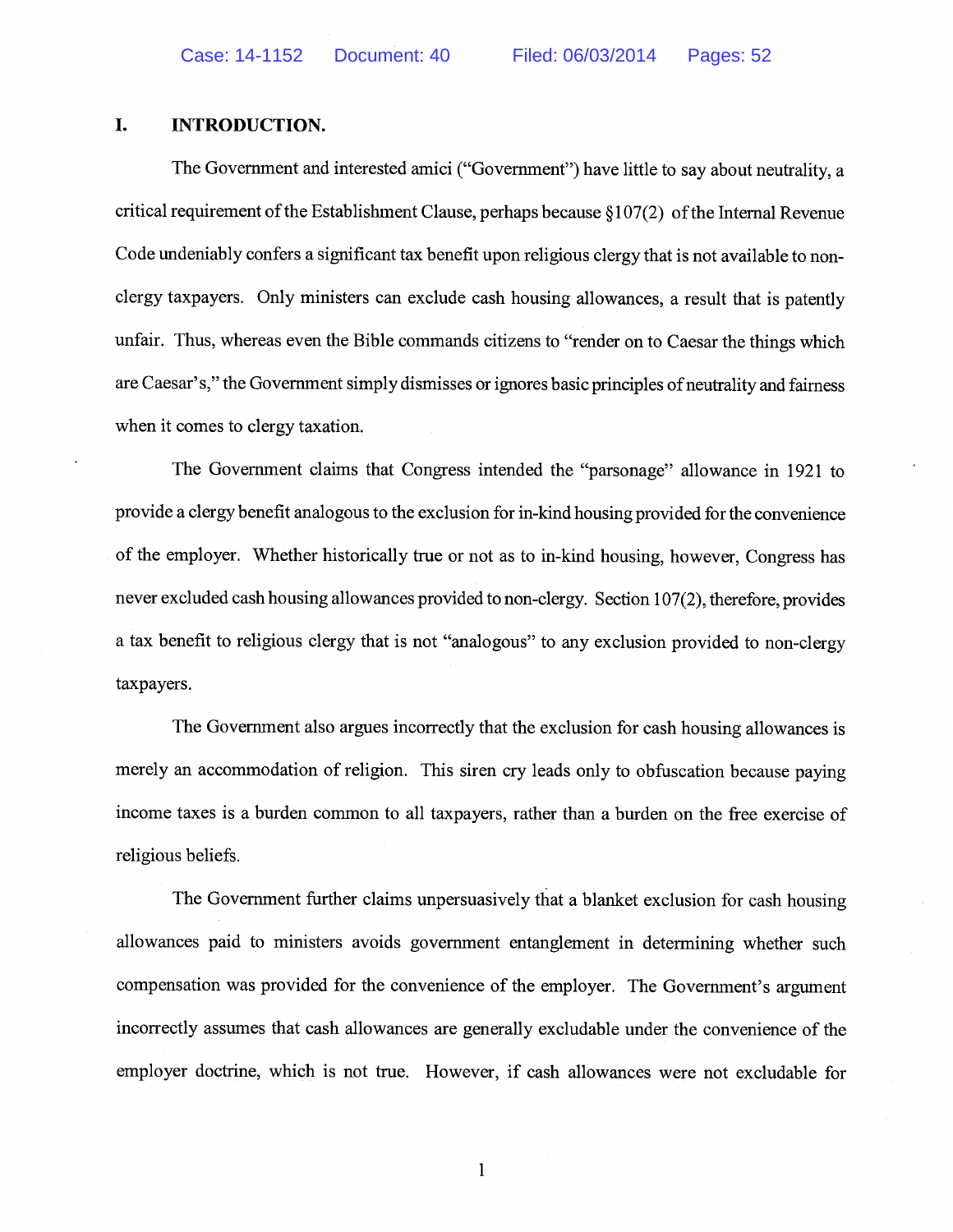## I. INTRODUCTION.

The Government and interested amici ("Government") have little to say about neutrality, a critical requirement of the Establishment Clause, perhaps because §107(2) of the Internal Revenue Code undeniably confers a significant tax benefit upon religious clergy that is not available to non-clergy taxpayers. Only ministers can exclude cash housing allowances, a result that is patently unfair. Thus, whereas even the Bible commands citizens to "render on to Caesar the things which are Caesar's," the Government simply dismisses or ignores basic principles of neutrality and fairness when it comes to clergy taxation.

The Government claims that Congress intended the "parsonage" allowance in 1921 to provide a clergy benefit analogous to the exclusion for in-kind housing provided for the convenience of the employer. Whether historically true or not as to in-kind housing, however, Congress has never excluded cash housing allowances provided to non-clergy. Section 107(2), therefore, provides a tax benefit to religious clergy that is not "analogous" to any exclusion provided to non-clergy taxpayers.

The Government also argues incorrectly that the exclusion for cash housing allowances is merely an accommodation of religion. This siren cry leads only to obfuscation because paying income taxes is a burden common to all taxpayers, rather than a burden on the free exercise of religious beliefs.

The Government further claims unpersuasively that a blanket exclusion for cash housing allowances paid to ministers avoids government entanglement in determining whether such compensation was provided for the convenience of the employer. The Government's argument incorrectly assumes that cash allowances are generally excludable under the convenience of the employer doctrine, which is not true. However, if cash allowances were not excludable for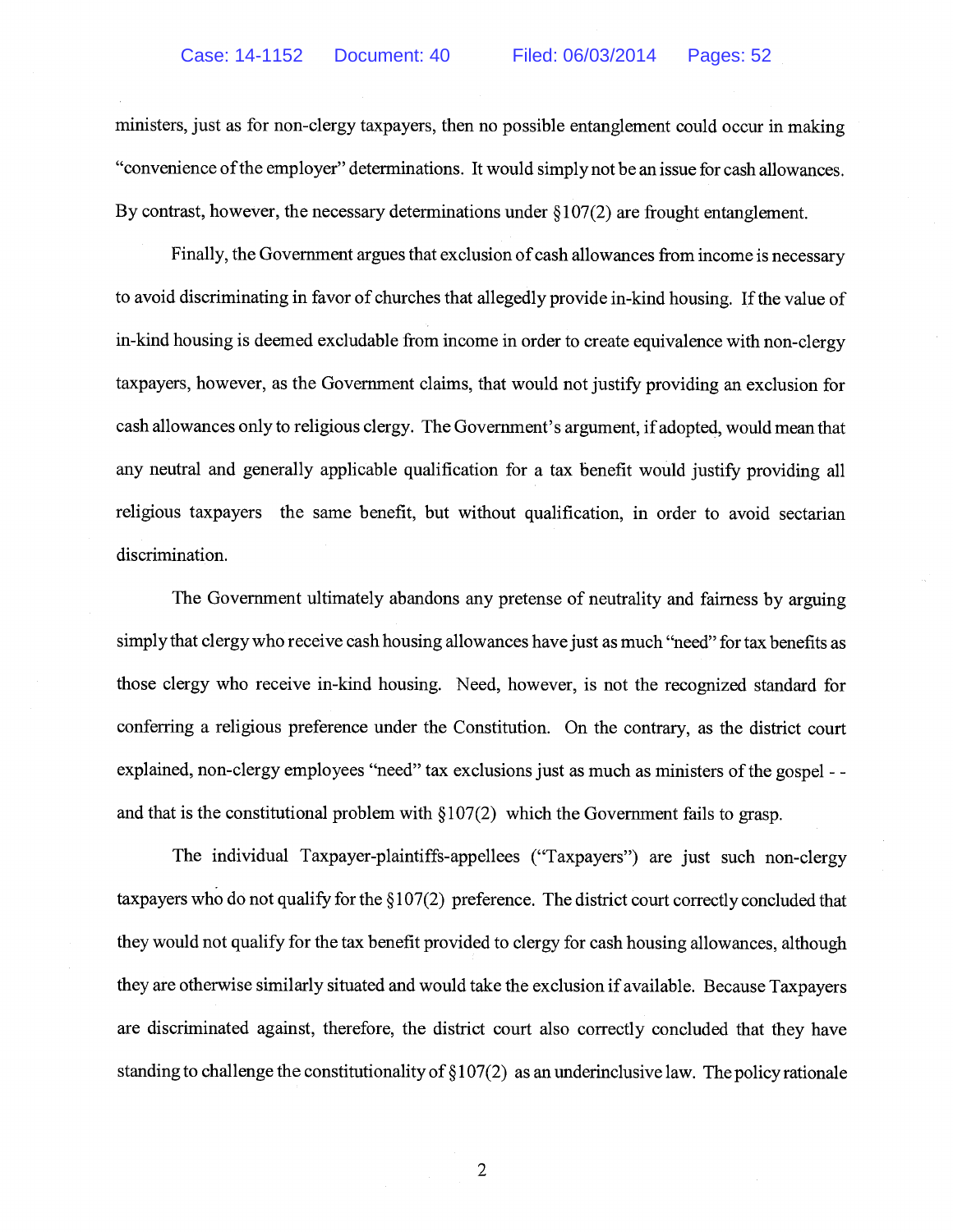ministers, just as for non-clergy taxpayers, then no possible entanglement could occur in making "convenience of the employer" determinations. It would simply not be an issue for cash allowances. By contrast, however, the necessary determinations under §107(2) are frought entanglement.

Finally, the Government argues that exclusion of cash allowances from income is necessary to avoid discriminating in favor of churches that allegedly provide in-kind housing. If the value of in-kind housing is deemed excludable from income in order to create equivalence with non-clergy taxpayers, however, as the Government claims, that would not justify providing an exclusion for cash allowances only to religious clergy. The Government's argument, if adopted, would mean that any neutral and generally applicable qualification for a tax benefit would justify providing all religious taxpayers the same benefit, but without qualification, in order to avoid sectarian discrimination.

The Government ultimately abandons any pretense of neutrality and fairness by arguing simply that clergy who receive cash housing allowances have just as much "need" for tax benefits as those clergy who receive in-kind housing. Need, however, is not the recognized standard for conferring a religious preference under the Constitution. On the contrary, as the district court explained, non-clergy employees "need" tax exclusions just as much as ministers of the gospel - - and that is the constitutional problem with §107(2) which the Government fails to grasp.

The individual Taxpayer-plaintiffs-appellees ("Taxpayers") are just such non-clergy taxpayers who do not qualify for the §107(2) preference. The district court correctly concluded that they would not qualify for the tax benefit provided to clergy for cash housing allowances, although they are otherwise similarly situated and would take the exclusion if available. Because Taxpayers are discriminated against, therefore, the district court also correctly concluded that they have standing to challenge the constitutionality of §107(2) as an underinclusive law. The policy rationale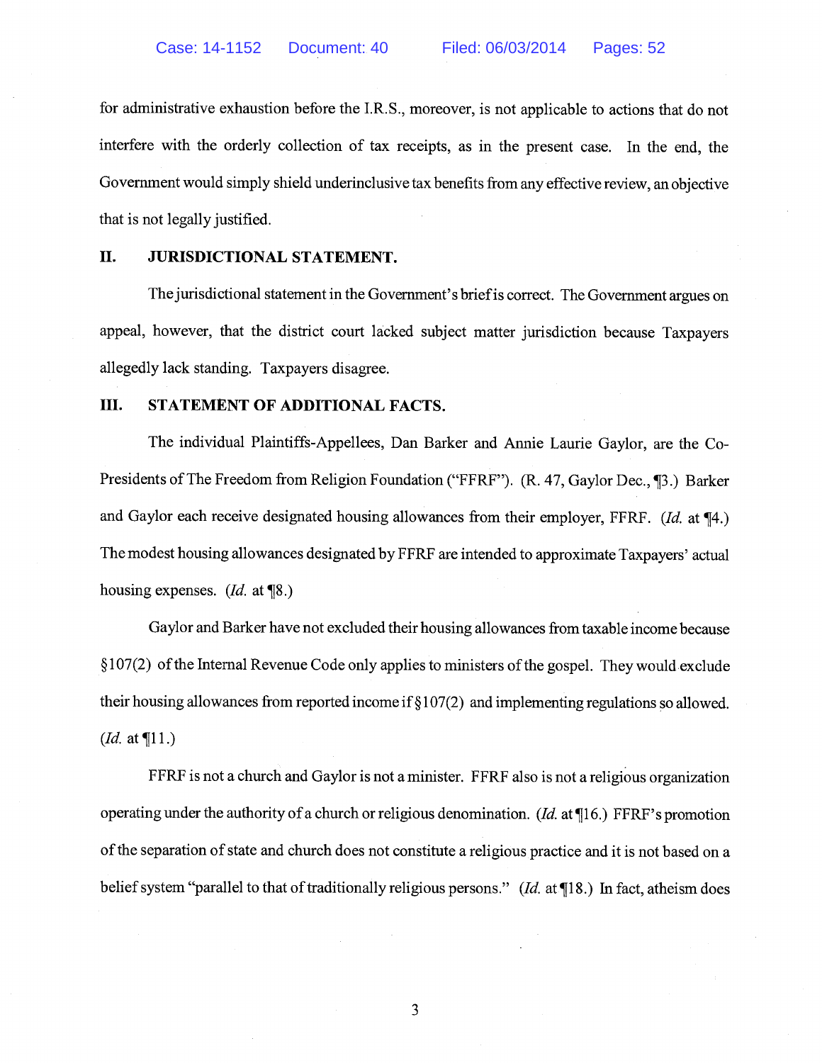for administrative exhaustion before the I.R.S., moreover, is not applicable to actions that do not interfere with the orderly collection of tax receipts, as in the present case. In the end, the Government would simply shield underinclusive tax benefits from any effective review, an objective that is not legally justified.

## II. JURISDICTIONAL STATEMENT.

The jurisdictional statement in the Government's brief is correct. The Government argues on appeal, however, that the district court lacked subject matter jurisdiction because Taxpayers allegedly lack standing. Taxpayers disagree.

## III. STATEMENT OF ADDITIONAL FACTS.

The individual Plaintiffs-Appellees, Dan Barker and Annie Laurie Gaylor, are the Co-Presidents of The Freedom from Religion Foundation ("FFRF"). (R. 47, Gaylor Dec., ¶3.) Barker and Gaylor each receive designated housing allowances from their employer, FFRF. (*Id.* at ¶4.) The modest housing allowances designated by FFRF are intended to approximate Taxpayers' actual housing expenses. (*Id.* at ¶8.)

Gaylor and Barker have not excluded their housing allowances from taxable income because §107(2) of the Internal Revenue Code only applies to ministers of the gospel. They would exclude their housing allowances from reported income if §107(2) and implementing regulations so allowed. (*Id.* at ¶11.)

FFRF is not a church and Gaylor is not a minister. FFRF also is not a religious organization operating under the authority of a church or religious denomination. (*Id.* at ¶16.) FFRF's promotion of the separation of state and church does not constitute a religious practice and it is not based on a belief system "parallel to that of traditionally religious persons." (*Id.* at ¶18.) In fact, atheism does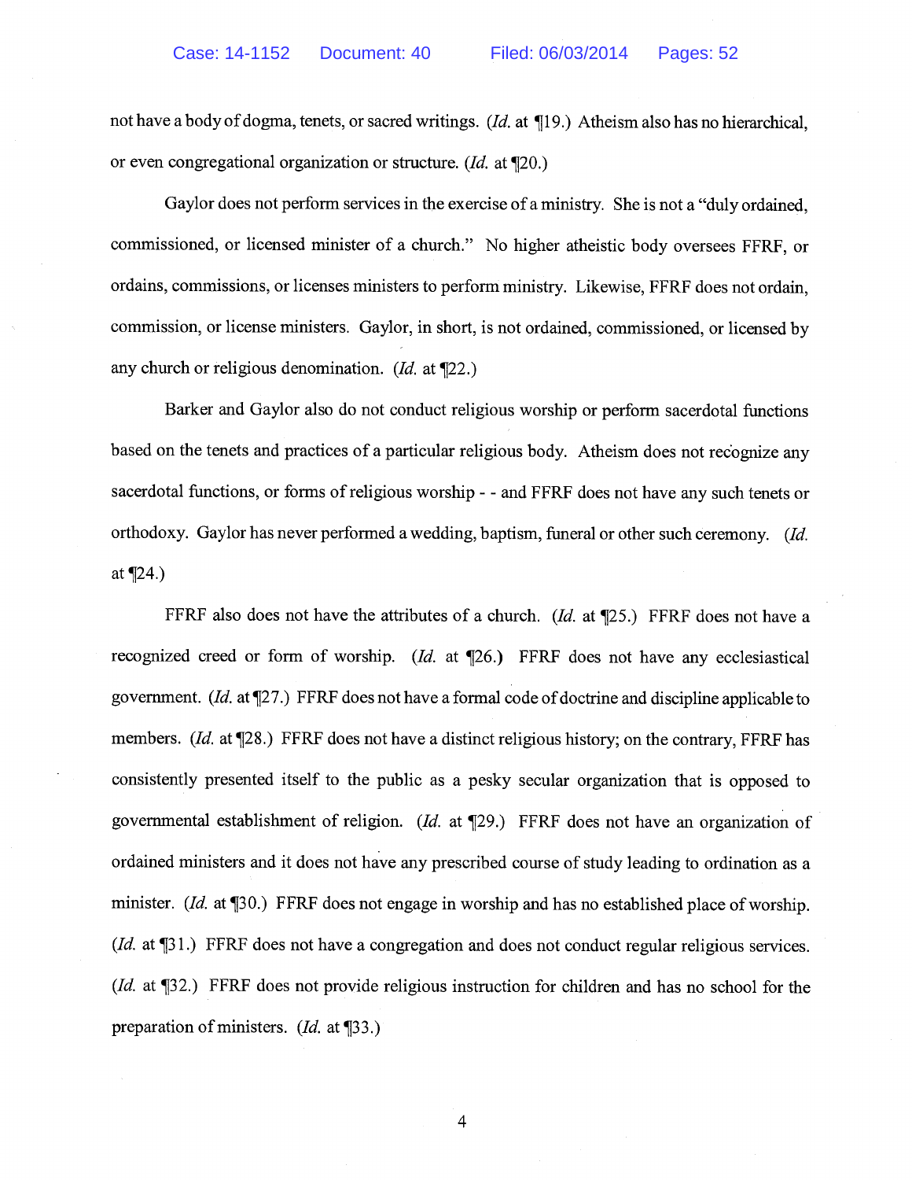not have a body of dogma, tenets, or sacred writings. (*Id.* at ¶19.) Atheism also has no hierarchical, or even congregational organization or structure. (*Id.* at ¶20.)

Gaylor does not perform services in the exercise of a ministry. She is not a "duly ordained, commissioned, or licensed minister of a church." No higher atheistic body oversees FFRF, or ordains, commissions, or licenses ministers to perform ministry. Likewise, FFRF does not ordain, commission, or license ministers. Gaylor, in short, is not ordained, commissioned, or licensed by any church or religious denomination. (*Id.* at ¶22.)

Barker and Gaylor also do not conduct religious worship or perform sacerdotal functions based on the tenets and practices of a particular religious body. Atheism does not recognize any sacerdotal functions, or forms of religious worship - - and FFRF does not have any such tenets or orthodoxy. Gaylor has never performed a wedding, baptism, funeral or other such ceremony. (*Id.* at ¶24.)

FFRF also does not have the attributes of a church. (*Id.* at ¶25.) FFRF does not have a recognized creed or form of worship. (*Id.* at ¶26.) FFRF does not have any ecclesiastical government. (*Id.* at ¶27.) FFRF does not have a formal code of doctrine and discipline applicable to members. (*Id.* at ¶28.) FFRF does not have a distinct religious history; on the contrary, FFRF has consistently presented itself to the public as a pesky secular organization that is opposed to governmental establishment of religion. (*Id.* at ¶29.) FFRF does not have an organization of ordained ministers and it does not have any prescribed course of study leading to ordination as a minister. (*Id.* at ¶30.) FFRF does not engage in worship and has no established place of worship. (*Id.* at ¶31.) FFRF does not have a congregation and does not conduct regular religious services. (*Id.* at ¶32.) FFRF does not provide religious instruction for children and has no school for the preparation of ministers. (*Id.* at ¶33.)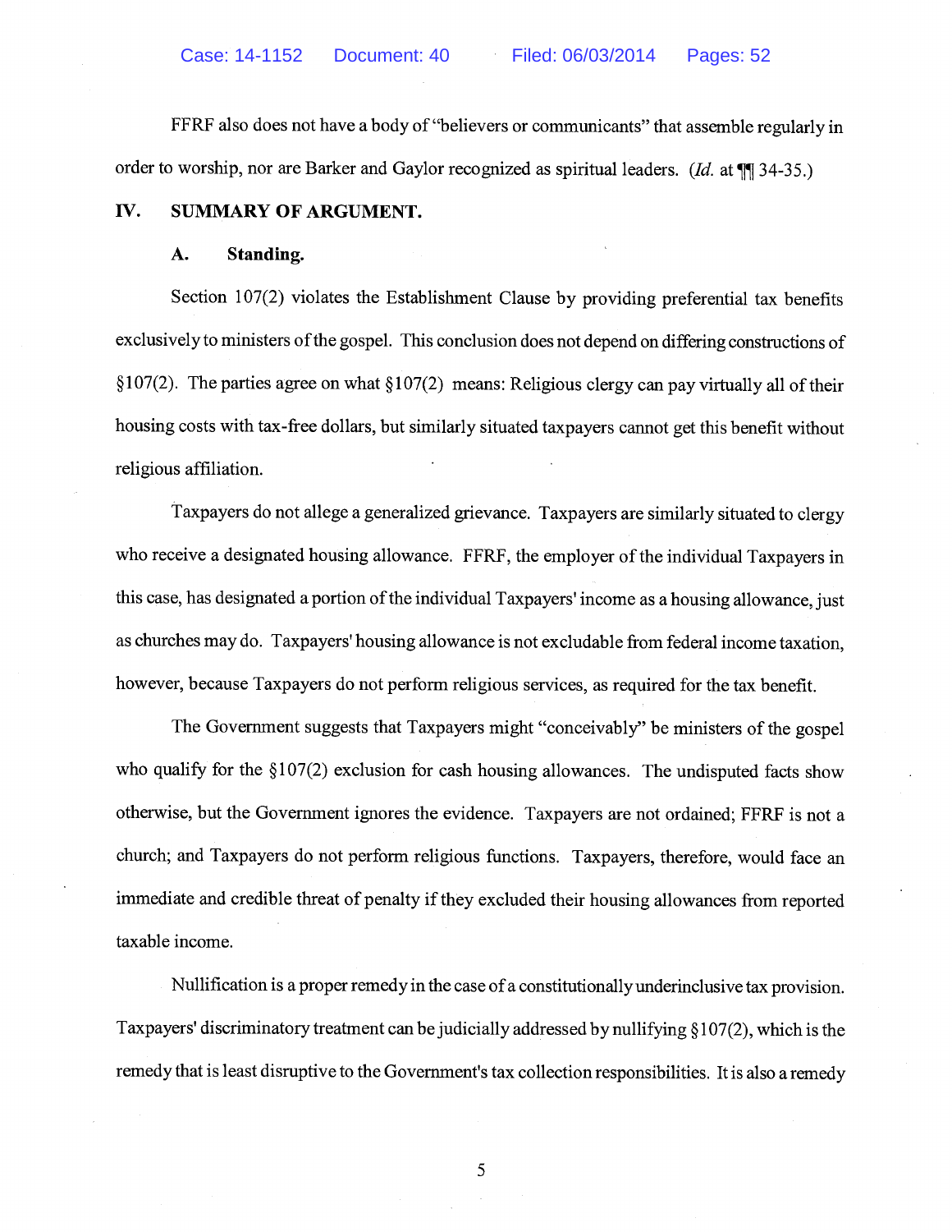FFRF also does not have a body of "believers or communicants" that assemble regularly in order to worship, nor are Barker and Gaylor recognized as spiritual leaders. (*Id.* at ¶¶ 34-35.)

## IV. SUMMARY OF ARGUMENT.

### A. Standing.

Section 107(2) violates the Establishment Clause by providing preferential tax benefits exclusively to ministers of the gospel. This conclusion does not depend on differing constructions of §107(2). The parties agree on what §107(2) means: Religious clergy can pay virtually all of their housing costs with tax-free dollars, but similarly situated taxpayers cannot get this benefit without religious affiliation.

Taxpayers do not allege a generalized grievance. Taxpayers are similarly situated to clergy who receive a designated housing allowance. FFRF, the employer of the individual Taxpayers in this case, has designated a portion of the individual Taxpayers' income as a housing allowance, just as churches may do. Taxpayers' housing allowance is not excludable from federal income taxation, however, because Taxpayers do not perform religious services, as required for the tax benefit.

The Government suggests that Taxpayers might "conceivably" be ministers of the gospel who qualify for the §107(2) exclusion for cash housing allowances. The undisputed facts show otherwise, but the Government ignores the evidence. Taxpayers are not ordained; FFRF is not a church; and Taxpayers do not perform religious functions. Taxpayers, therefore, would face an immediate and credible threat of penalty if they excluded their housing allowances from reported taxable income.

Nullification is a proper remedy in the case of a constitutionally underinclusive tax provision. Taxpayers' discriminatory treatment can be judicially addressed by nullifying §107(2), which is the remedy that is least disruptive to the Government's tax collection responsibilities. It is also a remedy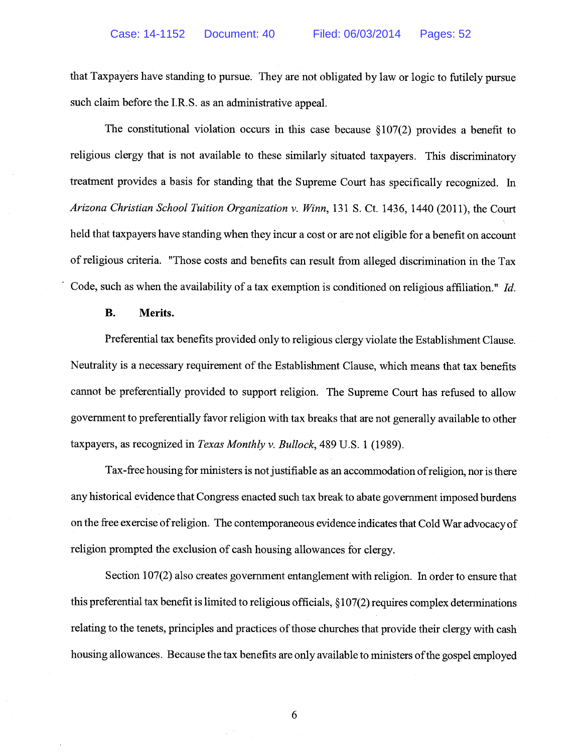that Taxpayers have standing to pursue. They are not obligated by law or logic to futilely pursue such claim before the I.R.S. as an administrative appeal.

The constitutional violation occurs in this case because §107(2) provides a benefit to religious clergy that is not available to these similarly situated taxpayers. This discriminatory treatment provides a basis for standing that the Supreme Court has specifically recognized. In *Arizona Christian School Tuition Organization v. Winn*, 131 S. Ct. 1436, 1440 (2011), the Court held that taxpayers have standing when they incur a cost or are not eligible for a benefit on account of religious criteria. "Those costs and benefits can result from alleged discrimination in the Tax Code, such as when the availability of a tax exemption is conditioned on religious affiliation." *Id.*

**B. Merits.**

Preferential tax benefits provided only to religious clergy violate the Establishment Clause. Neutrality is a necessary requirement of the Establishment Clause, which means that tax benefits cannot be preferentially provided to support religion. The Supreme Court has refused to allow government to preferentially favor religion with tax breaks that are not generally available to other taxpayers, as recognized in *Texas Monthly v. Bullock*, 489 U.S. 1 (1989).

Tax-free housing for ministers is not justifiable as an accommodation of religion, nor is there any historical evidence that Congress enacted such tax break to abate government imposed burdens on the free exercise of religion. The contemporaneous evidence indicates that Cold War advocacy of religion prompted the exclusion of cash housing allowances for clergy.

Section 107(2) also creates government entanglement with religion. In order to ensure that this preferential tax benefit is limited to religious officials, §107(2) requires complex determinations relating to the tenets, principles and practices of those churches that provide their clergy with cash housing allowances. Because the tax benefits are only available to ministers of the gospel employed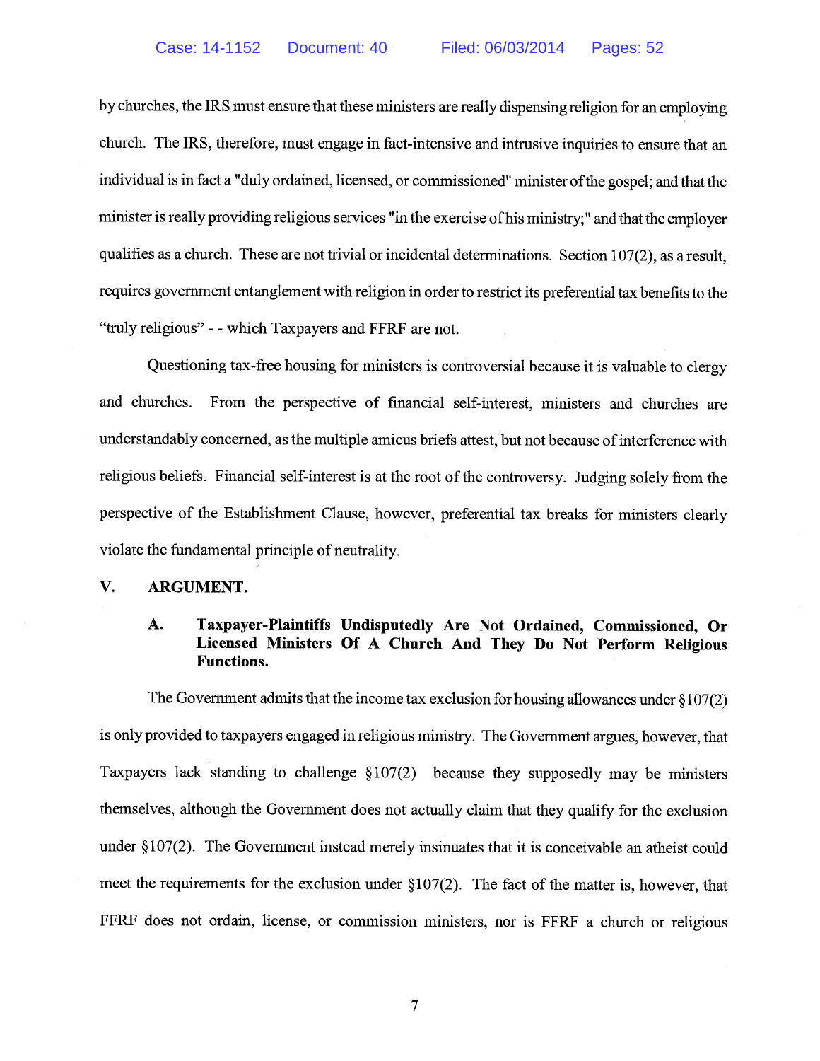by churches, the IRS must ensure that these ministers are really dispensing religion for an employing church. The IRS, therefore, must engage in fact-intensive and intrusive inquiries to ensure that an individual is in fact a "duly ordained, licensed, or commissioned" minister of the gospel; and that the minister is really providing religious services "in the exercise of his ministry;" and that the employer qualifies as a church. These are not trivial or incidental determinations. Section 107(2), as a result, requires government entanglement with religion in order to restrict its preferential tax benefits to the "truly religious" - - which Taxpayers and FFRF are not.

Questioning tax-free housing for ministers is controversial because it is valuable to clergy and churches. From the perspective of financial self-interest, ministers and churches are understandably concerned, as the multiple amicus briefs attest, but not because of interference with religious beliefs. Financial self-interest is at the root of the controversy. Judging solely from the perspective of the Establishment Clause, however, preferential tax breaks for ministers clearly violate the fundamental principle of neutrality.

## V. ARGUMENT.

### A. Taxpayer-Plaintiffs Undisputedly Are Not Ordained, Commissioned, Or Licensed Ministers Of A Church And They Do Not Perform Religious Functions.

The Government admits that the income tax exclusion for housing allowances under §107(2) is only provided to taxpayers engaged in religious ministry. The Government argues, however, that Taxpayers lack standing to challenge §107(2) because they supposedly may be ministers themselves, although the Government does not actually claim that they qualify for the exclusion under §107(2). The Government instead merely insinuates that it is conceivable an atheist could meet the requirements for the exclusion under §107(2). The fact of the matter is, however, that FFRF does not ordain, license, or commission ministers, nor is FFRF a church or religious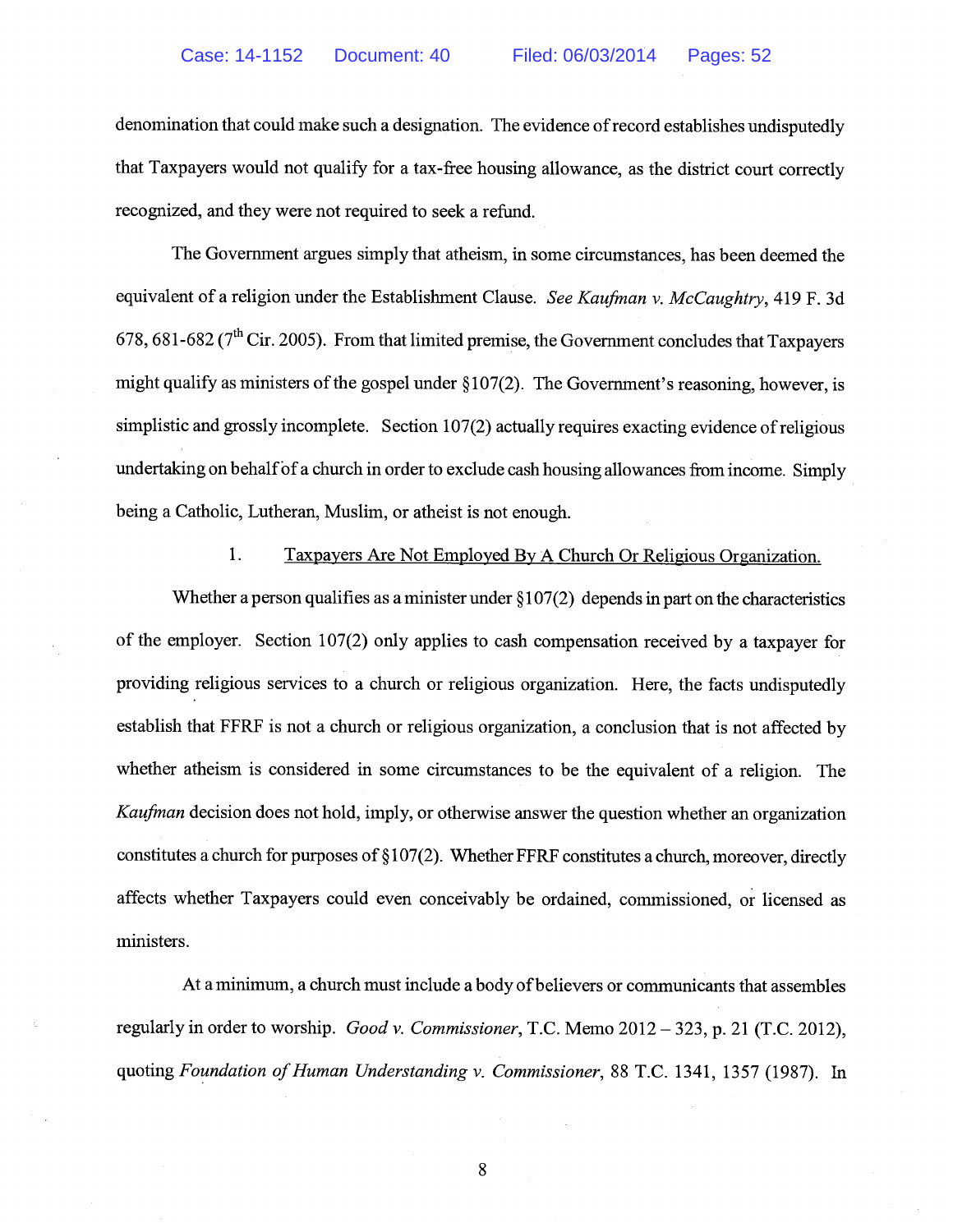denomination that could make such a designation. The evidence of record establishes undisputedly that Taxpayers would not qualify for a tax-free housing allowance, as the district court correctly recognized, and they were not required to seek a refund.

The Government argues simply that atheism, in some circumstances, has been deemed the equivalent of a religion under the Establishment Clause. *See Kaufman v. McCaughtry*, 419 F. 3d 678, 681-682 (7th Cir. 2005). From that limited premise, the Government concludes that Taxpayers might qualify as ministers of the gospel under §107(2). The Government's reasoning, however, is simplistic and grossly incomplete. Section 107(2) actually requires exacting evidence of religious undertaking on behalf of a church in order to exclude cash housing allowances from income. Simply being a Catholic, Lutheran, Muslim, or atheist is not enough.

1. Taxpayers Are Not Employed By A Church Or Religious Organization.

Whether a person qualifies as a minister under §107(2) depends in part on the characteristics of the employer. Section 107(2) only applies to cash compensation received by a taxpayer for providing religious services to a church or religious organization. Here, the facts undisputedly establish that FFRF is not a church or religious organization, a conclusion that is not affected by whether atheism is considered in some circumstances to be the equivalent of a religion. The *Kaufman* decision does not hold, imply, or otherwise answer the question whether an organization constitutes a church for purposes of §107(2). Whether FFRF constitutes a church, moreover, directly affects whether Taxpayers could even conceivably be ordained, commissioned, or licensed as ministers.

At a minimum, a church must include a body of believers or communicants that assembles regularly in order to worship. *Good v. Commissioner*, T.C. Memo 2012 – 323, p. 21 (T.C. 2012), quoting *Foundation of Human Understanding v. Commissioner*, 88 T.C. 1341, 1357 (1987). In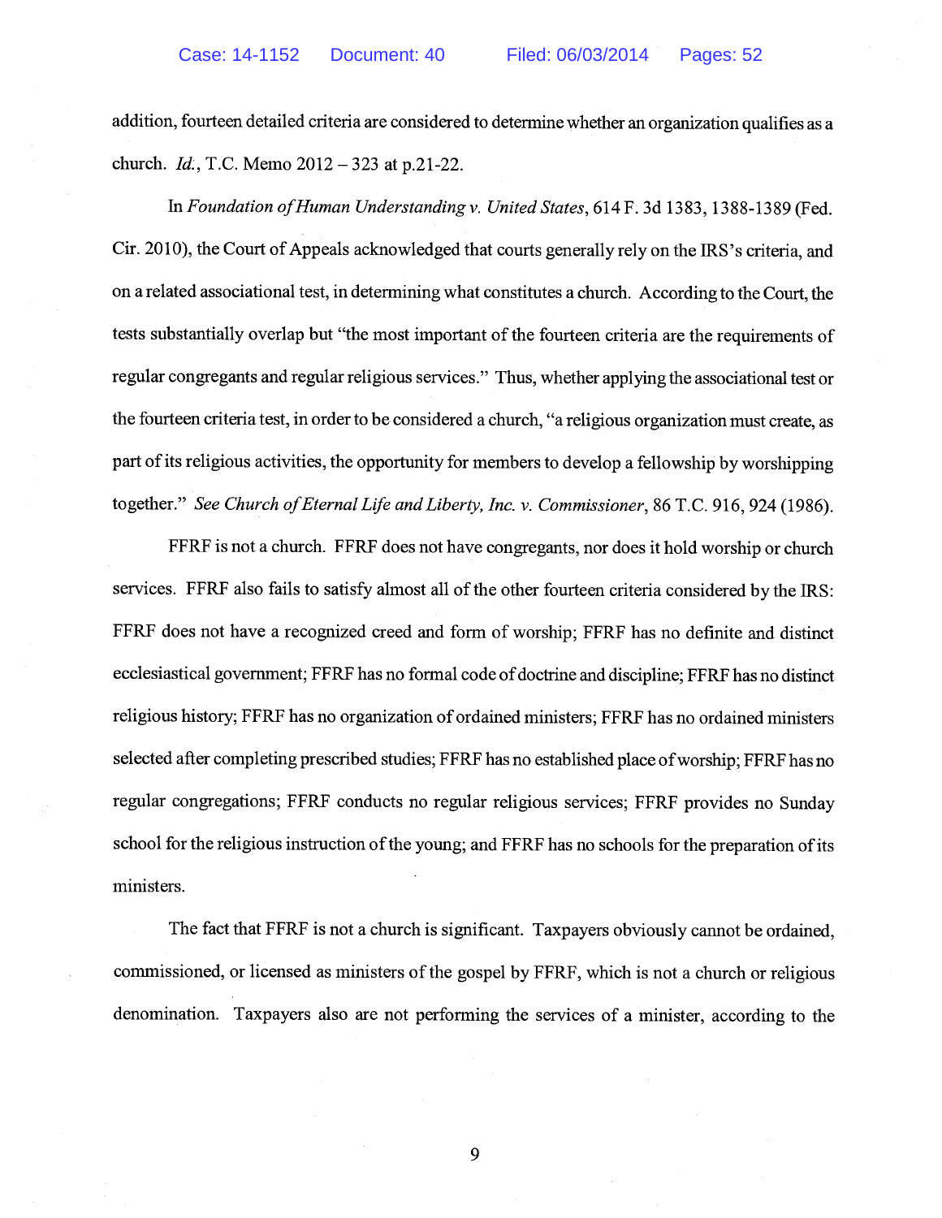addition, fourteen detailed criteria are considered to determine whether an organization qualifies as a church. *Id.*, T.C. Memo 2012 – 323 at p.21-22.

In *Foundation of Human Understanding v. United States*, 614 F. 3d 1383, 1388-1389 (Fed. Cir. 2010), the Court of Appeals acknowledged that courts generally rely on the IRS's criteria, and on a related associational test, in determining what constitutes a church. According to the Court, the tests substantially overlap but "the most important of the fourteen criteria are the requirements of regular congregants and regular religious services." Thus, whether applying the associational test or the fourteen criteria test, in order to be considered a church, "a religious organization must create, as part of its religious activities, the opportunity for members to develop a fellowship by worshipping together." *See Church of Eternal Life and Liberty, Inc. v. Commissioner*, 86 T.C. 916, 924 (1986).

FFRF is not a church. FFRF does not have congregants, nor does it hold worship or church services. FFRF also fails to satisfy almost all of the other fourteen criteria considered by the IRS: FFRF does not have a recognized creed and form of worship; FFRF has no definite and distinct ecclesiastical government; FFRF has no formal code of doctrine and discipline; FFRF has no distinct religious history; FFRF has no organization of ordained ministers; FFRF has no ordained ministers selected after completing prescribed studies; FFRF has no established place of worship; FFRF has no regular congregations; FFRF conducts no regular religious services; FFRF provides no Sunday school for the religious instruction of the young; and FFRF has no schools for the preparation of its ministers.

The fact that FFRF is not a church is significant. Taxpayers obviously cannot be ordained, commissioned, or licensed as ministers of the gospel by FFRF, which is not a church or religious denomination. Taxpayers also are not performing the services of a minister, according to the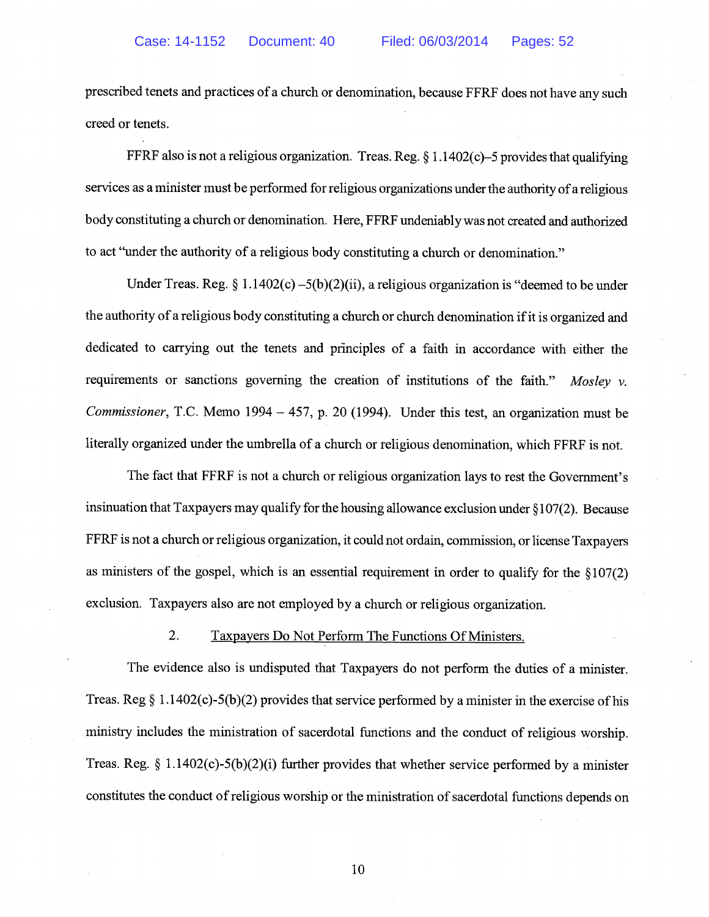prescribed tenets and practices of a church or denomination, because FFRF does not have any such creed or tenets.

FFRF also is not a religious organization. Treas. Reg. § 1.1402(c)–5 provides that qualifying services as a minister must be performed for religious organizations under the authority of a religious body constituting a church or denomination. Here, FFRF undeniably was not created and authorized to act "under the authority of a religious body constituting a church or denomination."

Under Treas. Reg. § 1.1402(c) –5(b)(2)(ii), a religious organization is "deemed to be under the authority of a religious body constituting a church or church denomination if it is organized and dedicated to carrying out the tenets and principles of a faith in accordance with either the requirements or sanctions governing the creation of institutions of the faith." *Mosley v. Commissioner*, T.C. Memo 1994 – 457, p. 20 (1994). Under this test, an organization must be literally organized under the umbrella of a church or religious denomination, which FFRF is not.

The fact that FFRF is not a church or religious organization lays to rest the Government's insinuation that Taxpayers may qualify for the housing allowance exclusion under §107(2). Because FFRF is not a church or religious organization, it could not ordain, commission, or license Taxpayers as ministers of the gospel, which is an essential requirement in order to qualify for the §107(2) exclusion. Taxpayers also are not employed by a church or religious organization.

2. Taxpayers Do Not Perform The Functions Of Ministers.

The evidence also is undisputed that Taxpayers do not perform the duties of a minister. Treas. Reg § 1.1402(c)-5(b)(2) provides that service performed by a minister in the exercise of his ministry includes the ministration of sacerdotal functions and the conduct of religious worship. Treas. Reg. § 1.1402(c)-5(b)(2)(i) further provides that whether service performed by a minister constitutes the conduct of religious worship or the ministration of sacerdotal functions depends on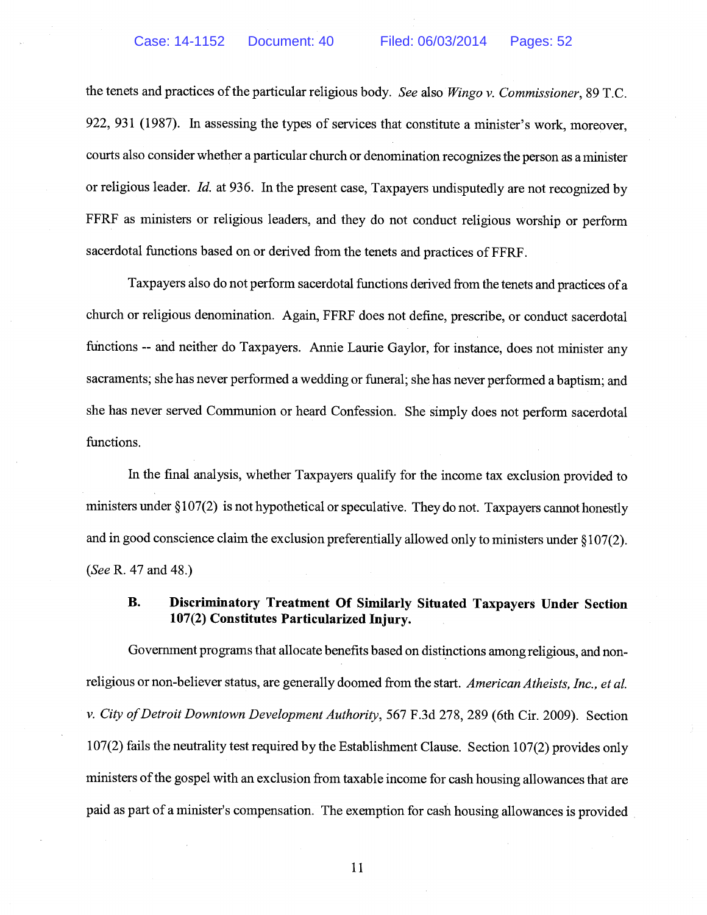the tenets and practices of the particular religious body. *See* also *Wingo v. Commissioner*, 89 T.C. 922, 931 (1987). In assessing the types of services that constitute a minister's work, moreover, courts also consider whether a particular church or denomination recognizes the person as a minister or religious leader. *Id.* at 936. In the present case, Taxpayers undisputedly are not recognized by FFRF as ministers or religious leaders, and they do not conduct religious worship or perform sacerdotal functions based on or derived from the tenets and practices of FFRF.

Taxpayers also do not perform sacerdotal functions derived from the tenets and practices of a church or religious denomination. Again, FFRF does not define, prescribe, or conduct sacerdotal functions -- and neither do Taxpayers. Annie Laurie Gaylor, for instance, does not minister any sacraments; she has never performed a wedding or funeral; she has never performed a baptism; and she has never served Communion or heard Confession. She simply does not perform sacerdotal functions.

In the final analysis, whether Taxpayers qualify for the income tax exclusion provided to ministers under §107(2) is not hypothetical or speculative. They do not. Taxpayers cannot honestly and in good conscience claim the exclusion preferentially allowed only to ministers under §107(2). (*See* R. 47 and 48.)

### B. Discriminatory Treatment Of Similarly Situated Taxpayers Under Section 107(2) Constitutes Particularized Injury.

Government programs that allocate benefits based on distinctions among religious, and non-religious or non-believer status, are generally doomed from the start. *American Atheists, Inc., et al. v. City of Detroit Downtown Development Authority*, 567 F.3d 278, 289 (6th Cir. 2009). Section 107(2) fails the neutrality test required by the Establishment Clause. Section 107(2) provides only ministers of the gospel with an exclusion from taxable income for cash housing allowances that are paid as part of a minister's compensation. The exemption for cash housing allowances is provided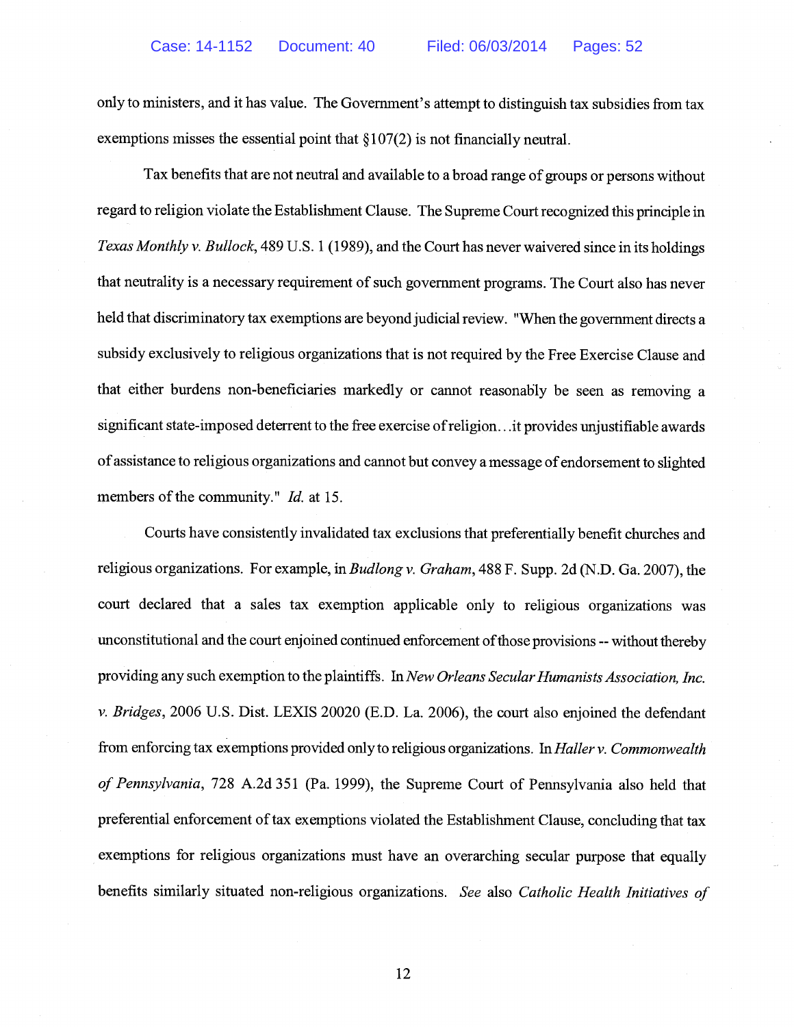only to ministers, and it has value. The Government's attempt to distinguish tax subsidies from tax exemptions misses the essential point that §107(2) is not financially neutral.

Tax benefits that are not neutral and available to a broad range of groups or persons without regard to religion violate the Establishment Clause. The Supreme Court recognized this principle in *Texas Monthly v. Bullock*, 489 U.S. 1 (1989), and the Court has never waivered since in its holdings that neutrality is a necessary requirement of such government programs. The Court also has never held that discriminatory tax exemptions are beyond judicial review. "When the government directs a subsidy exclusively to religious organizations that is not required by the Free Exercise Clause and that either burdens non-beneficiaries markedly or cannot reasonably be seen as removing a significant state-imposed deterrent to the free exercise of religion...it provides unjustifiable awards of assistance to religious organizations and cannot but convey a message of endorsement to slighted members of the community." *Id.* at 15.

Courts have consistently invalidated tax exclusions that preferentially benefit churches and religious organizations. For example, in *Budlong v. Graham*, 488 F. Supp. 2d (N.D. Ga. 2007), the court declared that a sales tax exemption applicable only to religious organizations was unconstitutional and the court enjoined continued enforcement of those provisions -- without thereby providing any such exemption to the plaintiffs. In *New Orleans Secular Humanists Association, Inc. v. Bridges*, 2006 U.S. Dist. LEXIS 20020 (E.D. La. 2006), the court also enjoined the defendant from enforcing tax exemptions provided only to religious organizations. In *Haller v. Commonwealth of Pennsylvania*, 728 A.2d 351 (Pa. 1999), the Supreme Court of Pennsylvania also held that preferential enforcement of tax exemptions violated the Establishment Clause, concluding that tax exemptions for religious organizations must have an overarching secular purpose that equally benefits similarly situated non-religious organizations. *See* also *Catholic Health Initiatives of*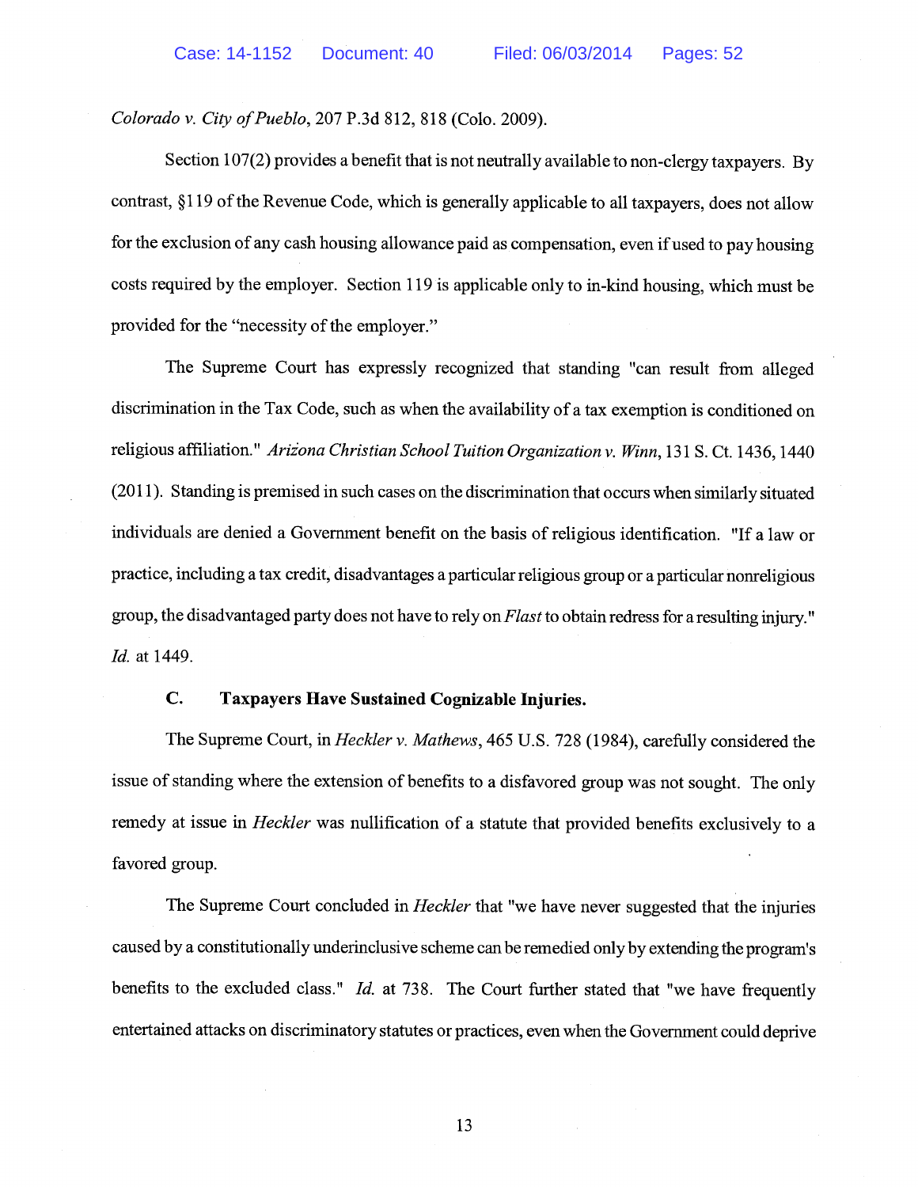*Colorado v. City of Pueblo*, 207 P.3d 812, 818 (Colo. 2009).

Section 107(2) provides a benefit that is not neutrally available to non-clergy taxpayers. By contrast, §119 of the Revenue Code, which is generally applicable to all taxpayers, does not allow for the exclusion of any cash housing allowance paid as compensation, even if used to pay housing costs required by the employer. Section 119 is applicable only to in-kind housing, which must be provided for the "necessity of the employer."

The Supreme Court has expressly recognized that standing "can result from alleged discrimination in the Tax Code, such as when the availability of a tax exemption is conditioned on religious affiliation." *Arizona Christian School Tuition Organization v. Winn*, 131 S. Ct. 1436, 1440 (2011). Standing is premised in such cases on the discrimination that occurs when similarly situated individuals are denied a Government benefit on the basis of religious identification. "If a law or practice, including a tax credit, disadvantages a particular religious group or a particular nonreligious group, the disadvantaged party does not have to rely on *Flast* to obtain redress for a resulting injury." *Id.* at 1449.

### C. Taxpayers Have Sustained Cognizable Injuries.

The Supreme Court, in *Heckler v. Mathews*, 465 U.S. 728 (1984), carefully considered the issue of standing where the extension of benefits to a disfavored group was not sought. The only remedy at issue in *Heckler* was nullification of a statute that provided benefits exclusively to a favored group.

The Supreme Court concluded in *Heckler* that "we have never suggested that the injuries caused by a constitutionally underinclusive scheme can be remedied only by extending the program's benefits to the excluded class." *Id.* at 738. The Court further stated that "we have frequently entertained attacks on discriminatory statutes or practices, even when the Government could deprive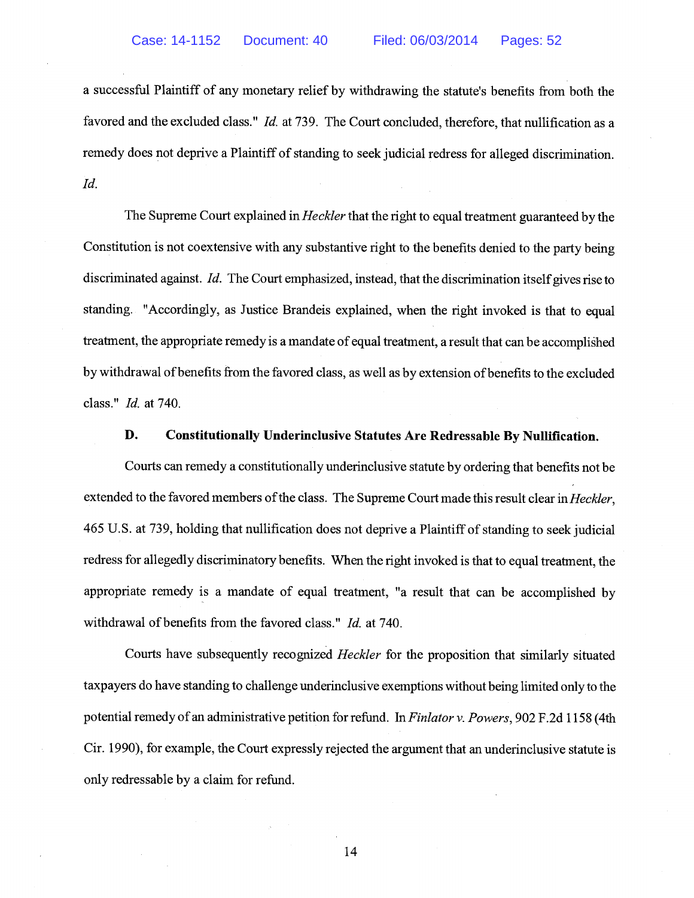a successful Plaintiff of any monetary relief by withdrawing the statute's benefits from both the favored and the excluded class." *Id.* at 739. The Court concluded, therefore, that nullification as a remedy does not deprive a Plaintiff of standing to seek judicial redress for alleged discrimination. *Id.*

The Supreme Court explained in *Heckler* that the right to equal treatment guaranteed by the Constitution is not coextensive with any substantive right to the benefits denied to the party being discriminated against. *Id.* The Court emphasized, instead, that the discrimination itself gives rise to standing. "Accordingly, as Justice Brandeis explained, when the right invoked is that to equal treatment, the appropriate remedy is a mandate of equal treatment, a result that can be accomplished by withdrawal of benefits from the favored class, as well as by extension of benefits to the excluded class." *Id.* at 740.

### D. Constitutionally Underinclusive Statutes Are Redressable By Nullification.

Courts can remedy a constitutionally underinclusive statute by ordering that benefits not be extended to the favored members of the class. The Supreme Court made this result clear in *Heckler*, 465 U.S. at 739, holding that nullification does not deprive a Plaintiff of standing to seek judicial redress for allegedly discriminatory benefits. When the right invoked is that to equal treatment, the appropriate remedy is a mandate of equal treatment, "a result that can be accomplished by withdrawal of benefits from the favored class." *Id.* at 740.

Courts have subsequently recognized *Heckler* for the proposition that similarly situated taxpayers do have standing to challenge underinclusive exemptions without being limited only to the potential remedy of an administrative petition for refund. In *Finlator v. Powers*, 902 F.2d 1158 (4th Cir. 1990), for example, the Court expressly rejected the argument that an underinclusive statute is only redressable by a claim for refund.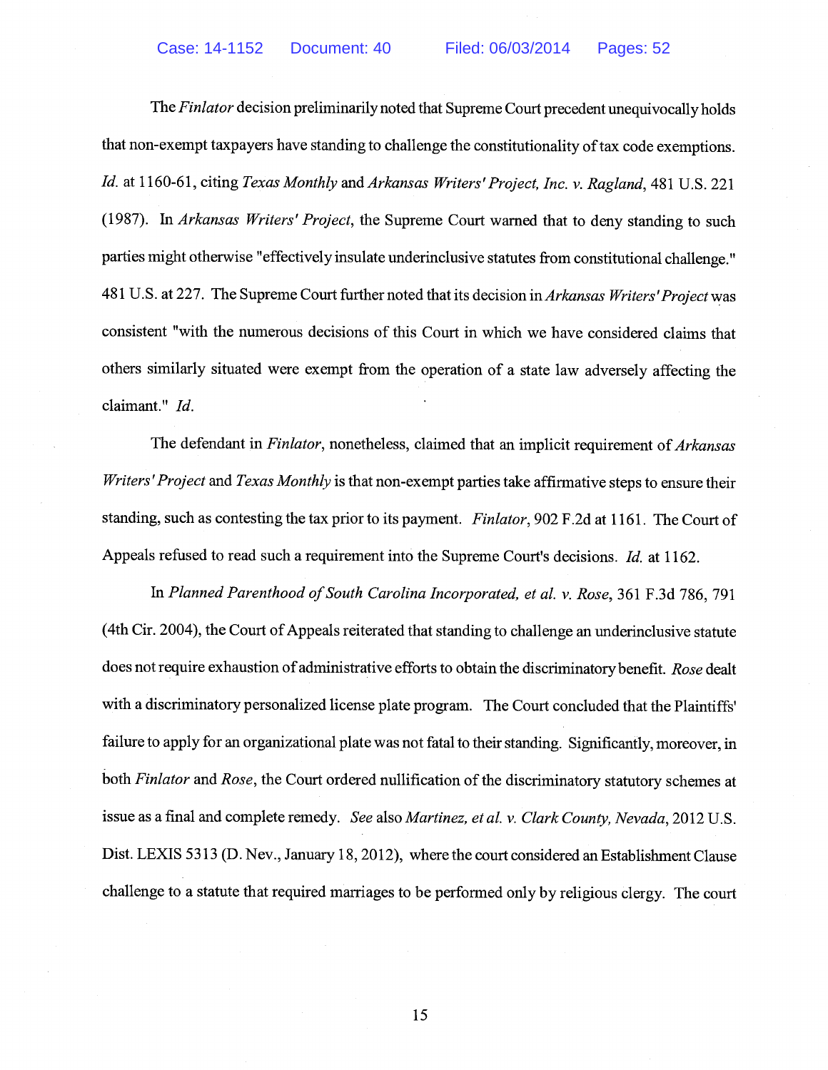The *Finlator* decision preliminarily noted that Supreme Court precedent unequivocally holds that non-exempt taxpayers have standing to challenge the constitutionality of tax code exemptions. *Id.* at 1160-61, citing *Texas Monthly* and *Arkansas Writers' Project, Inc. v. Ragland*, 481 U.S. 221 (1987). In *Arkansas Writers' Project*, the Supreme Court warned that to deny standing to such parties might otherwise "effectively insulate underinclusive statutes from constitutional challenge." 481 U.S. at 227. The Supreme Court further noted that its decision in *Arkansas Writers' Project* was consistent "with the numerous decisions of this Court in which we have considered claims that others similarly situated were exempt from the operation of a state law adversely affecting the claimant." *Id.*

The defendant in *Finlator*, nonetheless, claimed that an implicit requirement of *Arkansas Writers' Project* and *Texas Monthly* is that non-exempt parties take affirmative steps to ensure their standing, such as contesting the tax prior to its payment. *Finlator*, 902 F.2d at 1161. The Court of Appeals refused to read such a requirement into the Supreme Court's decisions. *Id.* at 1162.

In *Planned Parenthood of South Carolina Incorporated, et al. v. Rose*, 361 F.3d 786, 791 (4th Cir. 2004), the Court of Appeals reiterated that standing to challenge an underinclusive statute does not require exhaustion of administrative efforts to obtain the discriminatory benefit. *Rose* dealt with a discriminatory personalized license plate program. The Court concluded that the Plaintiffs' failure to apply for an organizational plate was not fatal to their standing. Significantly, moreover, in both *Finlator* and *Rose*, the Court ordered nullification of the discriminatory statutory schemes at issue as a final and complete remedy. *See* also *Martinez, et al. v. Clark County, Nevada*, 2012 U.S. Dist. LEXIS 5313 (D. Nev., January 18, 2012), where the court considered an Establishment Clause challenge to a statute that required marriages to be performed only by religious clergy. The court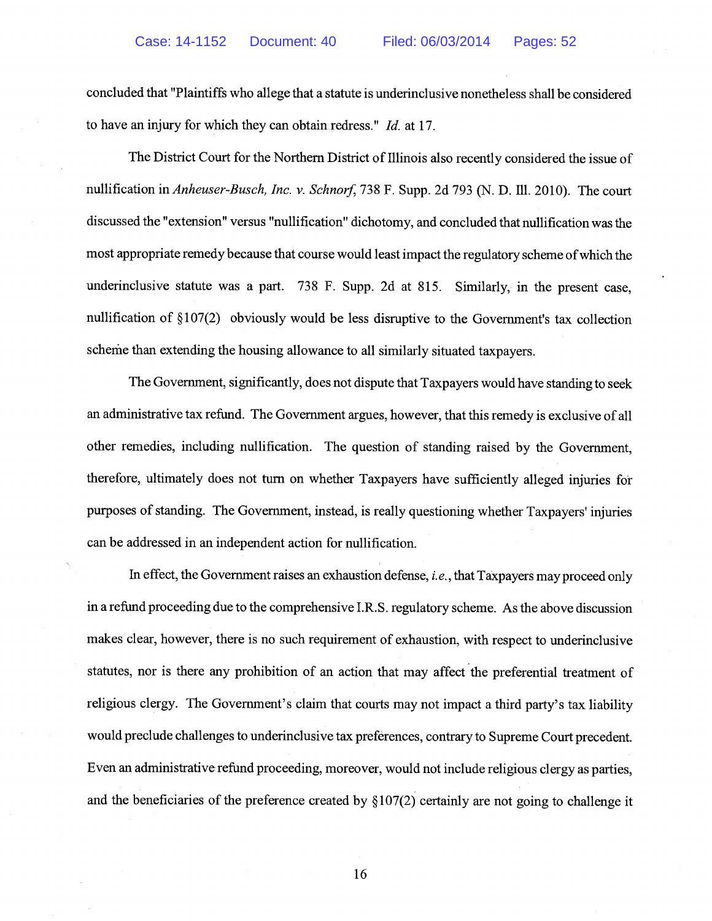concluded that "Plaintiffs who allege that a statute is underinclusive nonetheless shall be considered to have an injury for which they can obtain redress." *Id.* at 17.

The District Court for the Northern District of Illinois also recently considered the issue of nullification in *Anheuser-Busch, Inc. v. Schnorf*, 738 F. Supp. 2d 793 (N. D. Ill. 2010). The court discussed the "extension" versus "nullification" dichotomy, and concluded that nullification was the most appropriate remedy because that course would least impact the regulatory scheme of which the underinclusive statute was a part. 738 F. Supp. 2d at 815. Similarly, in the present case, nullification of §107(2) obviously would be less disruptive to the Government's tax collection scheme than extending the housing allowance to all similarly situated taxpayers.

The Government, significantly, does not dispute that Taxpayers would have standing to seek an administrative tax refund. The Government argues, however, that this remedy is exclusive of all other remedies, including nullification. The question of standing raised by the Government, therefore, ultimately does not turn on whether Taxpayers have sufficiently alleged injuries for purposes of standing. The Government, instead, is really questioning whether Taxpayers' injuries can be addressed in an independent action for nullification.

In effect, the Government raises an exhaustion defense, *i.e.*, that Taxpayers may proceed only in a refund proceeding due to the comprehensive I.R.S. regulatory scheme. As the above discussion makes clear, however, there is no such requirement of exhaustion, with respect to underinclusive statutes, nor is there any prohibition of an action that may affect the preferential treatment of religious clergy. The Government's claim that courts may not impact a third party's tax liability would preclude challenges to underinclusive tax preferences, contrary to Supreme Court precedent. Even an administrative refund proceeding, moreover, would not include religious clergy as parties, and the beneficiaries of the preference created by §107(2) certainly are not going to challenge it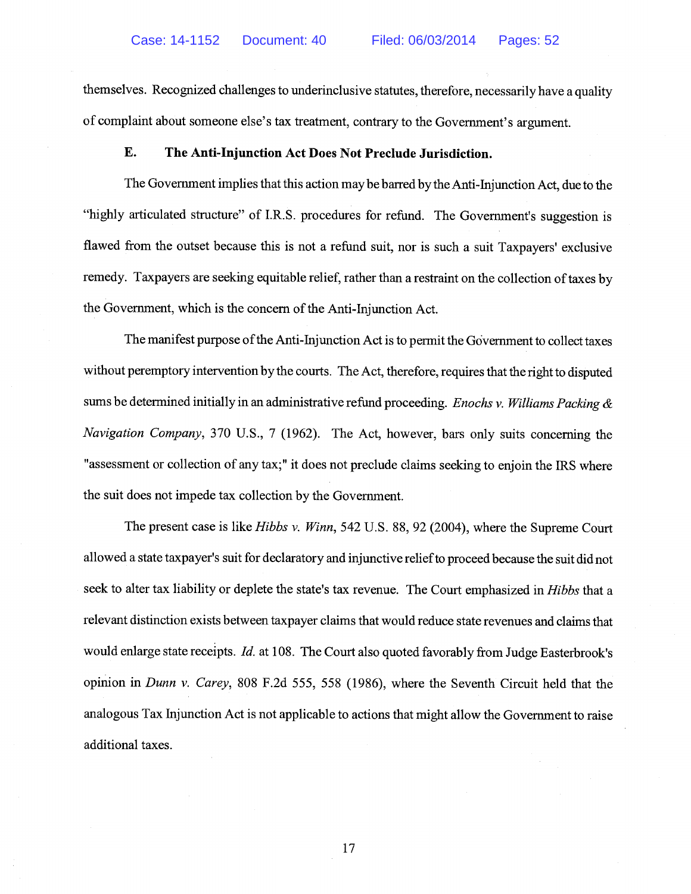themselves. Recognized challenges to underinclusive statutes, therefore, necessarily have a quality of complaint about someone else's tax treatment, contrary to the Government's argument.

### E. The Anti-Injunction Act Does Not Preclude Jurisdiction.

The Government implies that this action may be barred by the Anti-Injunction Act, due to the "highly articulated structure" of I.R.S. procedures for refund. The Government's suggestion is flawed from the outset because this is not a refund suit, nor is such a suit Taxpayers' exclusive remedy. Taxpayers are seeking equitable relief, rather than a restraint on the collection of taxes by the Government, which is the concern of the Anti-Injunction Act.

The manifest purpose of the Anti-Injunction Act is to permit the Government to collect taxes without peremptory intervention by the courts. The Act, therefore, requires that the right to disputed sums be determined initially in an administrative refund proceeding. *Enochs v. Williams Packing & Navigation Company*, 370 U.S., 7 (1962). The Act, however, bars only suits concerning the "assessment or collection of any tax;" it does not preclude claims seeking to enjoin the IRS where the suit does not impede tax collection by the Government.

The present case is like *Hibbs v. Winn*, 542 U.S. 88, 92 (2004), where the Supreme Court allowed a state taxpayer's suit for declaratory and injunctive relief to proceed because the suit did not seek to alter tax liability or deplete the state's tax revenue. The Court emphasized in *Hibbs* that a relevant distinction exists between taxpayer claims that would reduce state revenues and claims that would enlarge state receipts. *Id.* at 108. The Court also quoted favorably from Judge Easterbrook's opinion in *Dunn v. Carey*, 808 F.2d 555, 558 (1986), where the Seventh Circuit held that the analogous Tax Injunction Act is not applicable to actions that might allow the Government to raise additional taxes.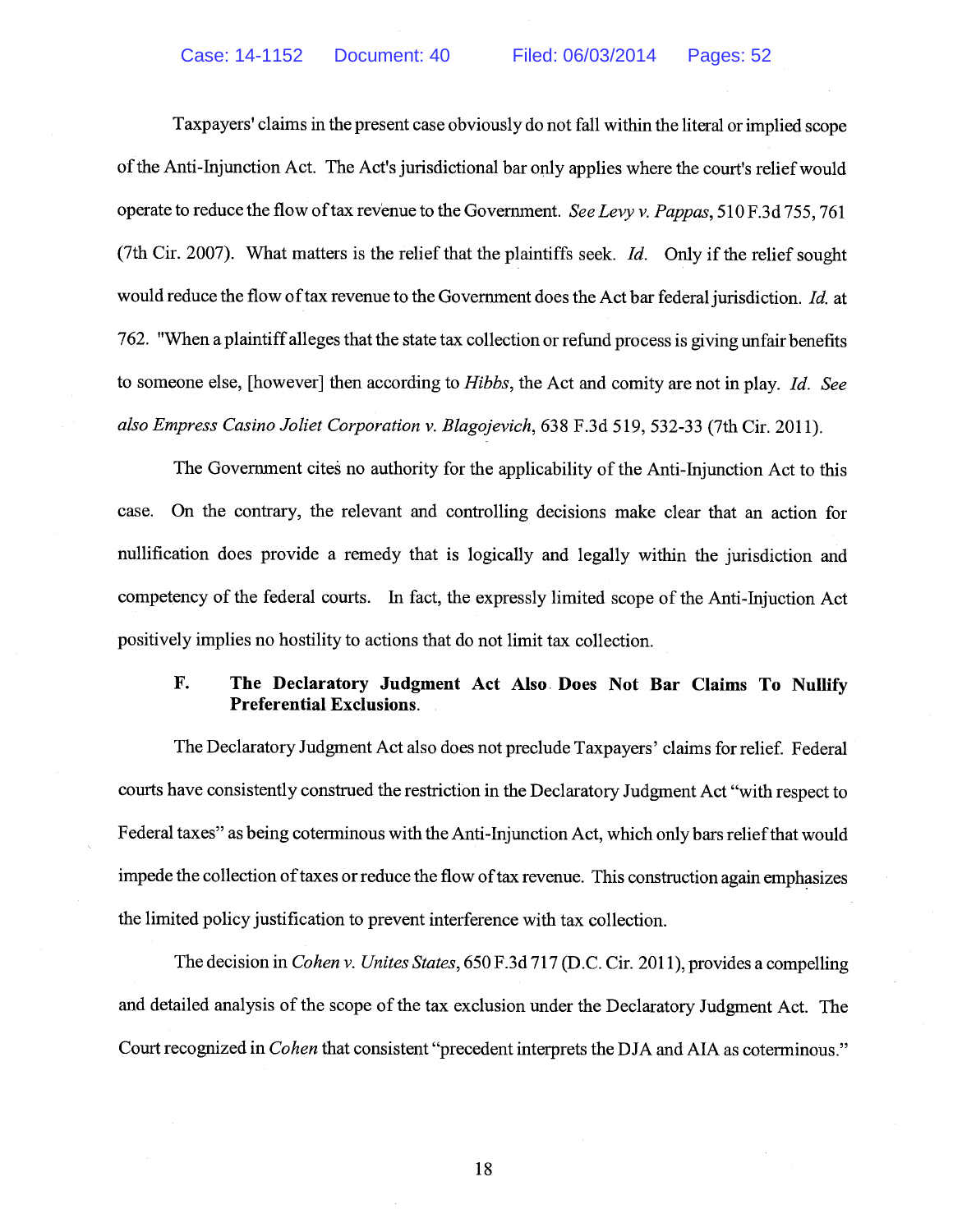Taxpayers' claims in the present case obviously do not fall within the literal or implied scope of the Anti-Injunction Act. The Act's jurisdictional bar only applies where the court's relief would operate to reduce the flow of tax revenue to the Government. *See Levy v. Pappas*, 510 F.3d 755, 761 (7th Cir. 2007). What matters is the relief that the plaintiffs seek. *Id.* Only if the relief sought would reduce the flow of tax revenue to the Government does the Act bar federal jurisdiction. *Id.* at 762. "When a plaintiff alleges that the state tax collection or refund process is giving unfair benefits to someone else, [however] then according to *Hibbs*, the Act and comity are not in play. *Id. See also Empress Casino Joliet Corporation v. Blagojevich*, 638 F.3d 519, 532-33 (7th Cir. 2011).

The Government cites no authority for the applicability of the Anti-Injunction Act to this case. On the contrary, the relevant and controlling decisions make clear that an action for nullification does provide a remedy that is logically and legally within the jurisdiction and competency of the federal courts. In fact, the expressly limited scope of the Anti-Injuction Act positively implies no hostility to actions that do not limit tax collection.

### F. The Declaratory Judgment Act Also Does Not Bar Claims To Nullify Preferential Exclusions.

The Declaratory Judgment Act also does not preclude Taxpayers' claims for relief. Federal courts have consistently construed the restriction in the Declaratory Judgment Act "with respect to Federal taxes" as being coterminous with the Anti-Injunction Act, which only bars relief that would impede the collection of taxes or reduce the flow of tax revenue. This construction again emphasizes the limited policy justification to prevent interference with tax collection.

The decision in *Cohen v. Unites States*, 650 F.3d 717 (D.C. Cir. 2011), provides a compelling and detailed analysis of the scope of the tax exclusion under the Declaratory Judgment Act. The Court recognized in *Cohen* that consistent "precedent interprets the DJA and AIA as coterminous."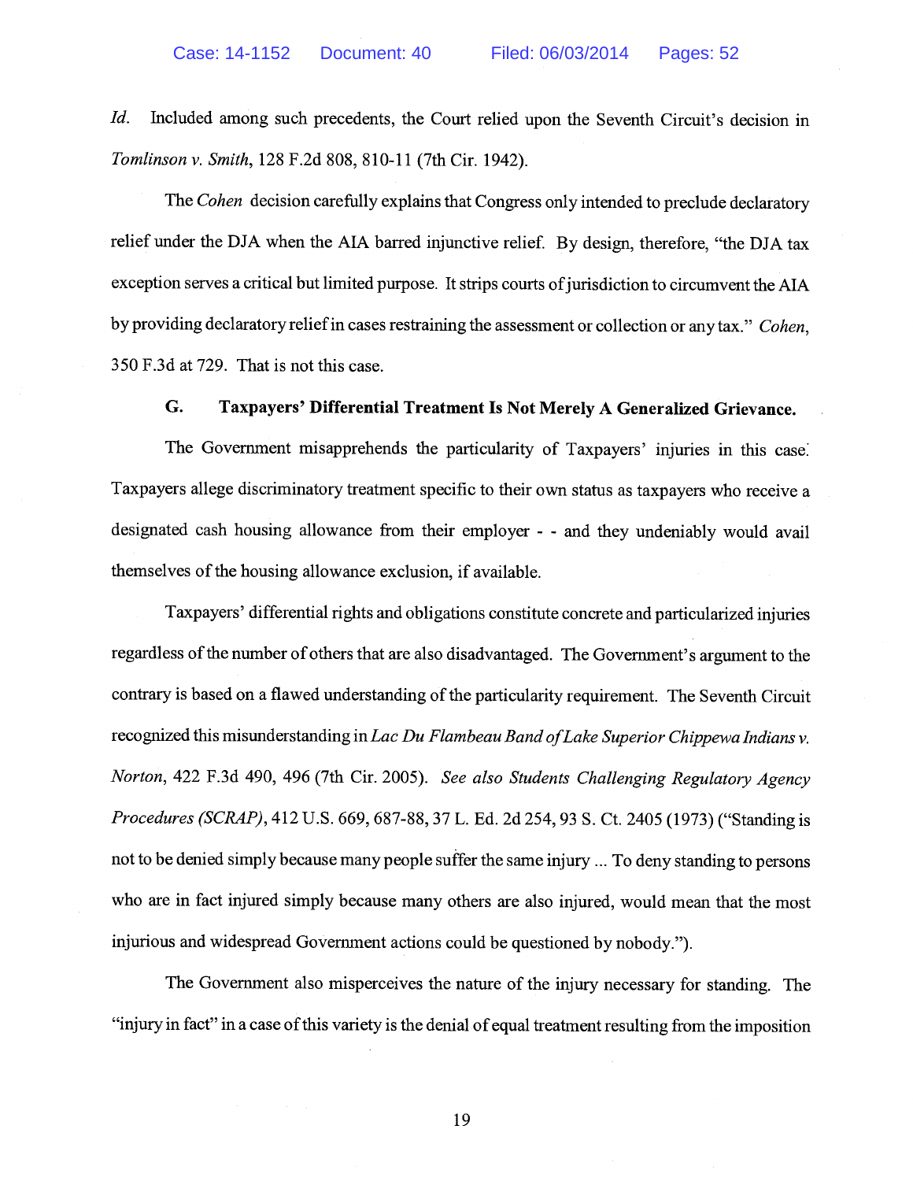*Id.* Included among such precedents, the Court relied upon the Seventh Circuit's decision in *Tomlinson v. Smith*, 128 F.2d 808, 810-11 (7th Cir. 1942).

The *Cohen* decision carefully explains that Congress only intended to preclude declaratory relief under the DJA when the AIA barred injunctive relief. By design, therefore, "the DJA tax exception serves a critical but limited purpose. It strips courts of jurisdiction to circumvent the AIA by providing declaratory relief in cases restraining the assessment or collection or any tax." *Cohen*, 350 F.3d at 729. That is not this case.

### G. Taxpayers' Differential Treatment Is Not Merely A Generalized Grievance.

The Government misapprehends the particularity of Taxpayers' injuries in this case. Taxpayers allege discriminatory treatment specific to their own status as taxpayers who receive a designated cash housing allowance from their employer - - and they undeniably would avail themselves of the housing allowance exclusion, if available.

Taxpayers' differential rights and obligations constitute concrete and particularized injuries regardless of the number of others that are also disadvantaged. The Government's argument to the contrary is based on a flawed understanding of the particularity requirement. The Seventh Circuit recognized this misunderstanding in *Lac Du Flambeau Band of Lake Superior Chippewa Indians v. Norton*, 422 F.3d 490, 496 (7th Cir. 2005). *See also Students Challenging Regulatory Agency Procedures (SCRAP)*, 412 U.S. 669, 687-88, 37 L. Ed. 2d 254, 93 S. Ct. 2405 (1973) ("Standing is not to be denied simply because many people suffer the same injury ... To deny standing to persons who are in fact injured simply because many others are also injured, would mean that the most injurious and widespread Government actions could be questioned by nobody.").

The Government also misperceives the nature of the injury necessary for standing. The "injury in fact" in a case of this variety is the denial of equal treatment resulting from the imposition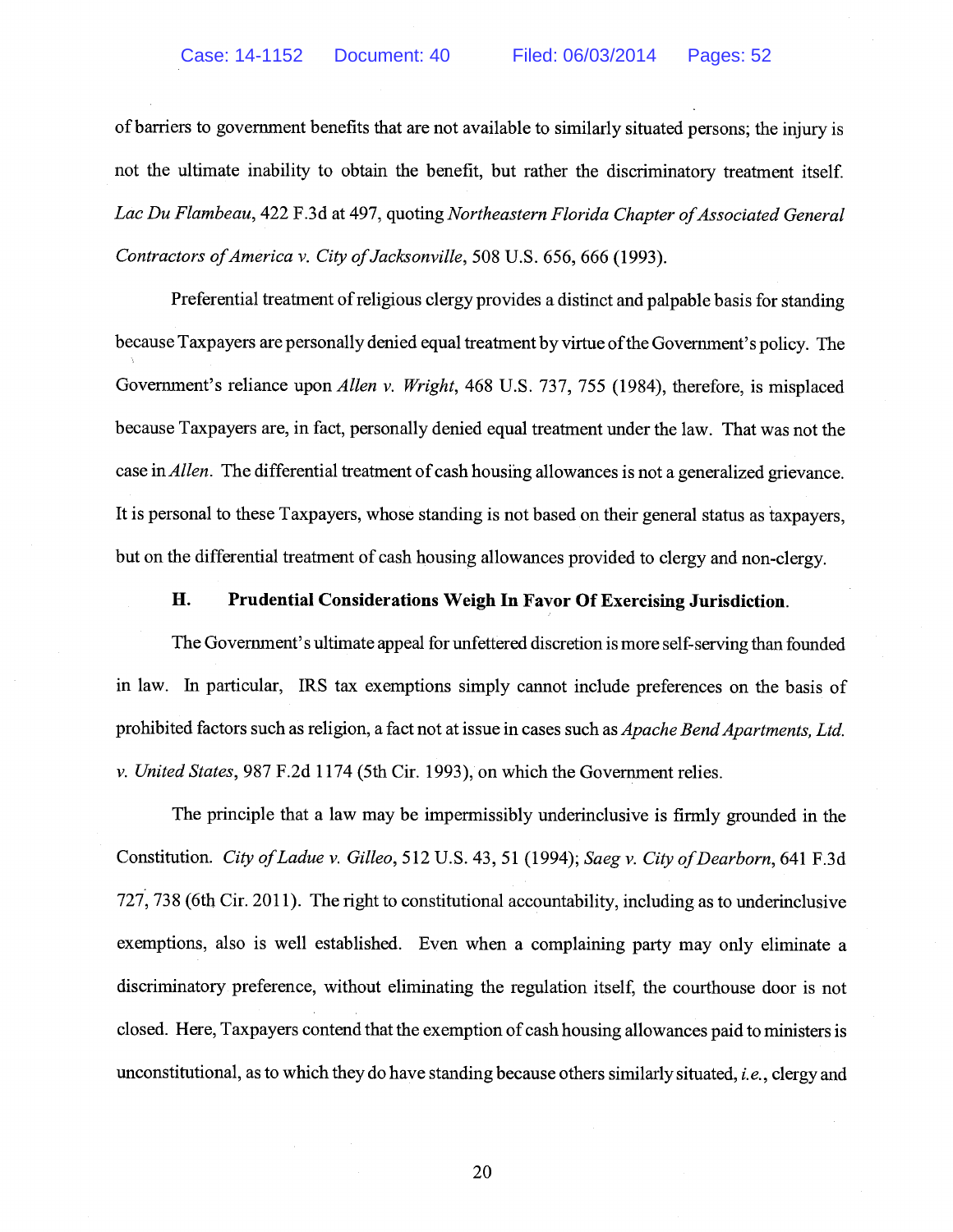of barriers to government benefits that are not available to similarly situated persons; the injury is not the ultimate inability to obtain the benefit, but rather the discriminatory treatment itself. *Lac Du Flambeau*, 422 F.3d at 497, quoting *Northeastern Florida Chapter of Associated General Contractors of America v. City of Jacksonville*, 508 U.S. 656, 666 (1993).

Preferential treatment of religious clergy provides a distinct and palpable basis for standing because Taxpayers are personally denied equal treatment by virtue of the Government's policy. The Government's reliance upon *Allen v. Wright*, 468 U.S. 737, 755 (1984), therefore, is misplaced because Taxpayers are, in fact, personally denied equal treatment under the law. That was not the case in *Allen*. The differential treatment of cash housing allowances is not a generalized grievance. It is personal to these Taxpayers, whose standing is not based on their general status as taxpayers, but on the differential treatment of cash housing allowances provided to clergy and non-clergy.

### H. Prudential Considerations Weigh In Favor Of Exercising Jurisdiction.

The Government's ultimate appeal for unfettered discretion is more self-serving than founded in law. In particular, IRS tax exemptions simply cannot include preferences on the basis of prohibited factors such as religion, a fact not at issue in cases such as *Apache Bend Apartments, Ltd. v. United States*, 987 F.2d 1174 (5th Cir. 1993), on which the Government relies.

The principle that a law may be impermissibly underinclusive is firmly grounded in the Constitution. *City of Ladue v. Gilleo*, 512 U.S. 43, 51 (1994); *Saeg v. City of Dearborn*, 641 F.3d 727, 738 (6th Cir. 2011). The right to constitutional accountability, including as to underinclusive exemptions, also is well established. Even when a complaining party may only eliminate a discriminatory preference, without eliminating the regulation itself, the courthouse door is not closed. Here, Taxpayers contend that the exemption of cash housing allowances paid to ministers is unconstitutional, as to which they do have standing because others similarly situated, *i.e.*, clergy and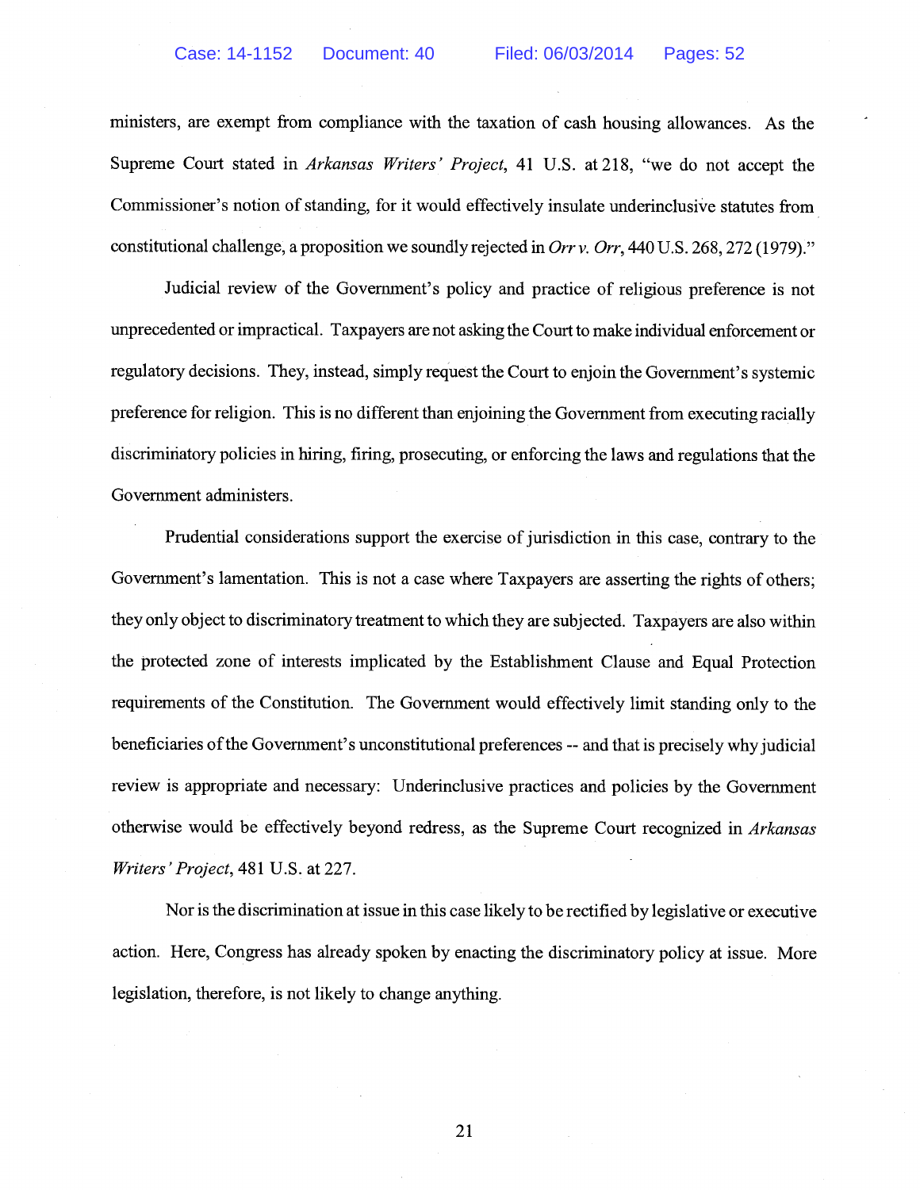ministers, are exempt from compliance with the taxation of cash housing allowances. As the Supreme Court stated in *Arkansas Writers' Project*, 41 U.S. at 218, "we do not accept the Commissioner's notion of standing, for it would effectively insulate underinclusive statutes from constitutional challenge, a proposition we soundly rejected in *Orr v. Orr*, 440 U.S. 268, 272 (1979)."

Judicial review of the Government's policy and practice of religious preference is not unprecedented or impractical. Taxpayers are not asking the Court to make individual enforcement or regulatory decisions. They, instead, simply request the Court to enjoin the Government's systemic preference for religion. This is no different than enjoining the Government from executing racially discriminatory policies in hiring, firing, prosecuting, or enforcing the laws and regulations that the Government administers.

Prudential considerations support the exercise of jurisdiction in this case, contrary to the Government's lamentation. This is not a case where Taxpayers are asserting the rights of others; they only object to discriminatory treatment to which they are subjected. Taxpayers are also within the protected zone of interests implicated by the Establishment Clause and Equal Protection requirements of the Constitution. The Government would effectively limit standing only to the beneficiaries of the Government's unconstitutional preferences -- and that is precisely why judicial review is appropriate and necessary: Underinclusive practices and policies by the Government otherwise would be effectively beyond redress, as the Supreme Court recognized in *Arkansas Writers' Project*, 481 U.S. at 227.

Nor is the discrimination at issue in this case likely to be rectified by legislative or executive action. Here, Congress has already spoken by enacting the discriminatory policy at issue. More legislation, therefore, is not likely to change anything.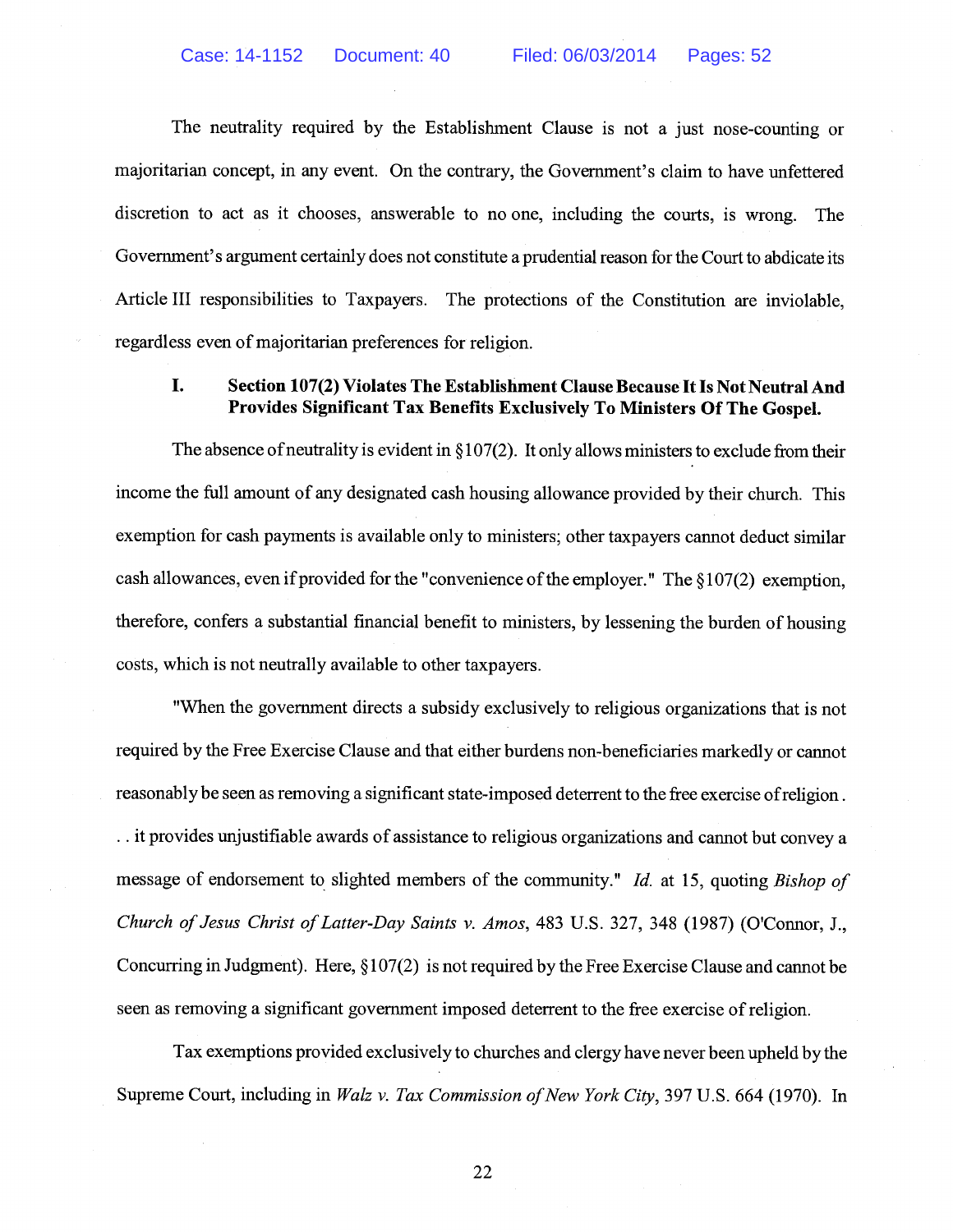The neutrality required by the Establishment Clause is not a just nose-counting or majoritarian concept, in any event. On the contrary, the Government's claim to have unfettered discretion to act as it chooses, answerable to no one, including the courts, is wrong. The Government's argument certainly does not constitute a prudential reason for the Court to abdicate its Article III responsibilities to Taxpayers. The protections of the Constitution are inviolable, regardless even of majoritarian preferences for religion.

## I. Section 107(2) Violates The Establishment Clause Because It Is Not Neutral And Provides Significant Tax Benefits Exclusively To Ministers Of The Gospel.

The absence of neutrality is evident in §107(2). It only allows ministers to exclude from their income the full amount of any designated cash housing allowance provided by their church. This exemption for cash payments is available only to ministers; other taxpayers cannot deduct similar cash allowances, even if provided for the "convenience of the employer." The §107(2) exemption, therefore, confers a substantial financial benefit to ministers, by lessening the burden of housing costs, which is not neutrally available to other taxpayers.

"When the government directs a subsidy exclusively to religious organizations that is not required by the Free Exercise Clause and that either burdens non-beneficiaries markedly or cannot reasonably be seen as removing a significant state-imposed deterrent to the free exercise of religion . . . it provides unjustifiable awards of assistance to religious organizations and cannot but convey a message of endorsement to slighted members of the community." *Id.* at 15, quoting *Bishop of Church of Jesus Christ of Latter-Day Saints v. Amos*, 483 U.S. 327, 348 (1987) (O'Connor, J., Concurring in Judgment). Here, §107(2) is not required by the Free Exercise Clause and cannot be seen as removing a significant government imposed deterrent to the free exercise of religion.

Tax exemptions provided exclusively to churches and clergy have never been upheld by the Supreme Court, including in *Walz v. Tax Commission of New York City*, 397 U.S. 664 (1970). In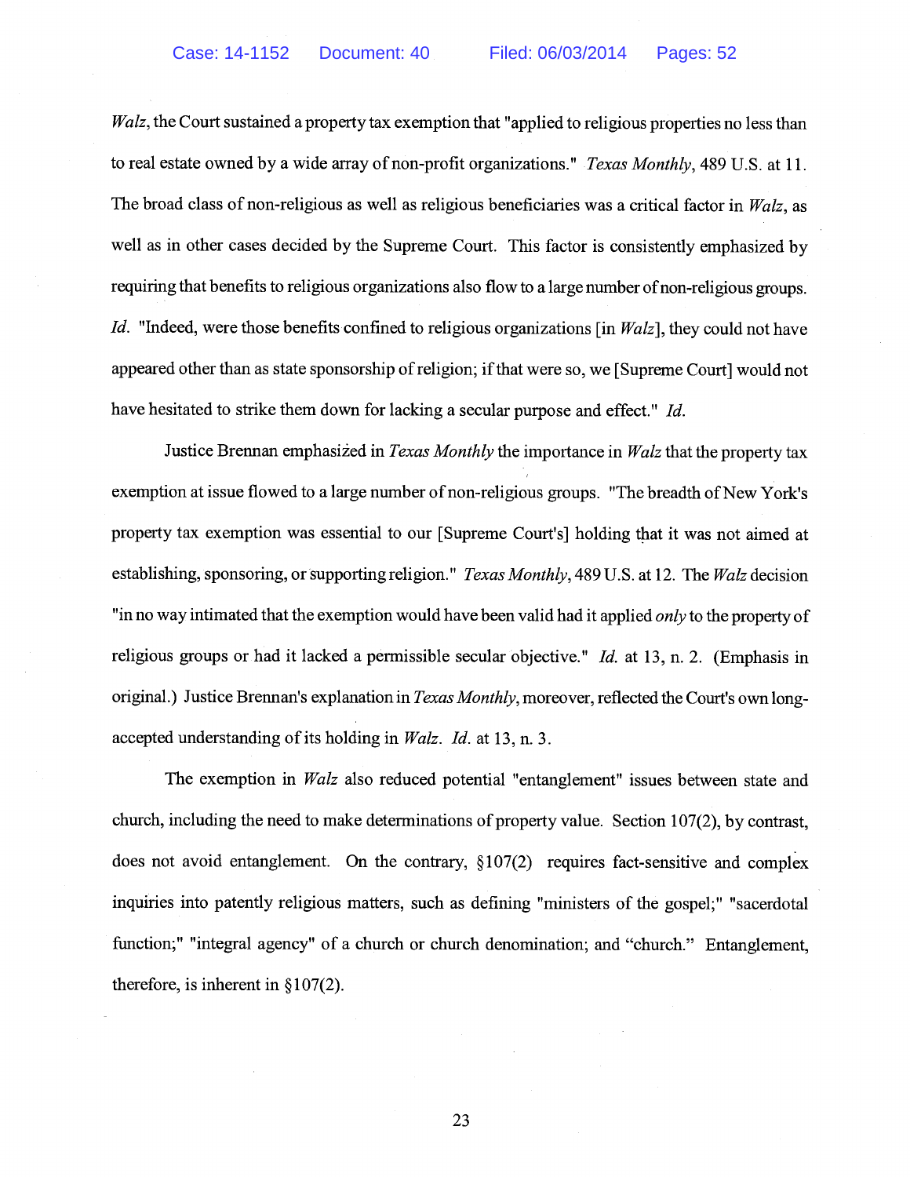*Walz*, the Court sustained a property tax exemption that "applied to religious properties no less than to real estate owned by a wide array of non-profit organizations." *Texas Monthly*, 489 U.S. at 11. The broad class of non-religious as well as religious beneficiaries was a critical factor in *Walz*, as well as in other cases decided by the Supreme Court. This factor is consistently emphasized by requiring that benefits to religious organizations also flow to a large number of non-religious groups. *Id.* "Indeed, were those benefits confined to religious organizations [in *Walz*], they could not have appeared other than as state sponsorship of religion; if that were so, we [Supreme Court] would not have hesitated to strike them down for lacking a secular purpose and effect." *Id.*

Justice Brennan emphasized in *Texas Monthly* the importance in *Walz* that the property tax exemption at issue flowed to a large number of non-religious groups. "The breadth of New York's property tax exemption was essential to our [Supreme Court's] holding that it was not aimed at establishing, sponsoring, or supporting religion." *Texas Monthly*, 489 U.S. at 12. The *Walz* decision "in no way intimated that the exemption would have been valid had it applied *only* to the property of religious groups or had it lacked a permissible secular objective." *Id.* at 13, n. 2. (Emphasis in original.) Justice Brennan's explanation in *Texas Monthly*, moreover, reflected the Court's own long-accepted understanding of its holding in *Walz*. *Id.* at 13, n. 3.

The exemption in *Walz* also reduced potential "entanglement" issues between state and church, including the need to make determinations of property value. Section 107(2), by contrast, does not avoid entanglement. On the contrary, §107(2) requires fact-sensitive and complex inquiries into patently religious matters, such as defining "ministers of the gospel;" "sacerdotal function;" "integral agency" of a church or church denomination; and "church." Entanglement, therefore, is inherent in §107(2).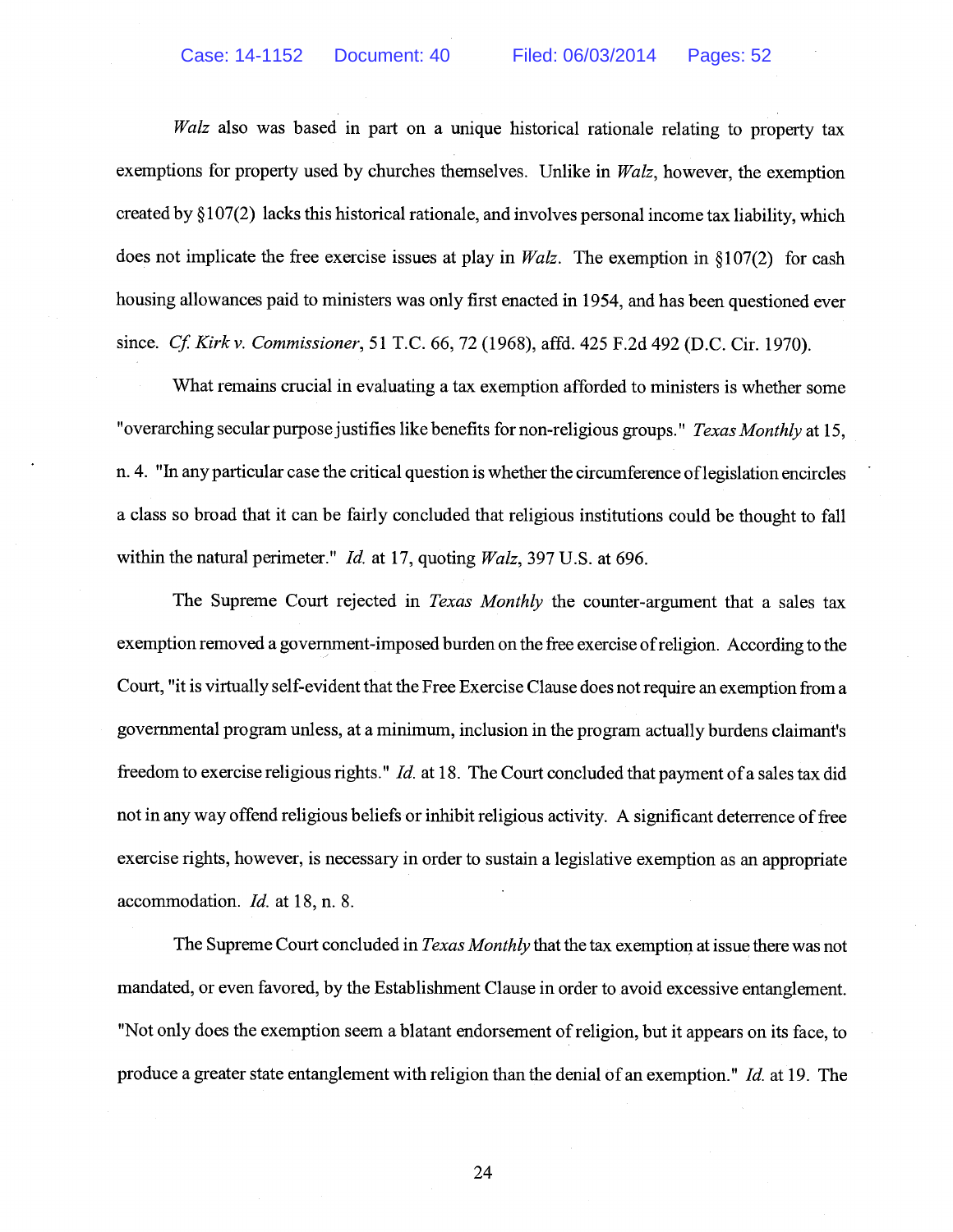*Walz* also was based in part on a unique historical rationale relating to property tax exemptions for property used by churches themselves. Unlike in *Walz*, however, the exemption created by §107(2) lacks this historical rationale, and involves personal income tax liability, which does not implicate the free exercise issues at play in *Walz*. The exemption in §107(2) for cash housing allowances paid to ministers was only first enacted in 1954, and has been questioned ever since. *Cf. Kirk v. Commissioner*, 51 T.C. 66, 72 (1968), affd. 425 F.2d 492 (D.C. Cir. 1970).

What remains crucial in evaluating a tax exemption afforded to ministers is whether some "overarching secular purpose justifies like benefits for non-religious groups." *Texas Monthly* at 15, n. 4. "In any particular case the critical question is whether the circumference of legislation encircles a class so broad that it can be fairly concluded that religious institutions could be thought to fall within the natural perimeter." *Id.* at 17, quoting *Walz*, 397 U.S. at 696.

The Supreme Court rejected in *Texas Monthly* the counter-argument that a sales tax exemption removed a government-imposed burden on the free exercise of religion. According to the Court, "it is virtually self-evident that the Free Exercise Clause does not require an exemption from a governmental program unless, at a minimum, inclusion in the program actually burdens claimant's freedom to exercise religious rights." *Id.* at 18. The Court concluded that payment of a sales tax did not in any way offend religious beliefs or inhibit religious activity. A significant deterrence of free exercise rights, however, is necessary in order to sustain a legislative exemption as an appropriate accommodation. *Id.* at 18, n. 8.

The Supreme Court concluded in *Texas Monthly* that the tax exemption at issue there was not mandated, or even favored, by the Establishment Clause in order to avoid excessive entanglement. "Not only does the exemption seem a blatant endorsement of religion, but it appears on its face, to produce a greater state entanglement with religion than the denial of an exemption." *Id.* at 19. The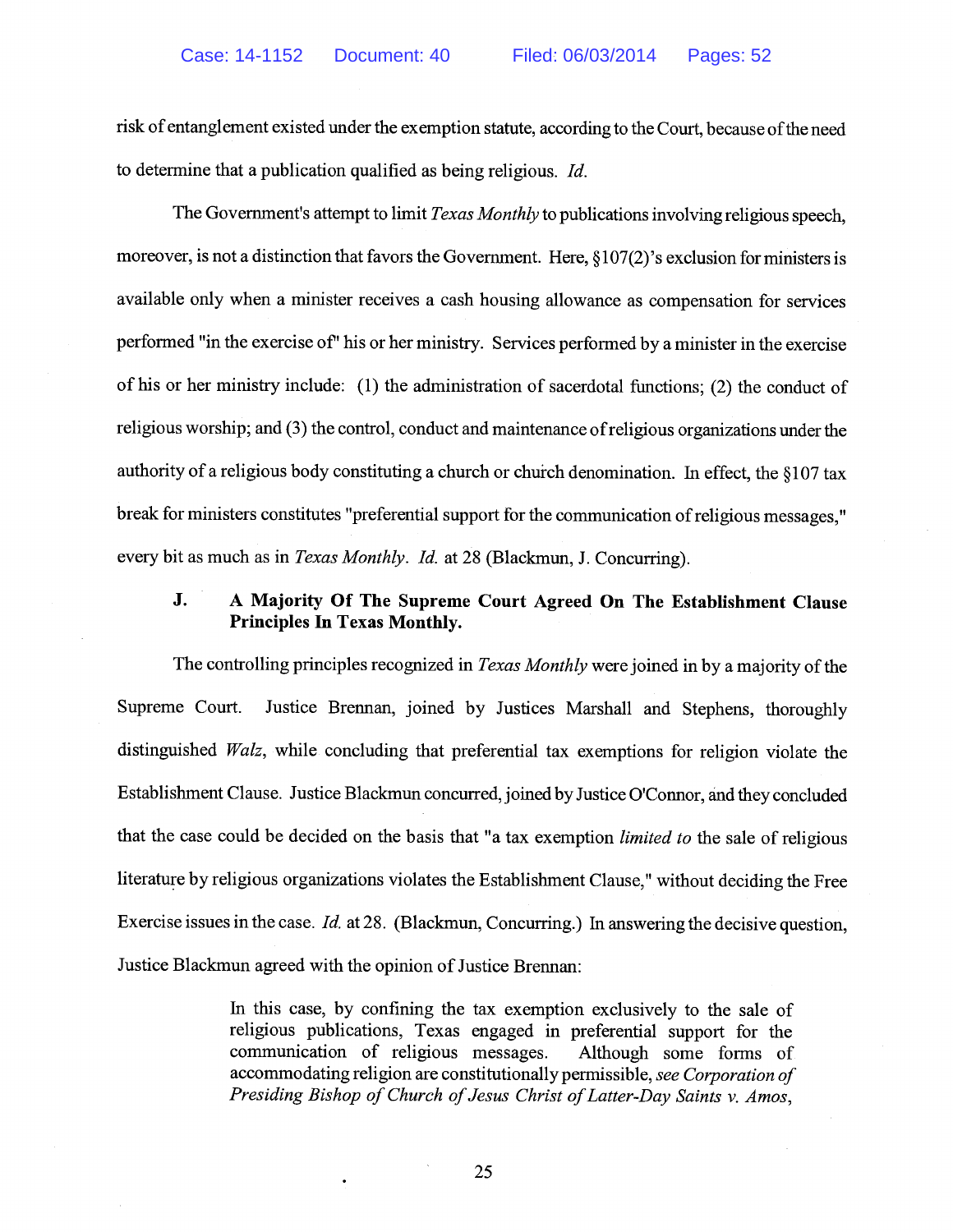risk of entanglement existed under the exemption statute, according to the Court, because of the need to determine that a publication qualified as being religious. *Id.*

The Government's attempt to limit *Texas Monthly* to publications involving religious speech, moreover, is not a distinction that favors the Government. Here, §107(2)'s exclusion for ministers is available only when a minister receives a cash housing allowance as compensation for services performed "in the exercise of" his or her ministry. Services performed by a minister in the exercise of his or her ministry include: (1) the administration of sacerdotal functions; (2) the conduct of religious worship; and (3) the control, conduct and maintenance of religious organizations under the authority of a religious body constituting a church or church denomination. In effect, the §107 tax break for ministers constitutes "preferential support for the communication of religious messages," every bit as much as in *Texas Monthly*. *Id.* at 28 (Blackmun, J. Concurring).

### J. A Majority Of The Supreme Court Agreed On The Establishment Clause Principles In Texas Monthly.

The controlling principles recognized in *Texas Monthly* were joined in by a majority of the Supreme Court. Justice Brennan, joined by Justices Marshall and Stephens, thoroughly distinguished *Walz*, while concluding that preferential tax exemptions for religion violate the Establishment Clause. Justice Blackmun concurred, joined by Justice O'Connor, and they concluded that the case could be decided on the basis that "a tax exemption *limited to* the sale of religious literature by religious organizations violates the Establishment Clause," without deciding the Free Exercise issues in the case. *Id.* at 28. (Blackmun, Concurring.) In answering the decisive question, Justice Blackmun agreed with the opinion of Justice Brennan:

> In this case, by confining the tax exemption exclusively to the sale of religious publications, Texas engaged in preferential support for the communication of religious messages. Although some forms of accommodating religion are constitutionally permissible, *see Corporation of Presiding Bishop of Church of Jesus Christ of Latter-Day Saints v. Amos*,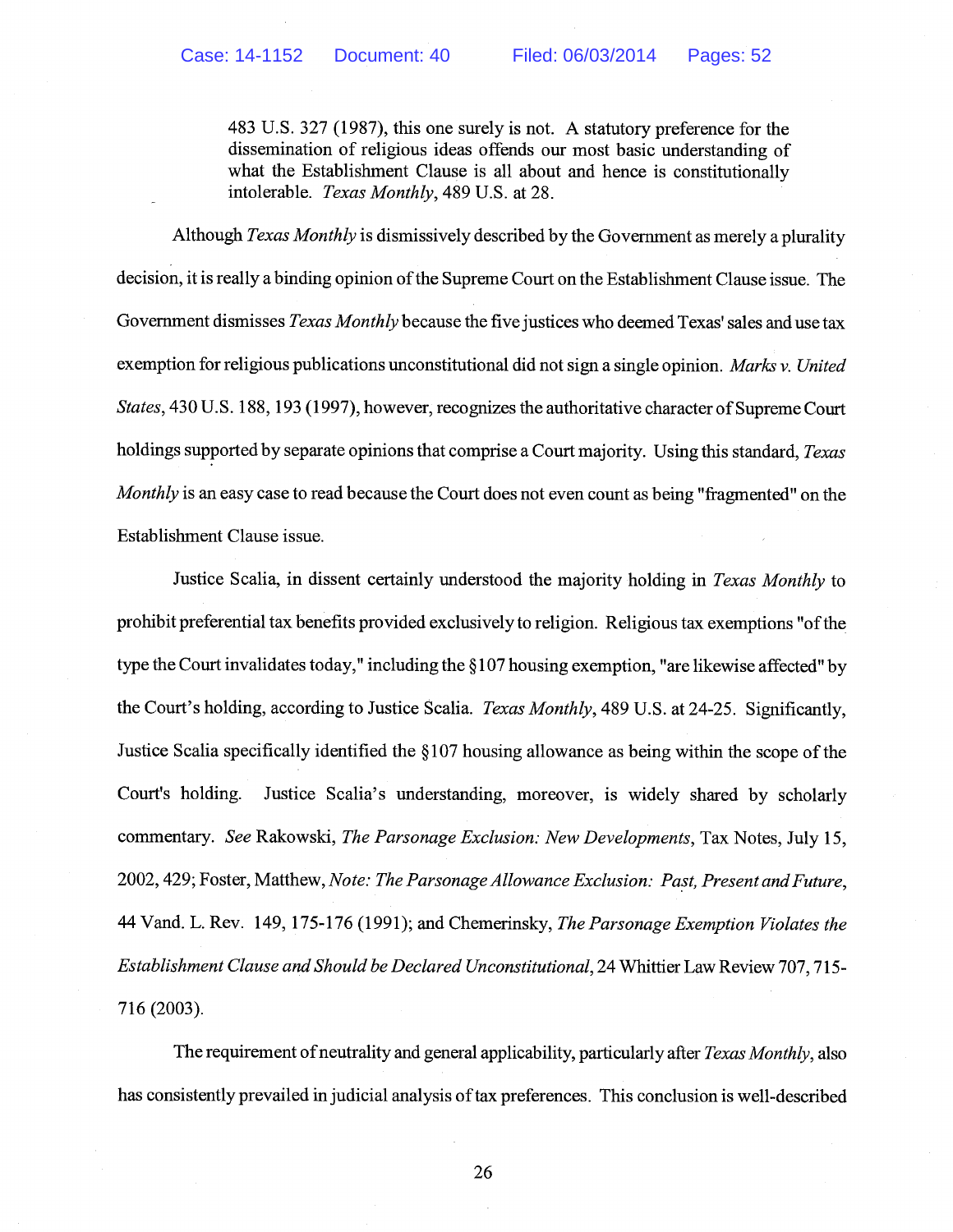> 483 U.S. 327 (1987), this one surely is not. A statutory preference for the dissemination of religious ideas offends our most basic understanding of what the Establishment Clause is all about and hence is constitutionally intolerable. *Texas Monthly*, 489 U.S. at 28.

Although *Texas Monthly* is dismissively described by the Government as merely a plurality decision, it is really a binding opinion of the Supreme Court on the Establishment Clause issue. The Government dismisses *Texas Monthly* because the five justices who deemed Texas' sales and use tax exemption for religious publications unconstitutional did not sign a single opinion. *Marks v. United States*, 430 U.S. 188, 193 (1997), however, recognizes the authoritative character of Supreme Court holdings supported by separate opinions that comprise a Court majority. Using this standard, *Texas Monthly* is an easy case to read because the Court does not even count as being "fragmented" on the Establishment Clause issue.

Justice Scalia, in dissent certainly understood the majority holding in *Texas Monthly* to prohibit preferential tax benefits provided exclusively to religion. Religious tax exemptions "of the type the Court invalidates today," including the §107 housing exemption, "are likewise affected" by the Court's holding, according to Justice Scalia. *Texas Monthly*, 489 U.S. at 24-25. Significantly, Justice Scalia specifically identified the §107 housing allowance as being within the scope of the Court's holding. Justice Scalia's understanding, moreover, is widely shared by scholarly commentary. *See* Rakowski, *The Parsonage Exclusion: New Developments*, Tax Notes, July 15, 2002, 429; Foster, Matthew, *Note: The Parsonage Allowance Exclusion: Past, Present and Future*, 44 Vand. L. Rev. 149, 175-176 (1991); and Chemerinsky, *The Parsonage Exemption Violates the Establishment Clause and Should be Declared Unconstitutional*, 24 Whittier Law Review 707, 715-716 (2003).

The requirement of neutrality and general applicability, particularly after *Texas Monthly*, also has consistently prevailed in judicial analysis of tax preferences. This conclusion is well-described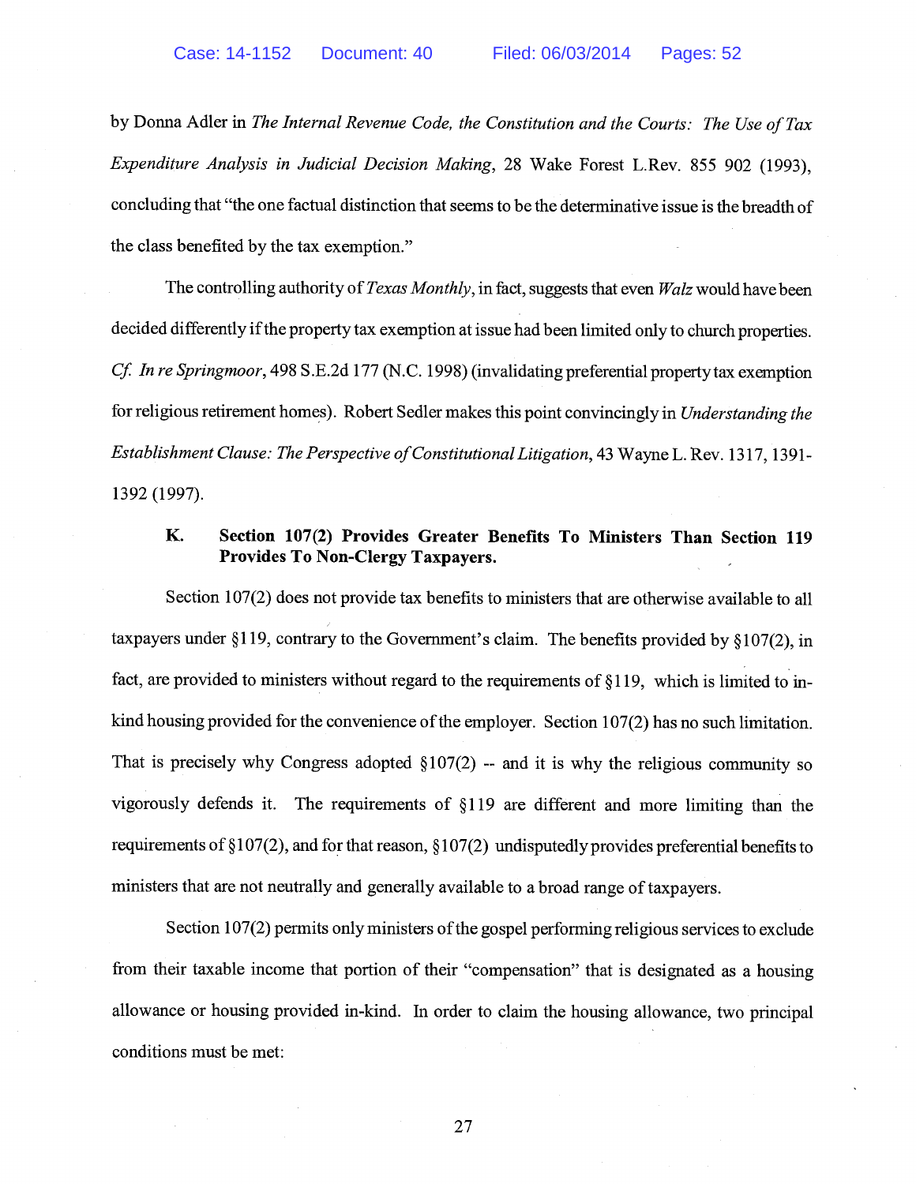by Donna Adler in *The Internal Revenue Code, the Constitution and the Courts: The Use of Tax Expenditure Analysis in Judicial Decision Making*, 28 Wake Forest L.Rev. 855 902 (1993), concluding that "the one factual distinction that seems to be the determinative issue is the breadth of the class benefited by the tax exemption."

The controlling authority of *Texas Monthly*, in fact, suggests that even *Walz* would have been decided differently if the property tax exemption at issue had been limited only to church properties. *Cf. In re Springmoor*, 498 S.E.2d 177 (N.C. 1998) (invalidating preferential property tax exemption for religious retirement homes). Robert Sedler makes this point convincingly in *Understanding the Establishment Clause: The Perspective of Constitutional Litigation*, 43 Wayne L. Rev. 1317, 1391-1392 (1997).

### K. Section 107(2) Provides Greater Benefits To Ministers Than Section 119 Provides To Non-Clergy Taxpayers.

Section 107(2) does not provide tax benefits to ministers that are otherwise available to all taxpayers under §119, contrary to the Government's claim. The benefits provided by §107(2), in fact, are provided to ministers without regard to the requirements of §119, which is limited to in-kind housing provided for the convenience of the employer. Section 107(2) has no such limitation. That is precisely why Congress adopted §107(2) -- and it is why the religious community so vigorously defends it. The requirements of §119 are different and more limiting than the requirements of §107(2), and for that reason, §107(2) undisputedly provides preferential benefits to ministers that are not neutrally and generally available to a broad range of taxpayers.

Section 107(2) permits only ministers of the gospel performing religious services to exclude from their taxable income that portion of their "compensation" that is designated as a housing allowance or housing provided in-kind. In order to claim the housing allowance, two principal conditions must be met: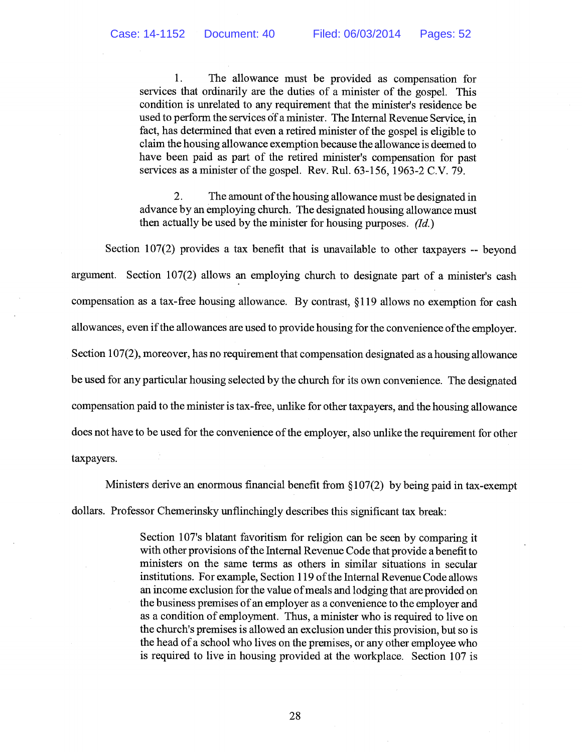> 1. The allowance must be provided as compensation for services that ordinarily are the duties of a minister of the gospel. This condition is unrelated to any requirement that the minister's residence be used to perform the services of a minister. The Internal Revenue Service, in fact, has determined that even a retired minister of the gospel is eligible to claim the housing allowance exemption because the allowance is deemed to have been paid as part of the retired minister's compensation for past services as a minister of the gospel. Rev. Rul. 63-156, 1963-2 C.V. 79.
>
> 2. The amount of the housing allowance must be designated in advance by an employing church. The designated housing allowance must then actually be used by the minister for housing purposes. *(Id.)*

Section 107(2) provides a tax benefit that is unavailable to other taxpayers -- beyond argument. Section 107(2) allows an employing church to designate part of a minister's cash compensation as a tax-free housing allowance. By contrast, §119 allows no exemption for cash allowances, even if the allowances are used to provide housing for the convenience of the employer. Section 107(2), moreover, has no requirement that compensation designated as a housing allowance be used for any particular housing selected by the church for its own convenience. The designated compensation paid to the minister is tax-free, unlike for other taxpayers, and the housing allowance does not have to be used for the convenience of the employer, also unlike the requirement for other taxpayers.

Ministers derive an enormous financial benefit from §107(2) by being paid in tax-exempt dollars. Professor Chemerinsky unflinchingly describes this significant tax break:

> Section 107's blatant favoritism for religion can be seen by comparing it with other provisions of the Internal Revenue Code that provide a benefit to ministers on the same terms as others in similar situations in secular institutions. For example, Section 119 of the Internal Revenue Code allows an income exclusion for the value of meals and lodging that are provided on the business premises of an employer as a convenience to the employer and as a condition of employment. Thus, a minister who is required to live on the church's premises is allowed an exclusion under this provision, but so is the head of a school who lives on the premises, or any other employee who is required to live in housing provided at the workplace. Section 107 is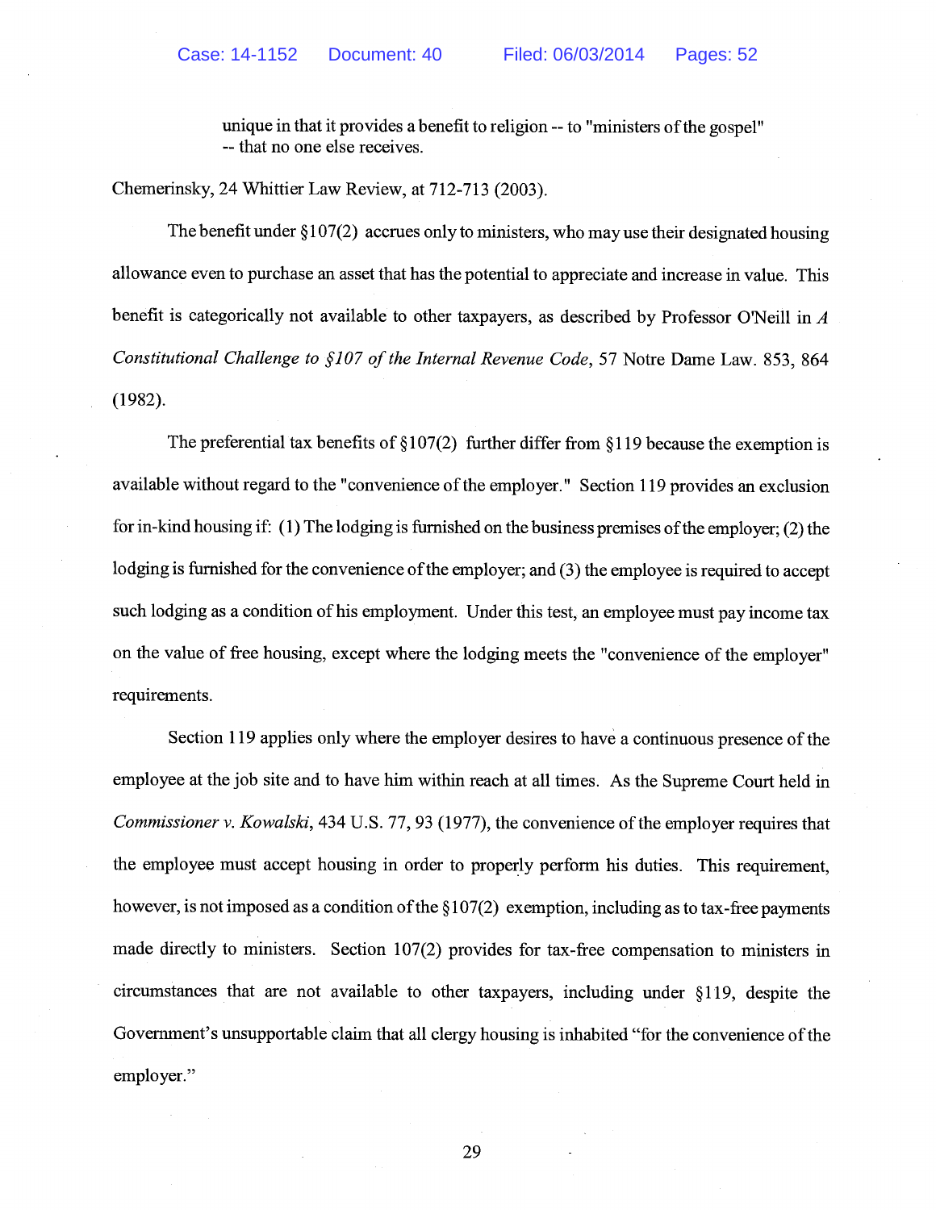> unique in that it provides a benefit to religion -- to "ministers of the gospel" -- that no one else receives.

Chemerinsky, 24 Whittier Law Review, at 712-713 (2003).

The benefit under §107(2) accrues only to ministers, who may use their designated housing allowance even to purchase an asset that has the potential to appreciate and increase in value. This benefit is categorically not available to other taxpayers, as described by Professor O'Neill in *A Constitutional Challenge to §107 of the Internal Revenue Code*, 57 Notre Dame Law. 853, 864 (1982).

The preferential tax benefits of §107(2) further differ from §119 because the exemption is available without regard to the "convenience of the employer." Section 119 provides an exclusion for in-kind housing if: (1) The lodging is furnished on the business premises of the employer; (2) the lodging is furnished for the convenience of the employer; and (3) the employee is required to accept such lodging as a condition of his employment. Under this test, an employee must pay income tax on the value of free housing, except where the lodging meets the "convenience of the employer" requirements.

Section 119 applies only where the employer desires to have a continuous presence of the employee at the job site and to have him within reach at all times. As the Supreme Court held in *Commissioner v. Kowalski*, 434 U.S. 77, 93 (1977), the convenience of the employer requires that the employee must accept housing in order to properly perform his duties. This requirement, however, is not imposed as a condition of the §107(2) exemption, including as to tax-free payments made directly to ministers. Section 107(2) provides for tax-free compensation to ministers in circumstances that are not available to other taxpayers, including under §119, despite the Government's unsupportable claim that all clergy housing is inhabited "for the convenience of the employer."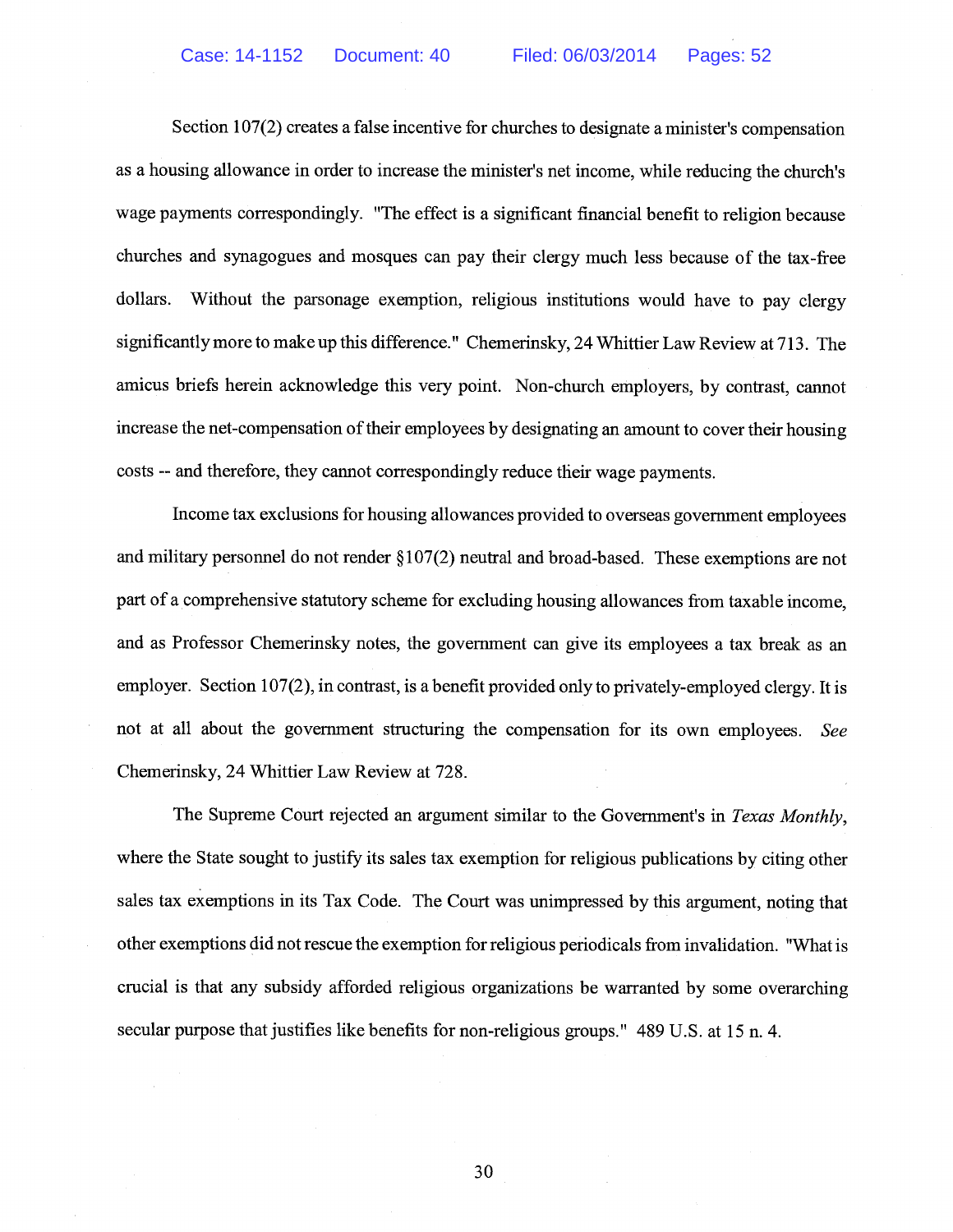Section 107(2) creates a false incentive for churches to designate a minister's compensation as a housing allowance in order to increase the minister's net income, while reducing the church's wage payments correspondingly. "The effect is a significant financial benefit to religion because churches and synagogues and mosques can pay their clergy much less because of the tax-free dollars. Without the parsonage exemption, religious institutions would have to pay clergy significantly more to make up this difference." Chemerinsky, 24 Whittier Law Review at 713. The amicus briefs herein acknowledge this very point. Non-church employers, by contrast, cannot increase the net-compensation of their employees by designating an amount to cover their housing costs -- and therefore, they cannot correspondingly reduce their wage payments.

Income tax exclusions for housing allowances provided to overseas government employees and military personnel do not render §107(2) neutral and broad-based. These exemptions are not part of a comprehensive statutory scheme for excluding housing allowances from taxable income, and as Professor Chemerinsky notes, the government can give its employees a tax break as an employer. Section 107(2), in contrast, is a benefit provided only to privately-employed clergy. It is not at all about the government structuring the compensation for its own employees. *See* Chemerinsky, 24 Whittier Law Review at 728.

The Supreme Court rejected an argument similar to the Government's in *Texas Monthly*, where the State sought to justify its sales tax exemption for religious publications by citing other sales tax exemptions in its Tax Code. The Court was unimpressed by this argument, noting that other exemptions did not rescue the exemption for religious periodicals from invalidation. "What is crucial is that any subsidy afforded religious organizations be warranted by some overarching secular purpose that justifies like benefits for non-religious groups." 489 U.S. at 15 n. 4.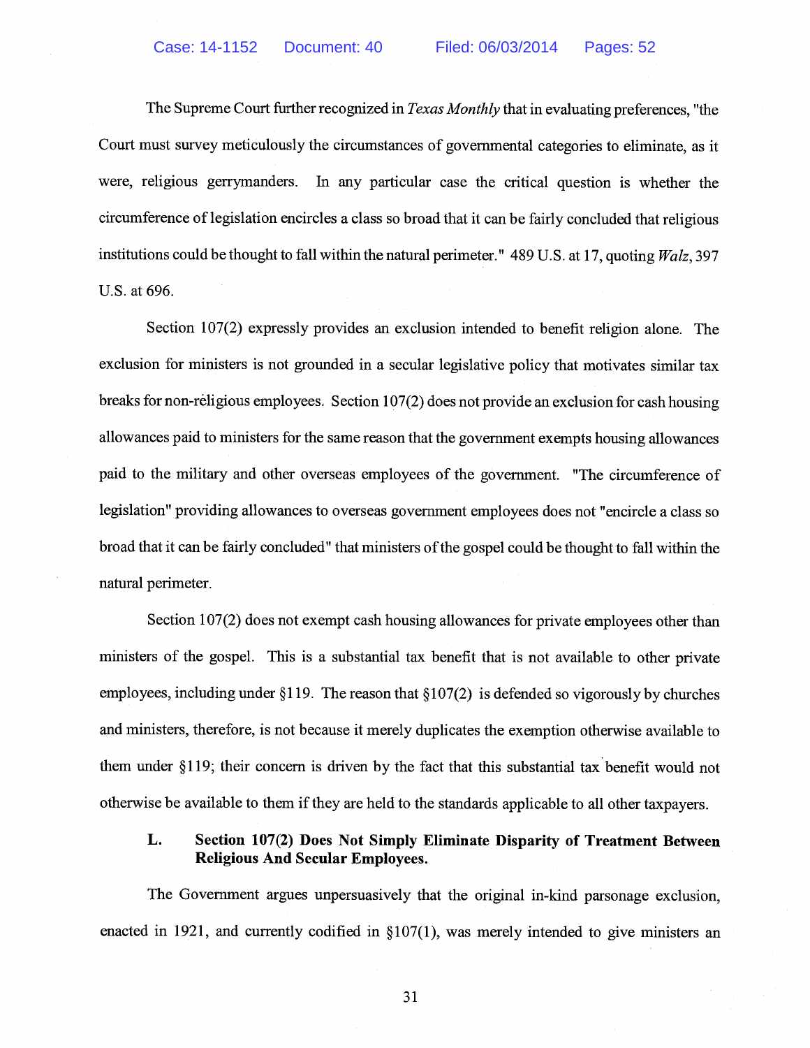The Supreme Court further recognized in *Texas Monthly* that in evaluating preferences, "the Court must survey meticulously the circumstances of governmental categories to eliminate, as it were, religious gerrymanders. In any particular case the critical question is whether the circumference of legislation encircles a class so broad that it can be fairly concluded that religious institutions could be thought to fall within the natural perimeter." 489 U.S. at 17, quoting *Walz*, 397 U.S. at 696.

Section 107(2) expressly provides an exclusion intended to benefit religion alone. The exclusion for ministers is not grounded in a secular legislative policy that motivates similar tax breaks for non-religious employees. Section 107(2) does not provide an exclusion for cash housing allowances paid to ministers for the same reason that the government exempts housing allowances paid to the military and other overseas employees of the government. "The circumference of legislation" providing allowances to overseas government employees does not "encircle a class so broad that it can be fairly concluded" that ministers of the gospel could be thought to fall within the natural perimeter.

Section 107(2) does not exempt cash housing allowances for private employees other than ministers of the gospel. This is a substantial tax benefit that is not available to other private employees, including under §119. The reason that §107(2) is defended so vigorously by churches and ministers, therefore, is not because it merely duplicates the exemption otherwise available to them under §119; their concern is driven by the fact that this substantial tax benefit would not otherwise be available to them if they are held to the standards applicable to all other taxpayers.

### L. Section 107(2) Does Not Simply Eliminate Disparity of Treatment Between Religious And Secular Employees.

The Government argues unpersuasively that the original in-kind parsonage exclusion, enacted in 1921, and currently codified in §107(1), was merely intended to give ministers an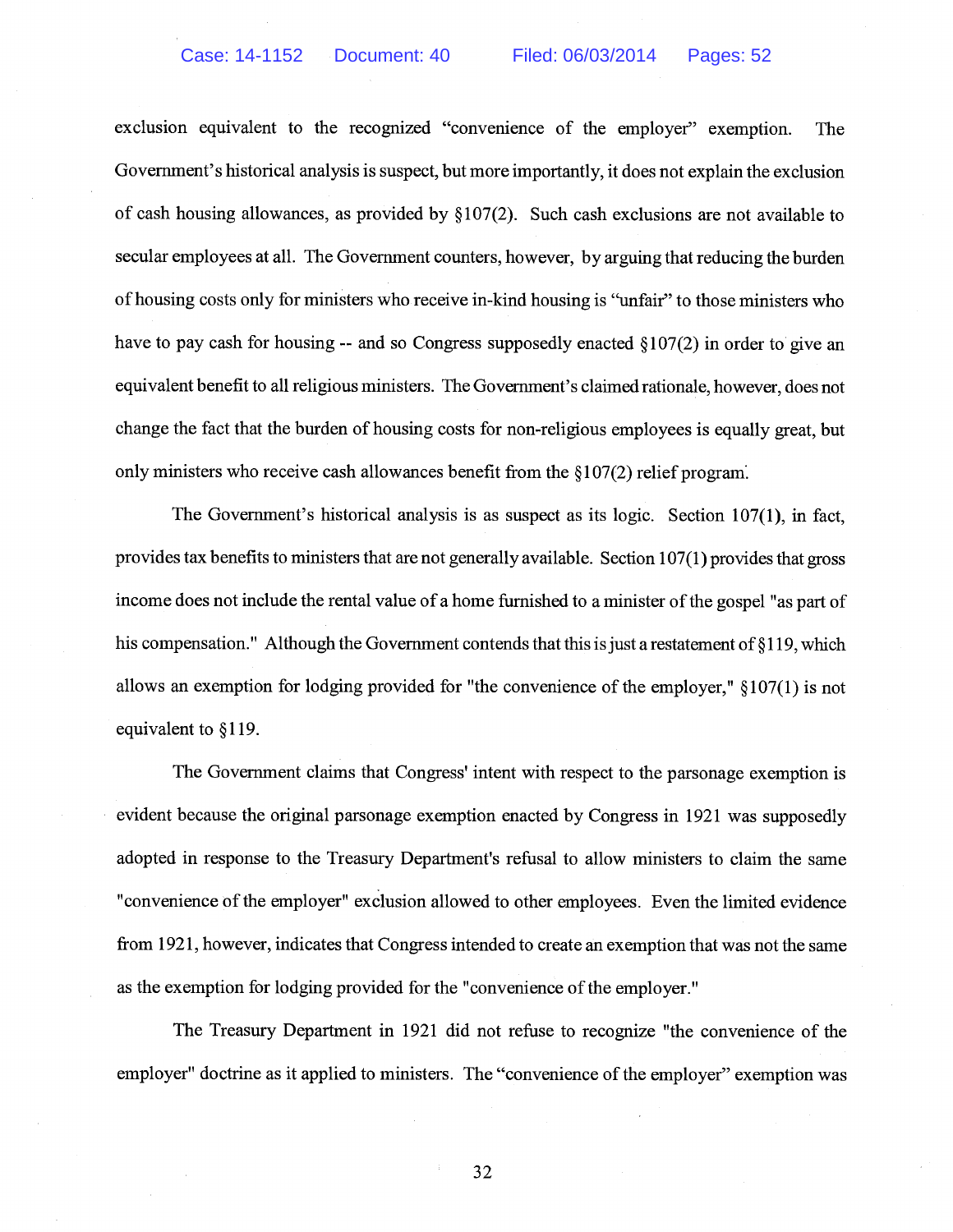exclusion equivalent to the recognized "convenience of the employer" exemption. The Government's historical analysis is suspect, but more importantly, it does not explain the exclusion of cash housing allowances, as provided by §107(2). Such cash exclusions are not available to secular employees at all. The Government counters, however, by arguing that reducing the burden of housing costs only for ministers who receive in-kind housing is "unfair" to those ministers who have to pay cash for housing -- and so Congress supposedly enacted §107(2) in order to give an equivalent benefit to all religious ministers. The Government's claimed rationale, however, does not change the fact that the burden of housing costs for non-religious employees is equally great, but only ministers who receive cash allowances benefit from the §107(2) relief program.

The Government's historical analysis is as suspect as its logic. Section 107(1), in fact, provides tax benefits to ministers that are not generally available. Section 107(1) provides that gross income does not include the rental value of a home furnished to a minister of the gospel "as part of his compensation." Although the Government contends that this is just a restatement of §119, which allows an exemption for lodging provided for "the convenience of the employer," §107(1) is not equivalent to §119.

The Government claims that Congress' intent with respect to the parsonage exemption is evident because the original parsonage exemption enacted by Congress in 1921 was supposedly adopted in response to the Treasury Department's refusal to allow ministers to claim the same "convenience of the employer" exclusion allowed to other employees. Even the limited evidence from 1921, however, indicates that Congress intended to create an exemption that was not the same as the exemption for lodging provided for the "convenience of the employer."

The Treasury Department in 1921 did not refuse to recognize "the convenience of the employer" doctrine as it applied to ministers. The "convenience of the employer" exemption was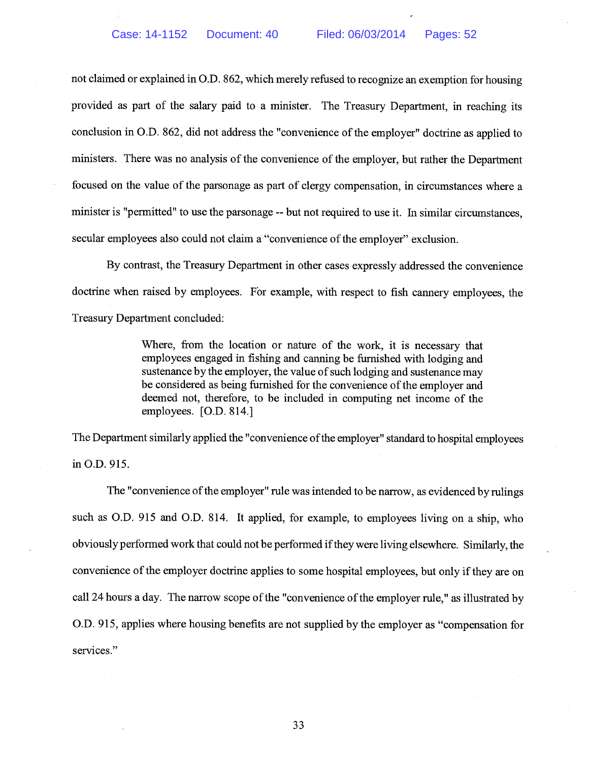not claimed or explained in O.D. 862, which merely refused to recognize an exemption for housing provided as part of the salary paid to a minister. The Treasury Department, in reaching its conclusion in O.D. 862, did not address the "convenience of the employer" doctrine as applied to ministers. There was no analysis of the convenience of the employer, but rather the Department focused on the value of the parsonage as part of clergy compensation, in circumstances where a minister is "permitted" to use the parsonage -- but not required to use it. In similar circumstances, secular employees also could not claim a "convenience of the employer" exclusion.

By contrast, the Treasury Department in other cases expressly addressed the convenience doctrine when raised by employees. For example, with respect to fish cannery employees, the Treasury Department concluded:

> Where, from the location or nature of the work, it is necessary that employees engaged in fishing and canning be furnished with lodging and sustenance by the employer, the value of such lodging and sustenance may be considered as being furnished for the convenience of the employer and deemed not, therefore, to be included in computing net income of the employees. [O.D. 814.]

The Department similarly applied the "convenience of the employer" standard to hospital employees in O.D. 915.

The "convenience of the employer" rule was intended to be narrow, as evidenced by rulings such as O.D. 915 and O.D. 814. It applied, for example, to employees living on a ship, who obviously performed work that could not be performed if they were living elsewhere. Similarly, the convenience of the employer doctrine applies to some hospital employees, but only if they are on call 24 hours a day. The narrow scope of the "convenience of the employer rule," as illustrated by O.D. 915, applies where housing benefits are not supplied by the employer as "compensation for services."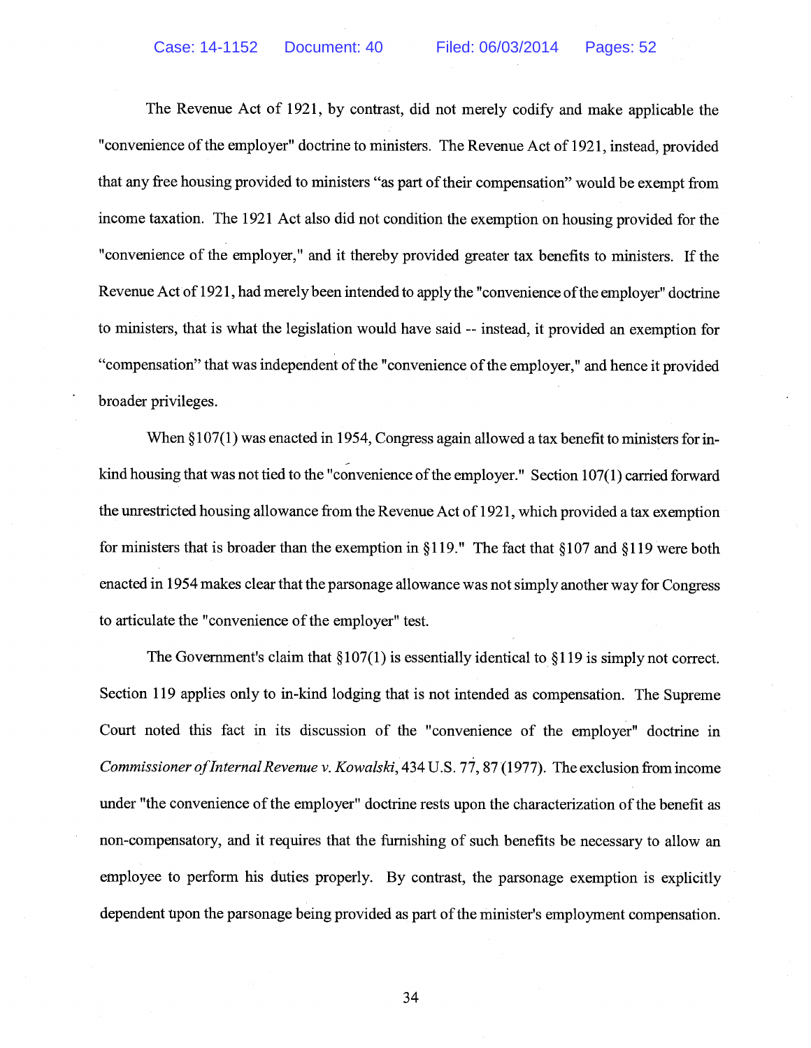The Revenue Act of 1921, by contrast, did not merely codify and make applicable the "convenience of the employer" doctrine to ministers. The Revenue Act of 1921, instead, provided that any free housing provided to ministers "as part of their compensation" would be exempt from income taxation. The 1921 Act also did not condition the exemption on housing provided for the "convenience of the employer," and it thereby provided greater tax benefits to ministers. If the Revenue Act of 1921, had merely been intended to apply the "convenience of the employer" doctrine to ministers, that is what the legislation would have said -- instead, it provided an exemption for "compensation" that was independent of the "convenience of the employer," and hence it provided broader privileges.

When §107(1) was enacted in 1954, Congress again allowed a tax benefit to ministers for in-kind housing that was not tied to the "convenience of the employer." Section 107(1) carried forward the unrestricted housing allowance from the Revenue Act of 1921, which provided a tax exemption for ministers that is broader than the exemption in §119." The fact that §107 and §119 were both enacted in 1954 makes clear that the parsonage allowance was not simply another way for Congress to articulate the "convenience of the employer" test.

The Government's claim that §107(1) is essentially identical to §119 is simply not correct. Section 119 applies only to in-kind lodging that is not intended as compensation. The Supreme Court noted this fact in its discussion of the "convenience of the employer" doctrine in *Commissioner of Internal Revenue v. Kowalski*, 434 U.S. 77, 87 (1977). The exclusion from income under "the convenience of the employer" doctrine rests upon the characterization of the benefit as non-compensatory, and it requires that the furnishing of such benefits be necessary to allow an employee to perform his duties properly. By contrast, the parsonage exemption is explicitly dependent upon the parsonage being provided as part of the minister's employment compensation.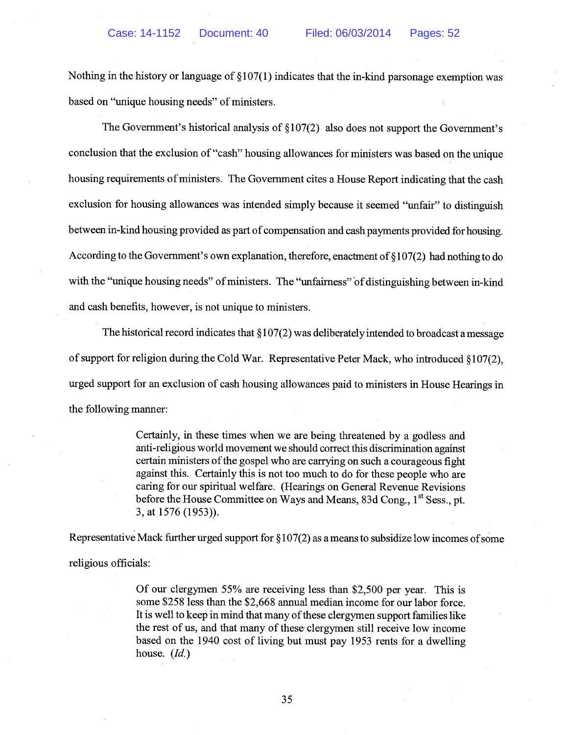Nothing in the history or language of §107(1) indicates that the in-kind parsonage exemption was based on "unique housing needs" of ministers.

The Government's historical analysis of §107(2) also does not support the Government's conclusion that the exclusion of "cash" housing allowances for ministers was based on the unique housing requirements of ministers. The Government cites a House Report indicating that the cash exclusion for housing allowances was intended simply because it seemed "unfair" to distinguish between in-kind housing provided as part of compensation and cash payments provided for housing. According to the Government's own explanation, therefore, enactment of §107(2) had nothing to do with the "unique housing needs" of ministers. The "unfairness" of distinguishing between in-kind and cash benefits, however, is not unique to ministers.

The historical record indicates that §107(2) was deliberately intended to broadcast a message of support for religion during the Cold War. Representative Peter Mack, who introduced §107(2), urged support for an exclusion of cash housing allowances paid to ministers in House Hearings in the following manner:

> Certainly, in these times when we are being threatened by a godless and anti-religious world movement we should correct this discrimination against certain ministers of the gospel who are carrying on such a courageous fight against this. Certainly this is not too much to do for these people who are caring for our spiritual welfare. (Hearings on General Revenue Revisions before the House Committee on Ways and Means, 83d Cong., 1st Sess., pt. 3, at 1576 (1953)).

Representative Mack further urged support for §107(2) as a means to subsidize low incomes of some religious officials:

> Of our clergymen 55% are receiving less than $2,500 per year. This is some $258 less than the $2,668 annual median income for our labor force. It is well to keep in mind that many of these clergymen support families like the rest of us, and that many of these clergymen still receive low income based on the 1940 cost of living but must pay 1953 rents for a dwelling house. (*Id.*)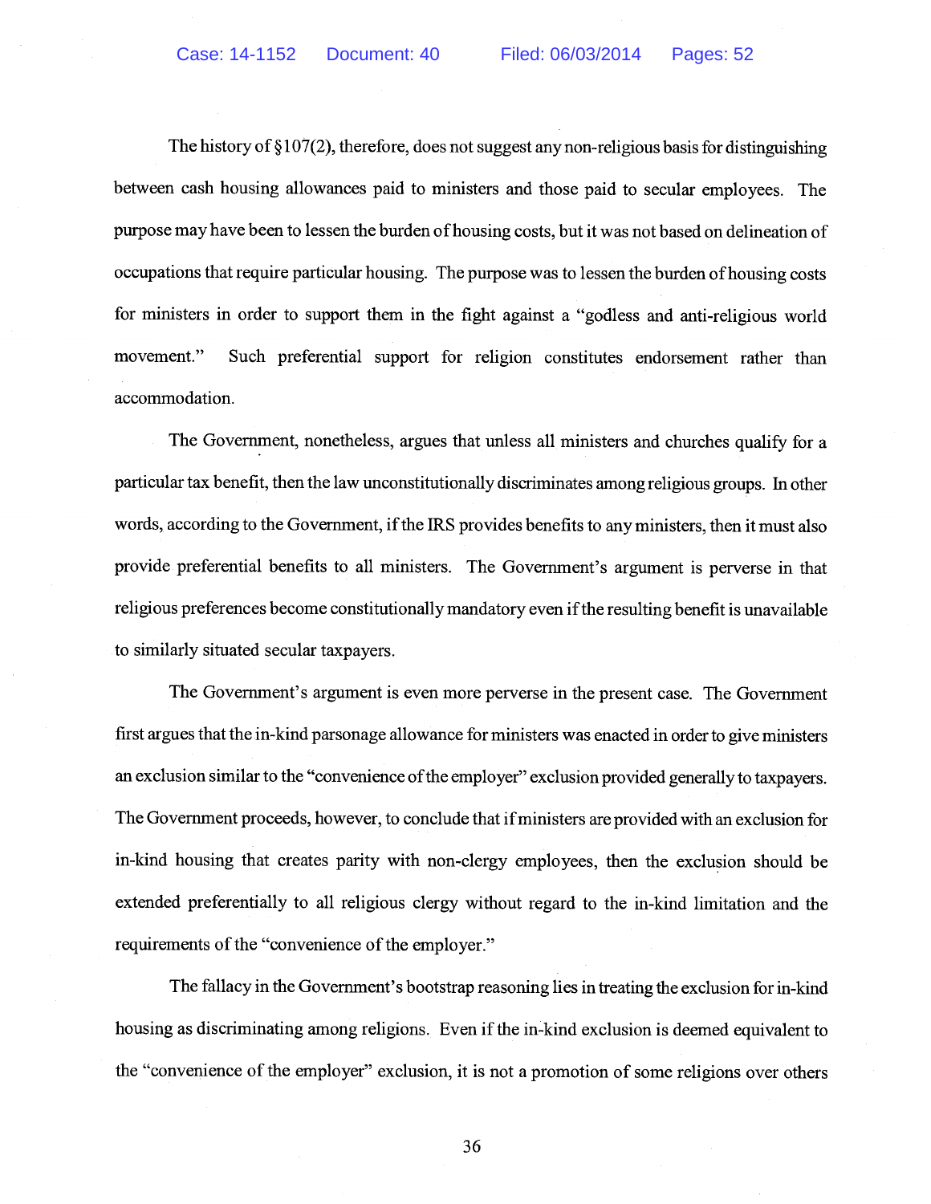The history of §107(2), therefore, does not suggest any non-religious basis for distinguishing between cash housing allowances paid to ministers and those paid to secular employees. The purpose may have been to lessen the burden of housing costs, but it was not based on delineation of occupations that require particular housing. The purpose was to lessen the burden of housing costs for ministers in order to support them in the fight against a "godless and anti-religious world movement." Such preferential support for religion constitutes endorsement rather than accommodation.

The Government, nonetheless, argues that unless all ministers and churches qualify for a particular tax benefit, then the law unconstitutionally discriminates among religious groups. In other words, according to the Government, if the IRS provides benefits to any ministers, then it must also provide preferential benefits to all ministers. The Government's argument is perverse in that religious preferences become constitutionally mandatory even if the resulting benefit is unavailable to similarly situated secular taxpayers.

The Government's argument is even more perverse in the present case. The Government first argues that the in-kind parsonage allowance for ministers was enacted in order to give ministers an exclusion similar to the "convenience of the employer" exclusion provided generally to taxpayers. The Government proceeds, however, to conclude that if ministers are provided with an exclusion for in-kind housing that creates parity with non-clergy employees, then the exclusion should be extended preferentially to all religious clergy without regard to the in-kind limitation and the requirements of the "convenience of the employer."

The fallacy in the Government's bootstrap reasoning lies in treating the exclusion for in-kind housing as discriminating among religions. Even if the in-kind exclusion is deemed equivalent to the "convenience of the employer" exclusion, it is not a promotion of some religions over others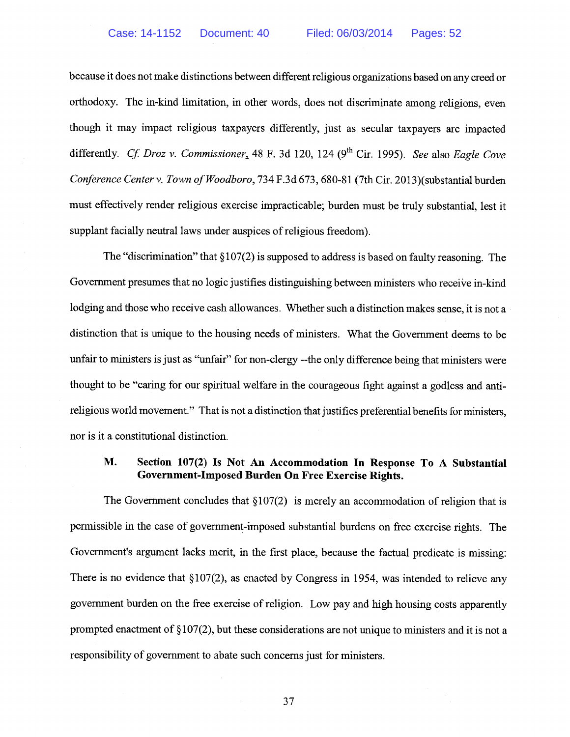because it does not make distinctions between different religious organizations based on any creed or orthodoxy. The in-kind limitation, in other words, does not discriminate among religions, even though it may impact religious taxpayers differently, just as secular taxpayers are impacted differently. *Cf. Droz v. Commissioner*, 48 F. 3d 120, 124 (9th Cir. 1995). *See* also *Eagle Cove Conference Center v. Town of Woodboro*, 734 F.3d 673, 680-81 (7th Cir. 2013)(substantial burden must effectively render religious exercise impracticable; burden must be truly substantial, lest it supplant facially neutral laws under auspices of religious freedom).

The "discrimination" that §107(2) is supposed to address is based on faulty reasoning. The Government presumes that no logic justifies distinguishing between ministers who receive in-kind lodging and those who receive cash allowances. Whether such a distinction makes sense, it is not a distinction that is unique to the housing needs of ministers. What the Government deems to be unfair to ministers is just as "unfair" for non-clergy --the only difference being that ministers were thought to be "caring for our spiritual welfare in the courageous fight against a godless and anti-religious world movement." That is not a distinction that justifies preferential benefits for ministers, nor is it a constitutional distinction.

### M. Section 107(2) Is Not An Accommodation In Response To A Substantial Government-Imposed Burden On Free Exercise Rights.

The Government concludes that §107(2) is merely an accommodation of religion that is permissible in the case of government-imposed substantial burdens on free exercise rights. The Government's argument lacks merit, in the first place, because the factual predicate is missing: There is no evidence that §107(2), as enacted by Congress in 1954, was intended to relieve any government burden on the free exercise of religion. Low pay and high housing costs apparently prompted enactment of §107(2), but these considerations are not unique to ministers and it is not a responsibility of government to abate such concerns just for ministers.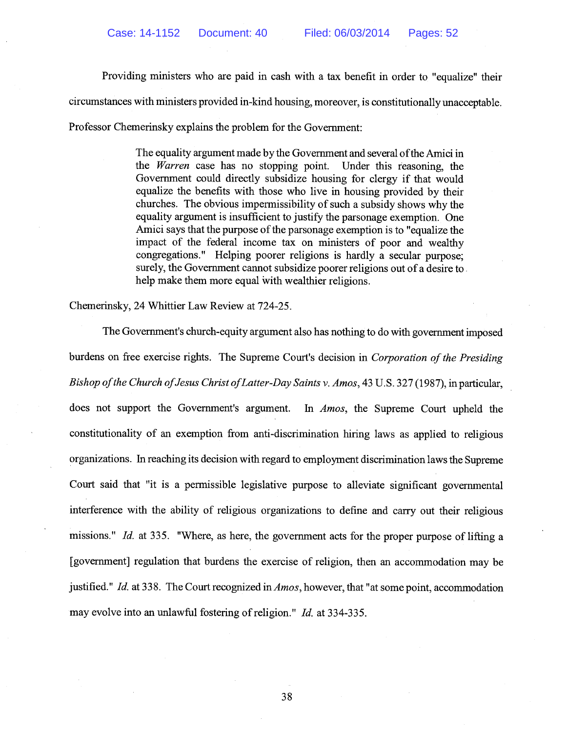Providing ministers who are paid in cash with a tax benefit in order to "equalize" their circumstances with ministers provided in-kind housing, moreover, is constitutionally unacceptable. Professor Chemerinsky explains the problem for the Government:

> The equality argument made by the Government and several of the Amici in the *Warren* case has no stopping point. Under this reasoning, the Government could directly subsidize housing for clergy if that would equalize the benefits with those who live in housing provided by their churches. The obvious impermissibility of such a subsidy shows why the equality argument is insufficient to justify the parsonage exemption. One Amici says that the purpose of the parsonage exemption is to "equalize the impact of the federal income tax on ministers of poor and wealthy congregations." Helping poorer religions is hardly a secular purpose; surely, the Government cannot subsidize poorer religions out of a desire to help make them more equal with wealthier religions.

Chemerinsky, 24 Whittier Law Review at 724-25.

The Government's church-equity argument also has nothing to do with government imposed burdens on free exercise rights. The Supreme Court's decision in *Corporation of the Presiding Bishop of the Church of Jesus Christ of Latter-Day Saints v. Amos*, 43 U.S. 327 (1987), in particular, does not support the Government's argument. In *Amos*, the Supreme Court upheld the constitutionality of an exemption from anti-discrimination hiring laws as applied to religious organizations. In reaching its decision with regard to employment discrimination laws the Supreme Court said that "it is a permissible legislative purpose to alleviate significant governmental interference with the ability of religious organizations to define and carry out their religious missions." *Id.* at 335. "Where, as here, the government acts for the proper purpose of lifting a [government] regulation that burdens the exercise of religion, then an accommodation may be justified." *Id.* at 338. The Court recognized in *Amos*, however, that "at some point, accommodation may evolve into an unlawful fostering of religion." *Id.* at 334-335.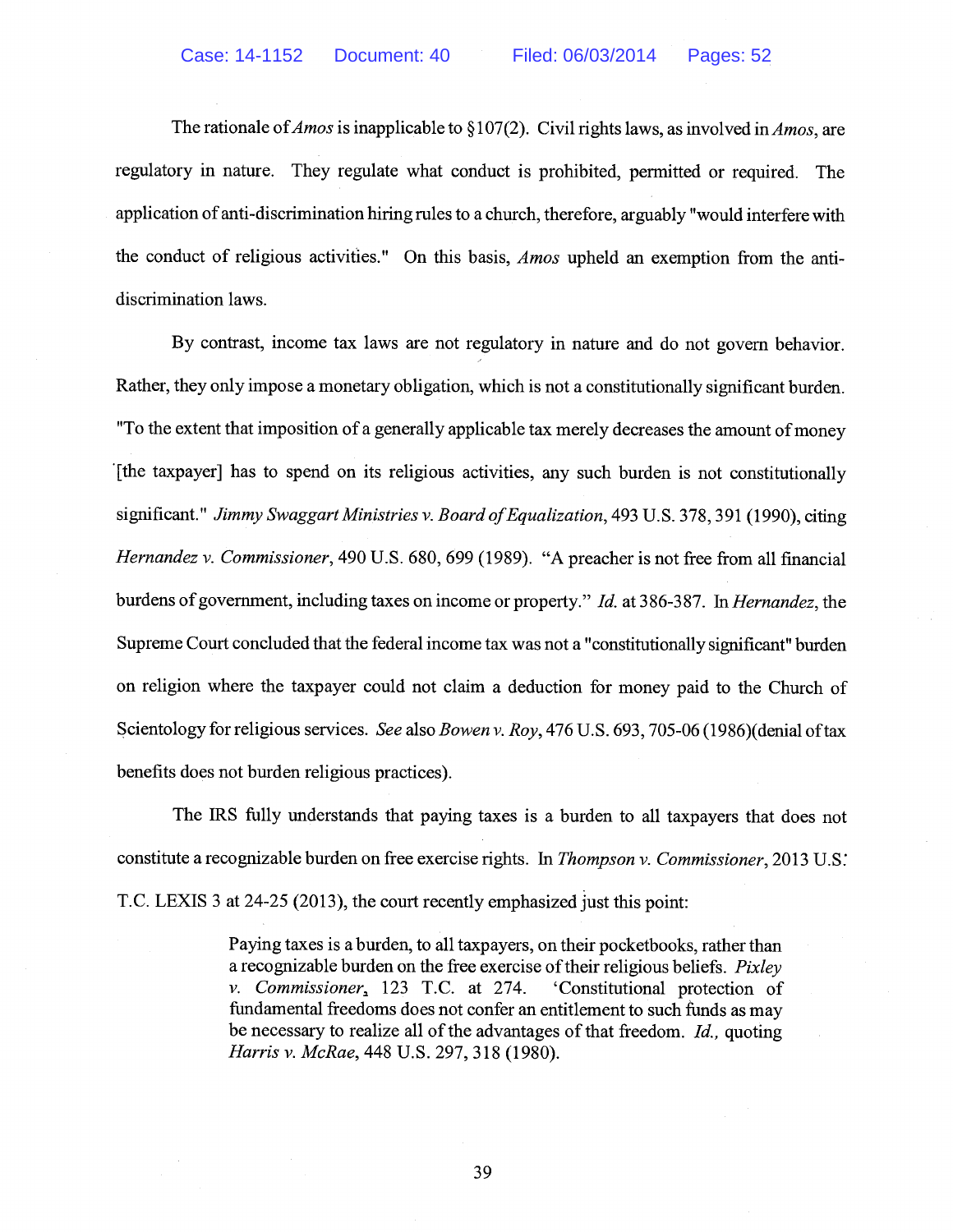The rationale of *Amos* is inapplicable to §107(2). Civil rights laws, as involved in *Amos*, are regulatory in nature. They regulate what conduct is prohibited, permitted or required. The application of anti-discrimination hiring rules to a church, therefore, arguably "would interfere with the conduct of religious activities." On this basis, *Amos* upheld an exemption from the anti-discrimination laws.

By contrast, income tax laws are not regulatory in nature and do not govern behavior. Rather, they only impose a monetary obligation, which is not a constitutionally significant burden. "To the extent that imposition of a generally applicable tax merely decreases the amount of money [the taxpayer] has to spend on its religious activities, any such burden is not constitutionally significant." *Jimmy Swaggart Ministries v. Board of Equalization*, 493 U.S. 378, 391 (1990), citing *Hernandez v. Commissioner*, 490 U.S. 680, 699 (1989). "A preacher is not free from all financial burdens of government, including taxes on income or property." *Id.* at 386-387. In *Hernandez*, the Supreme Court concluded that the federal income tax was not a "constitutionally significant" burden on religion where the taxpayer could not claim a deduction for money paid to the Church of Scientology for religious services. *See* also *Bowen v. Roy*, 476 U.S. 693, 705-06 (1986)(denial of tax benefits does not burden religious practices).

The IRS fully understands that paying taxes is a burden to all taxpayers that does not constitute a recognizable burden on free exercise rights. In *Thompson v. Commissioner*, 2013 U.S. T.C. LEXIS 3 at 24-25 (2013), the court recently emphasized just this point:

> Paying taxes is a burden, to all taxpayers, on their pocketbooks, rather than a recognizable burden on the free exercise of their religious beliefs. *Pixley v. Commissioner*, 123 T.C. at 274. 'Constitutional protection of fundamental freedoms does not confer an entitlement to such funds as may be necessary to realize all of the advantages of that freedom. *Id.*, quoting *Harris v. McRae*, 448 U.S. 297, 318 (1980).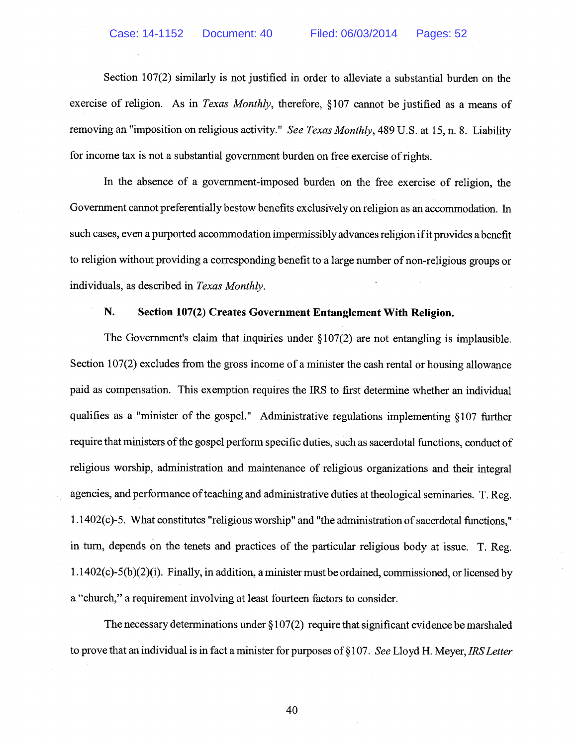Section 107(2) similarly is not justified in order to alleviate a substantial burden on the exercise of religion. As in *Texas Monthly*, therefore, §107 cannot be justified as a means of removing an "imposition on religious activity." *See Texas Monthly*, 489 U.S. at 15, n. 8. Liability for income tax is not a substantial government burden on free exercise of rights.

In the absence of a government-imposed burden on the free exercise of religion, the Government cannot preferentially bestow benefits exclusively on religion as an accommodation. In such cases, even a purported accommodation impermissibly advances religion if it provides a benefit to religion without providing a corresponding benefit to a large number of non-religious groups or individuals, as described in *Texas Monthly*.

### N. Section 107(2) Creates Government Entanglement With Religion.

The Government's claim that inquiries under §107(2) are not entangling is implausible. Section 107(2) excludes from the gross income of a minister the cash rental or housing allowance paid as compensation. This exemption requires the IRS to first determine whether an individual qualifies as a "minister of the gospel." Administrative regulations implementing §107 further require that ministers of the gospel perform specific duties, such as sacerdotal functions, conduct of religious worship, administration and maintenance of religious organizations and their integral agencies, and performance of teaching and administrative duties at theological seminaries. T. Reg. 1.1402(c)-5. What constitutes "religious worship" and "the administration of sacerdotal functions," in turn, depends on the tenets and practices of the particular religious body at issue. T. Reg. 1.1402(c)-5(b)(2)(i). Finally, in addition, a minister must be ordained, commissioned, or licensed by a "church," a requirement involving at least fourteen factors to consider.

The necessary determinations under §107(2) require that significant evidence be marshaled to prove that an individual is in fact a minister for purposes of §107. *See* Lloyd H. Meyer, *IRS Letter*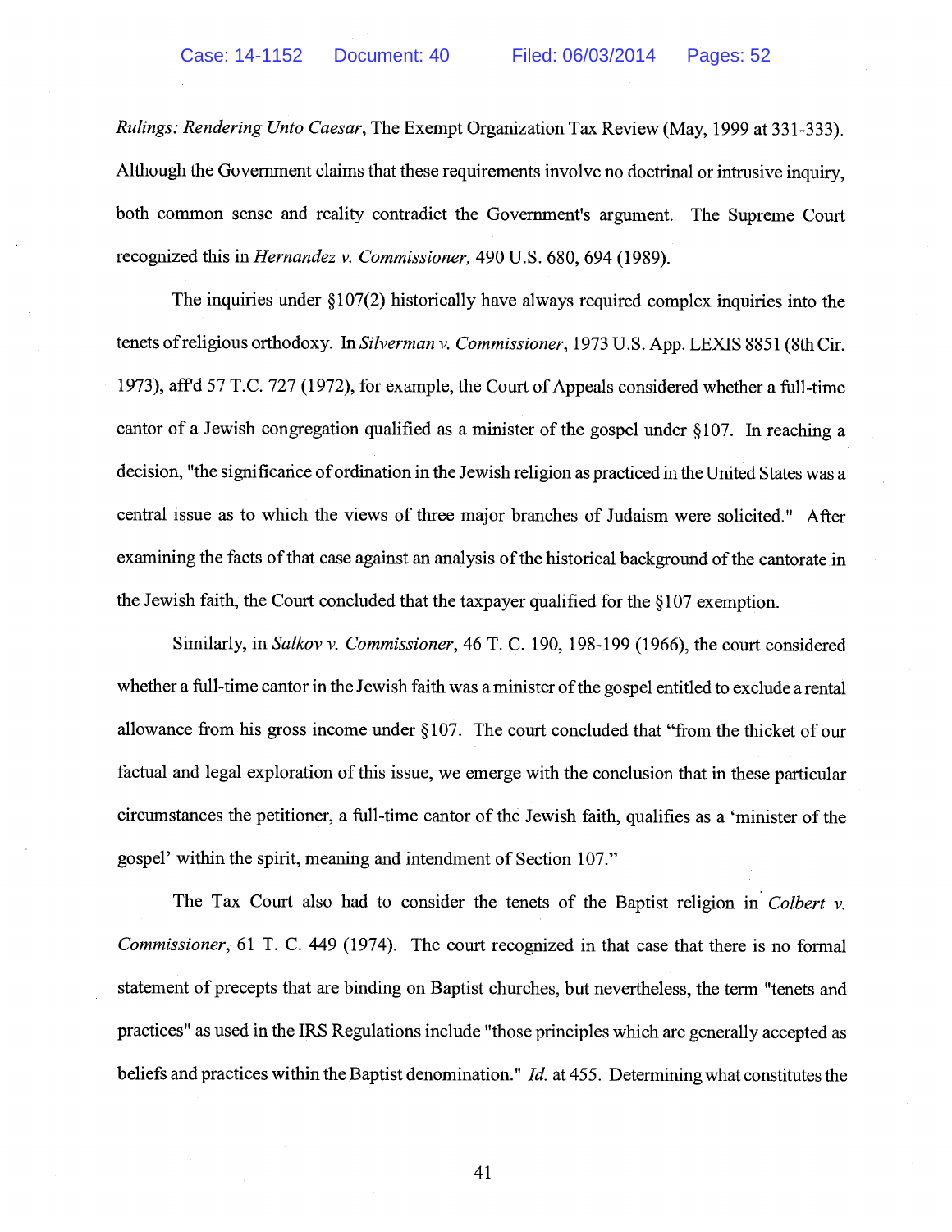*Rulings: Rendering Unto Caesar*, The Exempt Organization Tax Review (May, 1999 at 331-333). Although the Government claims that these requirements involve no doctrinal or intrusive inquiry, both common sense and reality contradict the Government's argument. The Supreme Court recognized this in *Hernandez v. Commissioner,* 490 U.S. 680, 694 (1989).

The inquiries under §107(2) historically have always required complex inquiries into the tenets of religious orthodoxy. In *Silverman v. Commissioner*, 1973 U.S. App. LEXIS 8851 (8th Cir. 1973), aff'd 57 T.C. 727 (1972), for example, the Court of Appeals considered whether a full-time cantor of a Jewish congregation qualified as a minister of the gospel under §107. In reaching a decision, "the significance of ordination in the Jewish religion as practiced in the United States was a central issue as to which the views of three major branches of Judaism were solicited." After examining the facts of that case against an analysis of the historical background of the cantorate in the Jewish faith, the Court concluded that the taxpayer qualified for the §107 exemption.

Similarly, in *Salkov v. Commissioner*, 46 T. C. 190, 198-199 (1966), the court considered whether a full-time cantor in the Jewish faith was a minister of the gospel entitled to exclude a rental allowance from his gross income under §107. The court concluded that "from the thicket of our factual and legal exploration of this issue, we emerge with the conclusion that in these particular circumstances the petitioner, a full-time cantor of the Jewish faith, qualifies as a 'minister of the gospel' within the spirit, meaning and intendment of Section 107."

The Tax Court also had to consider the tenets of the Baptist religion in *Colbert v. Commissioner*, 61 T. C. 449 (1974). The court recognized in that case that there is no formal statement of precepts that are binding on Baptist churches, but nevertheless, the term "tenets and practices" as used in the IRS Regulations include "those principles which are generally accepted as beliefs and practices within the Baptist denomination." *Id.* at 455. Determining what constitutes the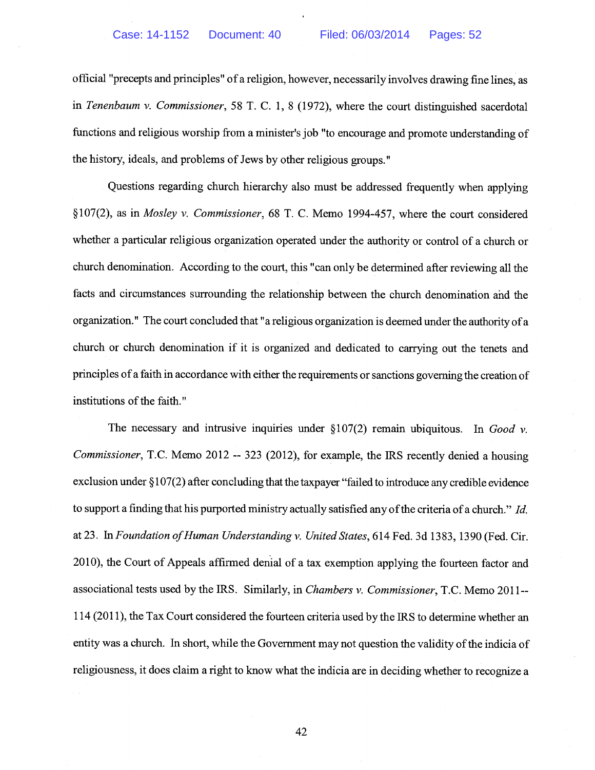official "precepts and principles" of a religion, however, necessarily involves drawing fine lines, as in *Tenenbaum v. Commissioner*, 58 T. C. 1, 8 (1972), where the court distinguished sacerdotal functions and religious worship from a minister's job "to encourage and promote understanding of the history, ideals, and problems of Jews by other religious groups."

Questions regarding church hierarchy also must be addressed frequently when applying §107(2), as in *Mosley v. Commissioner*, 68 T. C. Memo 1994-457, where the court considered whether a particular religious organization operated under the authority or control of a church or church denomination. According to the court, this "can only be determined after reviewing all the facts and circumstances surrounding the relationship between the church denomination and the organization." The court concluded that "a religious organization is deemed under the authority of a church or church denomination if it is organized and dedicated to carrying out the tenets and principles of a faith in accordance with either the requirements or sanctions governing the creation of institutions of the faith."

The necessary and intrusive inquiries under §107(2) remain ubiquitous. In *Good v. Commissioner*, T.C. Memo 2012 -- 323 (2012), for example, the IRS recently denied a housing exclusion under §107(2) after concluding that the taxpayer "failed to introduce any credible evidence to support a finding that his purported ministry actually satisfied any of the criteria of a church." *Id.* at 23. In *Foundation of Human Understanding v. United States*, 614 Fed. 3d 1383, 1390 (Fed. Cir. 2010), the Court of Appeals affirmed denial of a tax exemption applying the fourteen factor and associational tests used by the IRS. Similarly, in *Chambers v. Commissioner*, T.C. Memo 2011-- 114 (2011), the Tax Court considered the fourteen criteria used by the IRS to determine whether an entity was a church. In short, while the Government may not question the validity of the indicia of religiousness, it does claim a right to know what the indicia are in deciding whether to recognize a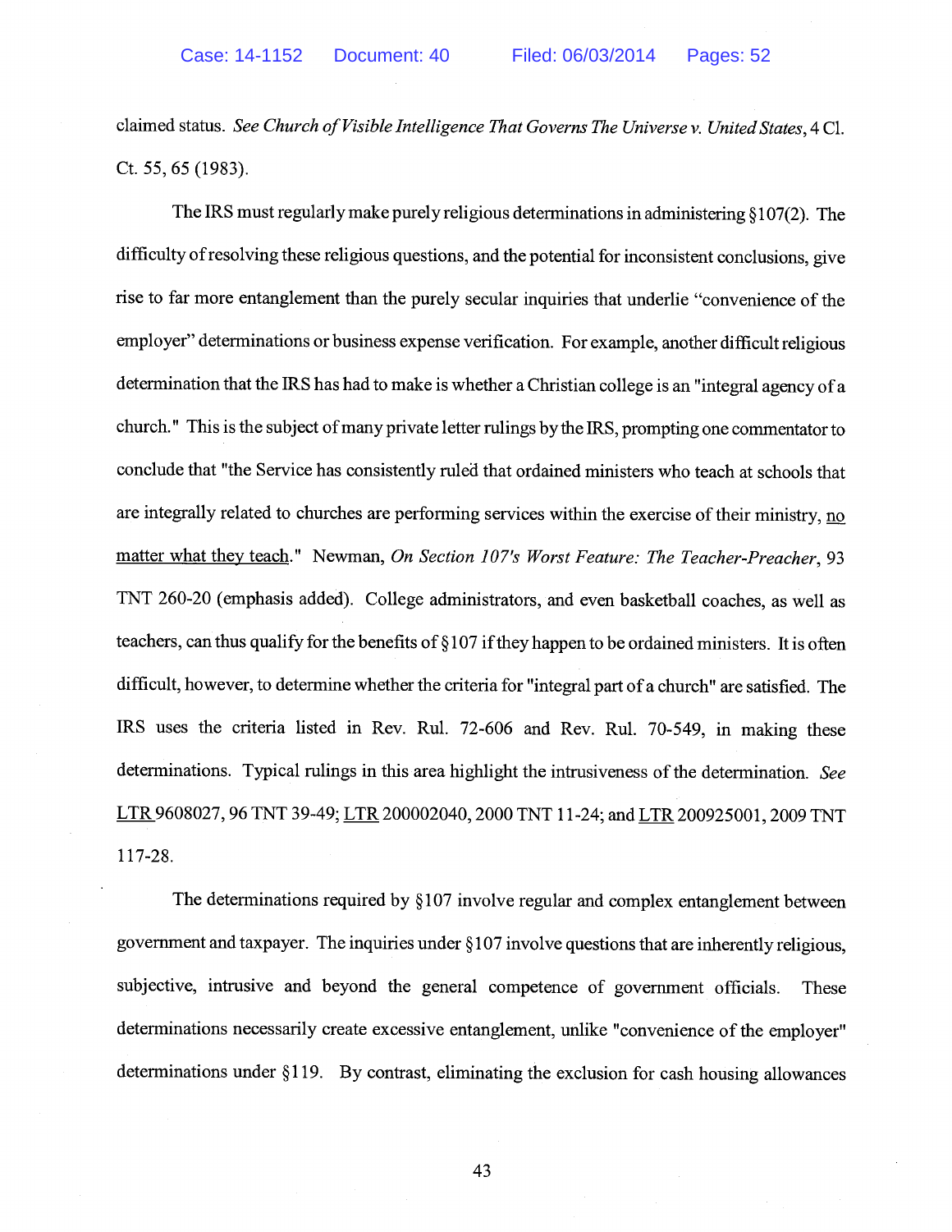claimed status. *See Church of Visible Intelligence That Governs The Universe v. United States*, 4 Cl. Ct. 55, 65 (1983).

The IRS must regularly make purely religious determinations in administering §107(2). The difficulty of resolving these religious questions, and the potential for inconsistent conclusions, give rise to far more entanglement than the purely secular inquiries that underlie "convenience of the employer" determinations or business expense verification. For example, another difficult religious determination that the IRS has had to make is whether a Christian college is an "integral agency of a church." This is the subject of many private letter rulings by the IRS, prompting one commentator to conclude that "the Service has consistently ruled that ordained ministers who teach at schools that are integrally related to churches are performing services within the exercise of their ministry, <u>no matter what they teach</u>." Newman, *On Section 107's Worst Feature: The Teacher-Preacher*, 93 TNT 260-20 (emphasis added). College administrators, and even basketball coaches, as well as teachers, can thus qualify for the benefits of §107 if they happen to be ordained ministers. It is often difficult, however, to determine whether the criteria for "integral part of a church" are satisfied. The IRS uses the criteria listed in Rev. Rul. 72-606 and Rev. Rul. 70-549, in making these determinations. Typical rulings in this area highlight the intrusiveness of the determination. *See* <u>LTR</u> 9608027, 96 TNT 39-49; <u>LTR</u> 200002040, 2000 TNT 11-24; and <u>LTR</u> 200925001, 2009 TNT 117-28.

The determinations required by §107 involve regular and complex entanglement between government and taxpayer. The inquiries under §107 involve questions that are inherently religious, subjective, intrusive and beyond the general competence of government officials. These determinations necessarily create excessive entanglement, unlike "convenience of the employer" determinations under §119. By contrast, eliminating the exclusion for cash housing allowances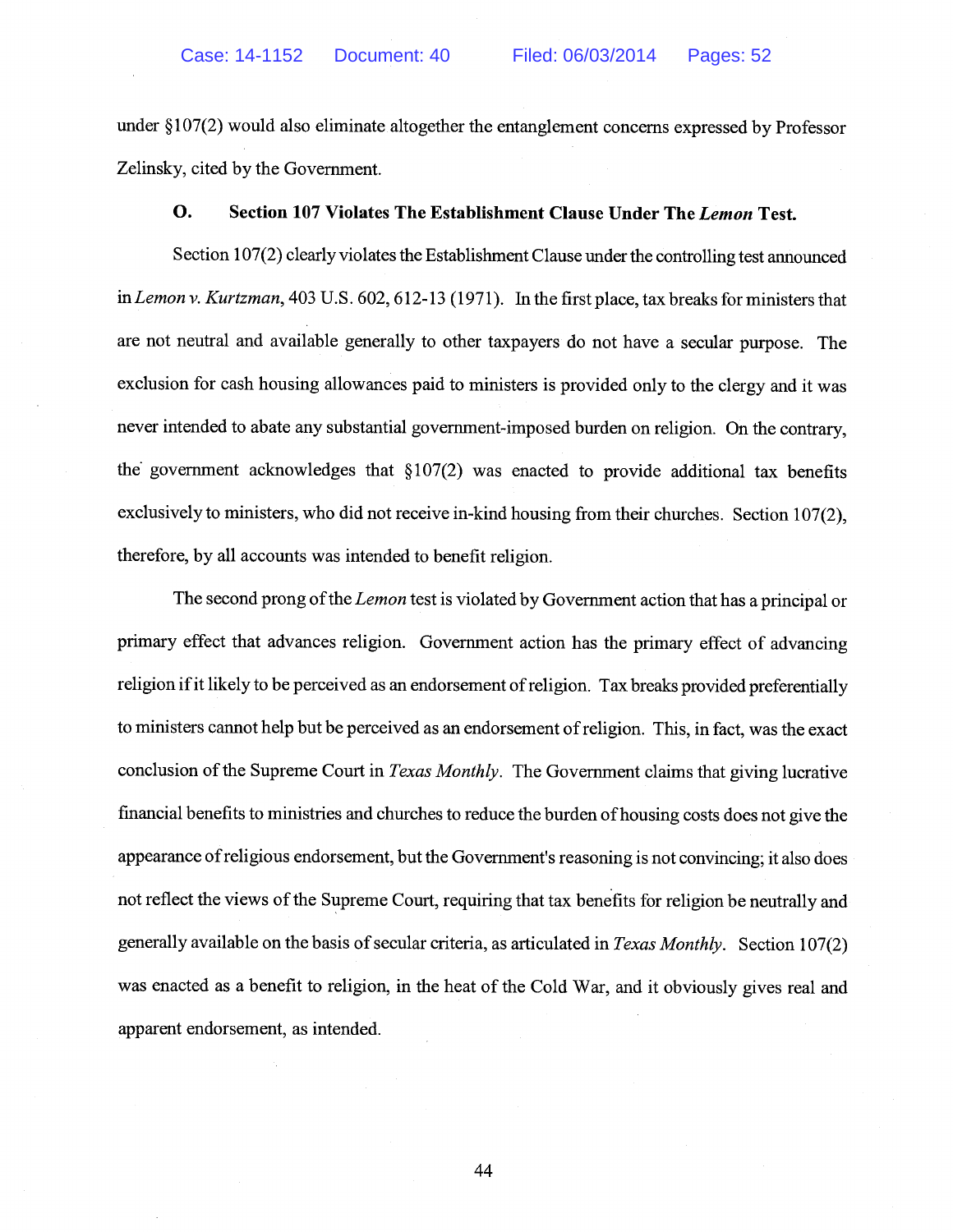under §107(2) would also eliminate altogether the entanglement concerns expressed by Professor Zelinsky, cited by the Government.

### O. Section 107 Violates The Establishment Clause Under The *Lemon* Test.

Section 107(2) clearly violates the Establishment Clause under the controlling test announced in *Lemon v. Kurtzman*, 403 U.S. 602, 612-13 (1971). In the first place, tax breaks for ministers that are not neutral and available generally to other taxpayers do not have a secular purpose. The exclusion for cash housing allowances paid to ministers is provided only to the clergy and it was never intended to abate any substantial government-imposed burden on religion. On the contrary, the government acknowledges that §107(2) was enacted to provide additional tax benefits exclusively to ministers, who did not receive in-kind housing from their churches. Section 107(2), therefore, by all accounts was intended to benefit religion.

The second prong of the *Lemon* test is violated by Government action that has a principal or primary effect that advances religion. Government action has the primary effect of advancing religion if it likely to be perceived as an endorsement of religion. Tax breaks provided preferentially to ministers cannot help but be perceived as an endorsement of religion. This, in fact, was the exact conclusion of the Supreme Court in *Texas Monthly*. The Government claims that giving lucrative financial benefits to ministries and churches to reduce the burden of housing costs does not give the appearance of religious endorsement, but the Government's reasoning is not convincing; it also does not reflect the views of the Supreme Court, requiring that tax benefits for religion be neutrally and generally available on the basis of secular criteria, as articulated in *Texas Monthly*. Section 107(2) was enacted as a benefit to religion, in the heat of the Cold War, and it obviously gives real and apparent endorsement, as intended.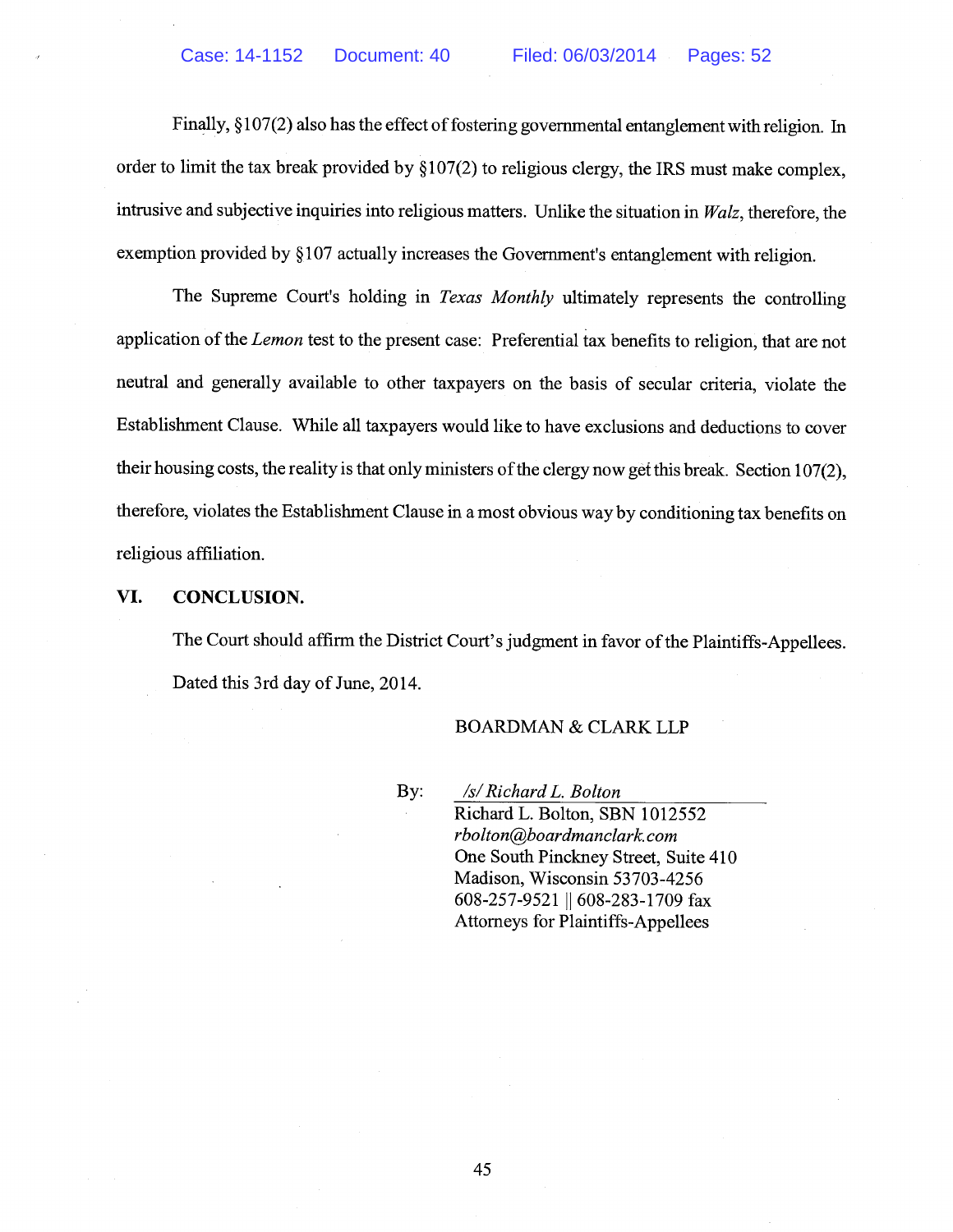Finally, §107(2) also has the effect of fostering governmental entanglement with religion. In order to limit the tax break provided by §107(2) to religious clergy, the IRS must make complex, intrusive and subjective inquiries into religious matters. Unlike the situation in *Walz*, therefore, the exemption provided by §107 actually increases the Government's entanglement with religion.

The Supreme Court's holding in *Texas Monthly* ultimately represents the controlling application of the *Lemon* test to the present case: Preferential tax benefits to religion, that are not neutral and generally available to other taxpayers on the basis of secular criteria, violate the Establishment Clause. While all taxpayers would like to have exclusions and deductions to cover their housing costs, the reality is that only ministers of the clergy now get this break. Section 107(2), therefore, violates the Establishment Clause in a most obvious way by conditioning tax benefits on religious affiliation.

## VI. CONCLUSION.

The Court should affirm the District Court's judgment in favor of the Plaintiffs-Appellees.

Dated this 3rd day of June, 2014.

BOARDMAN & CLARK LLP

By: */s/ Richard L. Bolton*
Richard L. Bolton, SBN 1012552
*rbolton@boardmanclark.com*
One South Pinckney Street, Suite 410
Madison, Wisconsin 53703-4256
608-257-9521 || 608-283-1709 fax
Attorneys for Plaintiffs-Appellees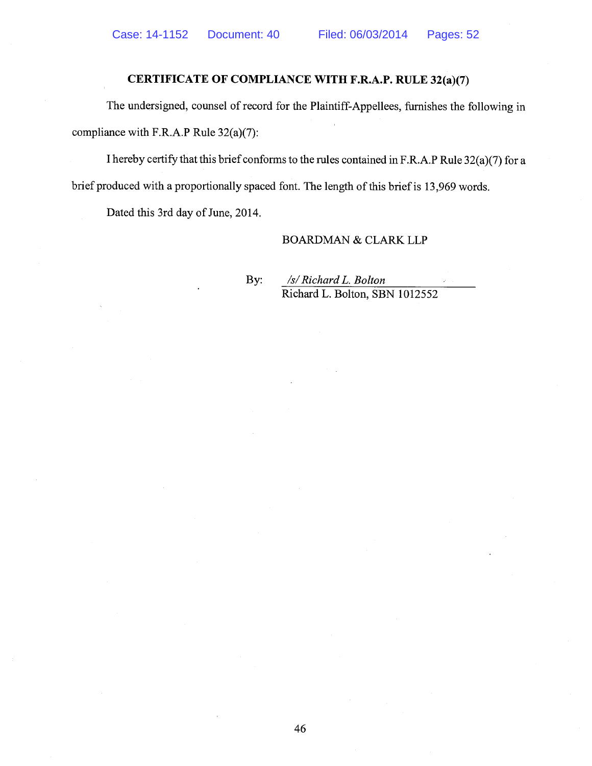## CERTIFICATE OF COMPLIANCE WITH F.R.A.P. RULE 32(a)(7)

The undersigned, counsel of record for the Plaintiff-Appellees, furnishes the following in compliance with F.R.A.P Rule 32(a)(7):

I hereby certify that this brief conforms to the rules contained in F.R.A.P Rule 32(a)(7) for a brief produced with a proportionally spaced font. The length of this brief is 13,969 words.

Dated this 3rd day of June, 2014.

BOARDMAN & CLARK LLP

By: */s/ Richard L. Bolton*
Richard L. Bolton, SBN 1012552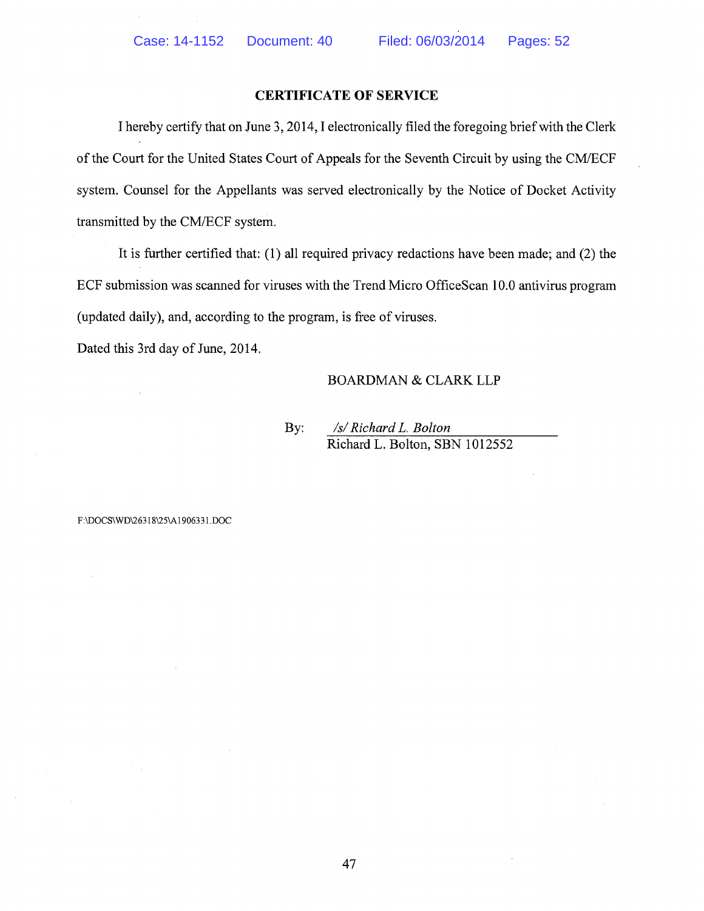## CERTIFICATE OF SERVICE

I hereby certify that on June 3, 2014, I electronically filed the foregoing brief with the Clerk of the Court for the United States Court of Appeals for the Seventh Circuit by using the CM/ECF system. Counsel for the Appellants was served electronically by the Notice of Docket Activity transmitted by the CM/ECF system.

It is further certified that: (1) all required privacy redactions have been made; and (2) the ECF submission was scanned for viruses with the Trend Micro OfficeScan 10.0 antivirus program (updated daily), and, according to the program, is free of viruses.

Dated this 3rd day of June, 2014.

BOARDMAN & CLARK LLP

By: *\/s/ Richard L. Bolton*
Richard L. Bolton, SBN 1012552

F:\DOCS\WD\26318\25\A1906331.DOC